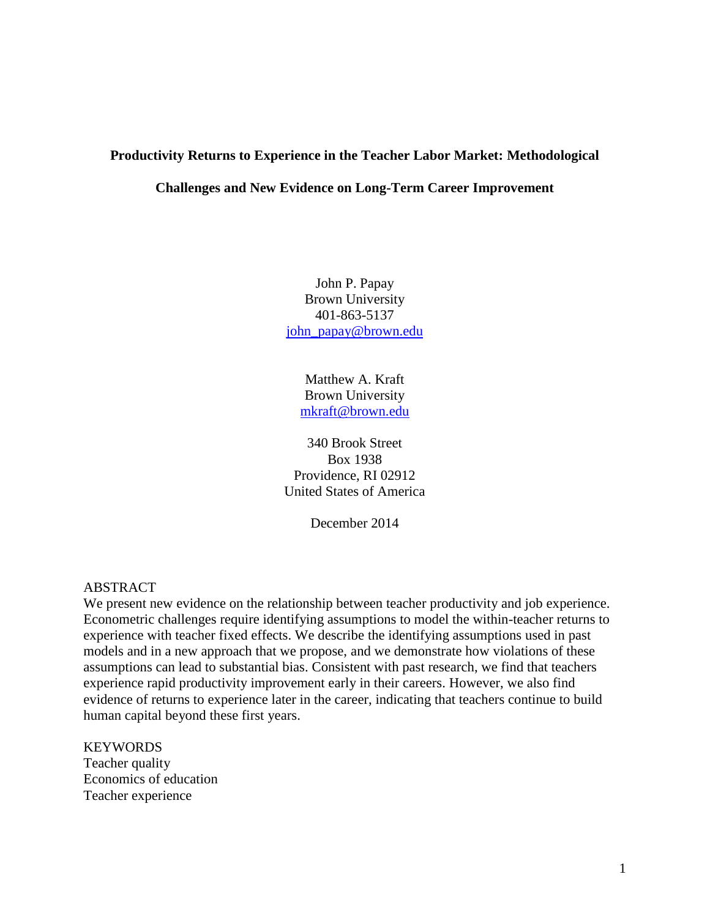# Productivity Returns to Experience in the Teacher Labor Market: Methodological Challenges and New Evidence on Long-Term Career Improvement

John P. Papay
Brown University
401-863-5137
john_papay@brown.edu

Matthew A. Kraft
Brown University
mkraft@brown.edu

340 Brook Street
Box 1938
Providence, RI 02912
United States of America

December 2014

ABSTRACT

We present new evidence on the relationship between teacher productivity and job experience. Econometric challenges require identifying assumptions to model the within-teacher returns to experience with teacher fixed effects. We describe the identifying assumptions used in past models and in a new approach that we propose, and we demonstrate how violations of these assumptions can lead to substantial bias. Consistent with past research, we find that teachers experience rapid productivity improvement early in their careers. However, we also find evidence of returns to experience later in the career, indicating that teachers continue to build human capital beyond these first years.

KEYWORDS

Teacher quality
Economics of education
Teacher experience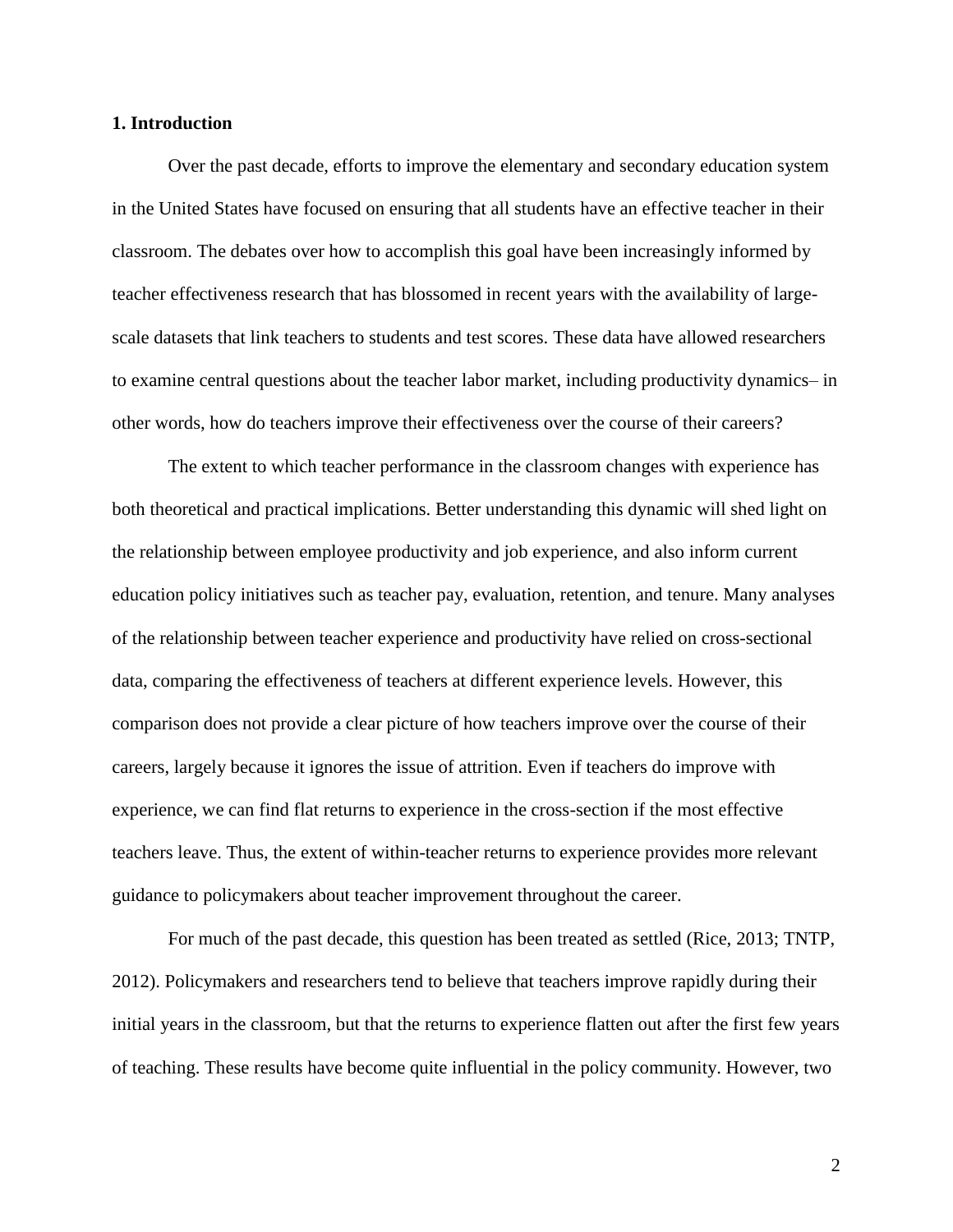## 1. Introduction

Over the past decade, efforts to improve the elementary and secondary education system in the United States have focused on ensuring that all students have an effective teacher in their classroom. The debates over how to accomplish this goal have been increasingly informed by teacher effectiveness research that has blossomed in recent years with the availability of large-scale datasets that link teachers to students and test scores. These data have allowed researchers to examine central questions about the teacher labor market, including productivity dynamics– in other words, how do teachers improve their effectiveness over the course of their careers?

The extent to which teacher performance in the classroom changes with experience has both theoretical and practical implications. Better understanding this dynamic will shed light on the relationship between employee productivity and job experience, and also inform current education policy initiatives such as teacher pay, evaluation, retention, and tenure. Many analyses of the relationship between teacher experience and productivity have relied on cross-sectional data, comparing the effectiveness of teachers at different experience levels. However, this comparison does not provide a clear picture of how teachers improve over the course of their careers, largely because it ignores the issue of attrition. Even if teachers do improve with experience, we can find flat returns to experience in the cross-section if the most effective teachers leave. Thus, the extent of within-teacher returns to experience provides more relevant guidance to policymakers about teacher improvement throughout the career.

For much of the past decade, this question has been treated as settled (Rice, 2013; TNTP, 2012). Policymakers and researchers tend to believe that teachers improve rapidly during their initial years in the classroom, but that the returns to experience flatten out after the first few years of teaching. These results have become quite influential in the policy community. However, two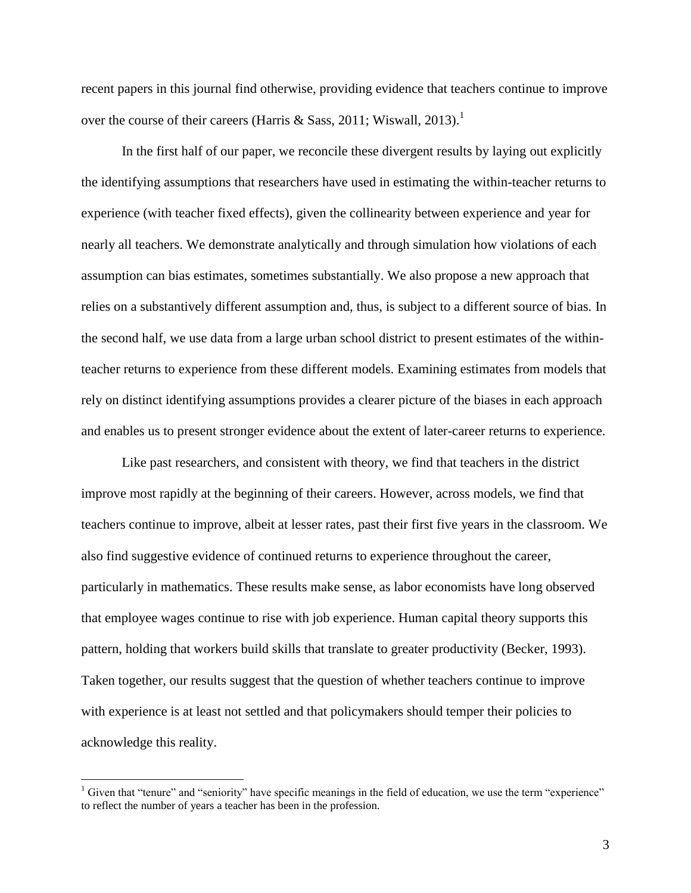recent papers in this journal find otherwise, providing evidence that teachers continue to improve over the course of their careers (Harris & Sass, 2011; Wiswall, 2013).[1]

In the first half of our paper, we reconcile these divergent results by laying out explicitly the identifying assumptions that researchers have used in estimating the within-teacher returns to experience (with teacher fixed effects), given the collinearity between experience and year for nearly all teachers. We demonstrate analytically and through simulation how violations of each assumption can bias estimates, sometimes substantially. We also propose a new approach that relies on a substantively different assumption and, thus, is subject to a different source of bias. In the second half, we use data from a large urban school district to present estimates of the within-teacher returns to experience from these different models. Examining estimates from models that rely on distinct identifying assumptions provides a clearer picture of the biases in each approach and enables us to present stronger evidence about the extent of later-career returns to experience.

Like past researchers, and consistent with theory, we find that teachers in the district improve most rapidly at the beginning of their careers. However, across models, we find that teachers continue to improve, albeit at lesser rates, past their first five years in the classroom. We also find suggestive evidence of continued returns to experience throughout the career, particularly in mathematics. These results make sense, as labor economists have long observed that employee wages continue to rise with job experience. Human capital theory supports this pattern, holding that workers build skills that translate to greater productivity (Becker, 1993). Taken together, our results suggest that the question of whether teachers continue to improve with experience is at least not settled and that policymakers should temper their policies to acknowledge this reality.

[1] Given that "tenure" and "seniority" have specific meanings in the field of education, we use the term "experience" to reflect the number of years a teacher has been in the profession.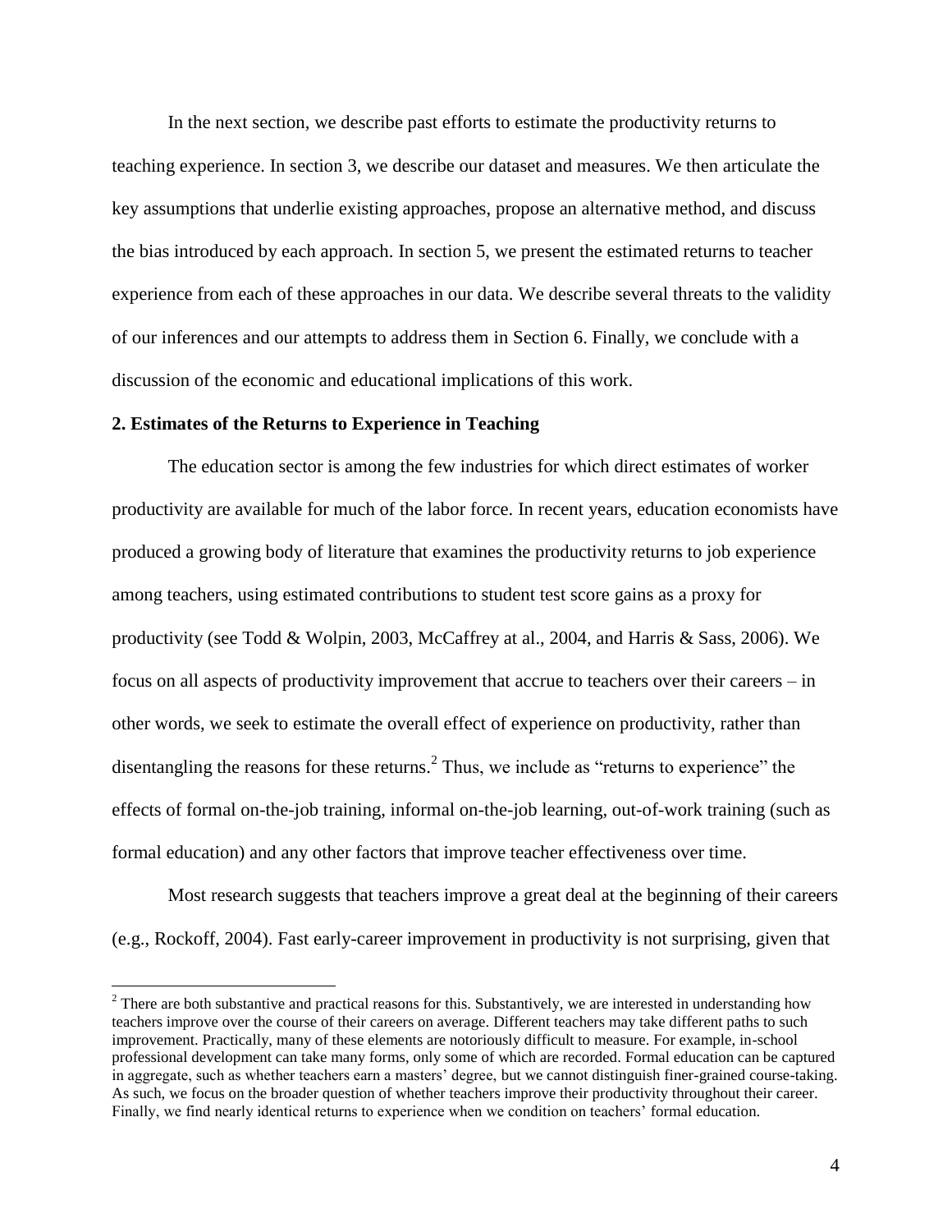In the next section, we describe past efforts to estimate the productivity returns to teaching experience. In section 3, we describe our dataset and measures. We then articulate the key assumptions that underlie existing approaches, propose an alternative method, and discuss the bias introduced by each approach. In section 5, we present the estimated returns to teacher experience from each of these approaches in our data. We describe several threats to the validity of our inferences and our attempts to address them in Section 6. Finally, we conclude with a discussion of the economic and educational implications of this work.

## 2. Estimates of the Returns to Experience in Teaching

The education sector is among the few industries for which direct estimates of worker productivity are available for much of the labor force. In recent years, education economists have produced a growing body of literature that examines the productivity returns to job experience among teachers, using estimated contributions to student test score gains as a proxy for productivity (see Todd & Wolpin, 2003, McCaffrey at al., 2004, and Harris & Sass, 2006). We focus on all aspects of productivity improvement that accrue to teachers over their careers – in other words, we seek to estimate the overall effect of experience on productivity, rather than disentangling the reasons for these returns.[2] Thus, we include as "returns to experience" the effects of formal on-the-job training, informal on-the-job learning, out-of-work training (such as formal education) and any other factors that improve teacher effectiveness over time.

Most research suggests that teachers improve a great deal at the beginning of their careers (e.g., Rockoff, 2004). Fast early-career improvement in productivity is not surprising, given that

[2] There are both substantive and practical reasons for this. Substantively, we are interested in understanding how teachers improve over the course of their careers on average. Different teachers may take different paths to such improvement. Practically, many of these elements are notoriously difficult to measure. For example, in-school professional development can take many forms, only some of which are recorded. Formal education can be captured in aggregate, such as whether teachers earn a masters' degree, but we cannot distinguish finer-grained course-taking. As such, we focus on the broader question of whether teachers improve their productivity throughout their career. Finally, we find nearly identical returns to experience when we condition on teachers' formal education.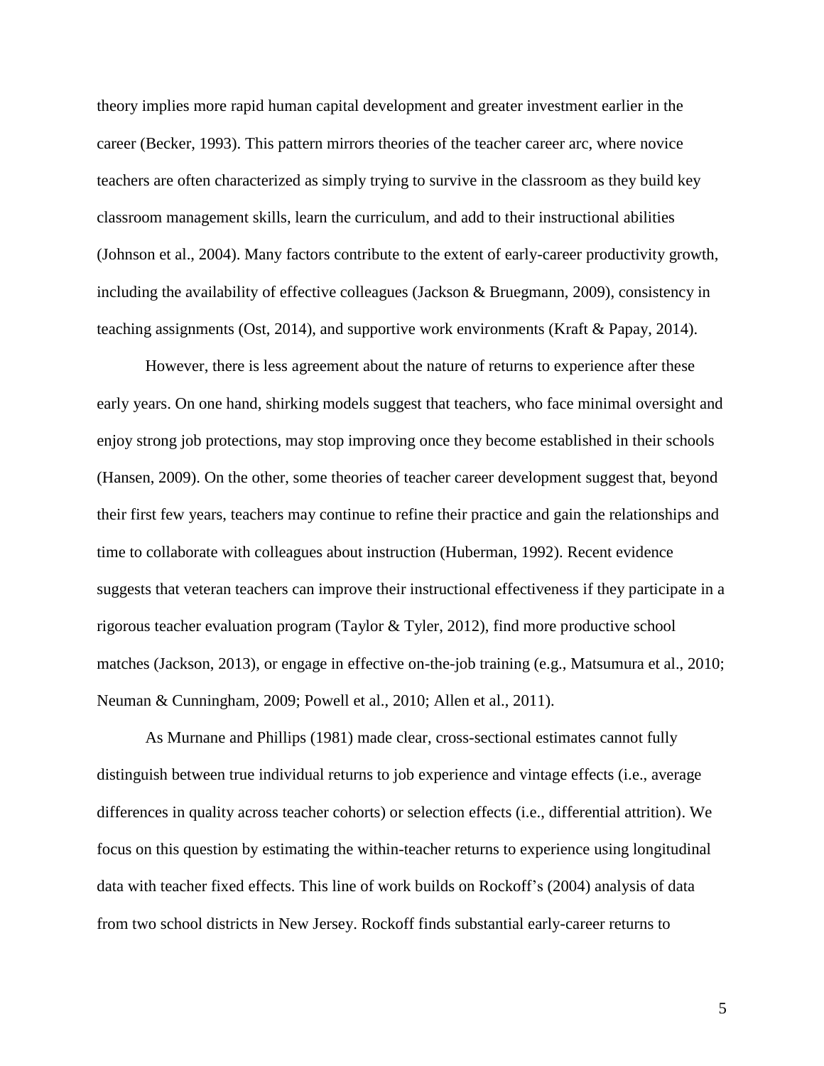theory implies more rapid human capital development and greater investment earlier in the career (Becker, 1993). This pattern mirrors theories of the teacher career arc, where novice teachers are often characterized as simply trying to survive in the classroom as they build key classroom management skills, learn the curriculum, and add to their instructional abilities (Johnson et al., 2004). Many factors contribute to the extent of early-career productivity growth, including the availability of effective colleagues (Jackson & Bruegmann, 2009), consistency in teaching assignments (Ost, 2014), and supportive work environments (Kraft & Papay, 2014).

However, there is less agreement about the nature of returns to experience after these early years. On one hand, shirking models suggest that teachers, who face minimal oversight and enjoy strong job protections, may stop improving once they become established in their schools (Hansen, 2009). On the other, some theories of teacher career development suggest that, beyond their first few years, teachers may continue to refine their practice and gain the relationships and time to collaborate with colleagues about instruction (Huberman, 1992). Recent evidence suggests that veteran teachers can improve their instructional effectiveness if they participate in a rigorous teacher evaluation program (Taylor & Tyler, 2012), find more productive school matches (Jackson, 2013), or engage in effective on-the-job training (e.g., Matsumura et al., 2010; Neuman & Cunningham, 2009; Powell et al., 2010; Allen et al., 2011).

As Murnane and Phillips (1981) made clear, cross-sectional estimates cannot fully distinguish between true individual returns to job experience and vintage effects (i.e., average differences in quality across teacher cohorts) or selection effects (i.e., differential attrition). We focus on this question by estimating the within-teacher returns to experience using longitudinal data with teacher fixed effects. This line of work builds on Rockoff's (2004) analysis of data from two school districts in New Jersey. Rockoff finds substantial early-career returns to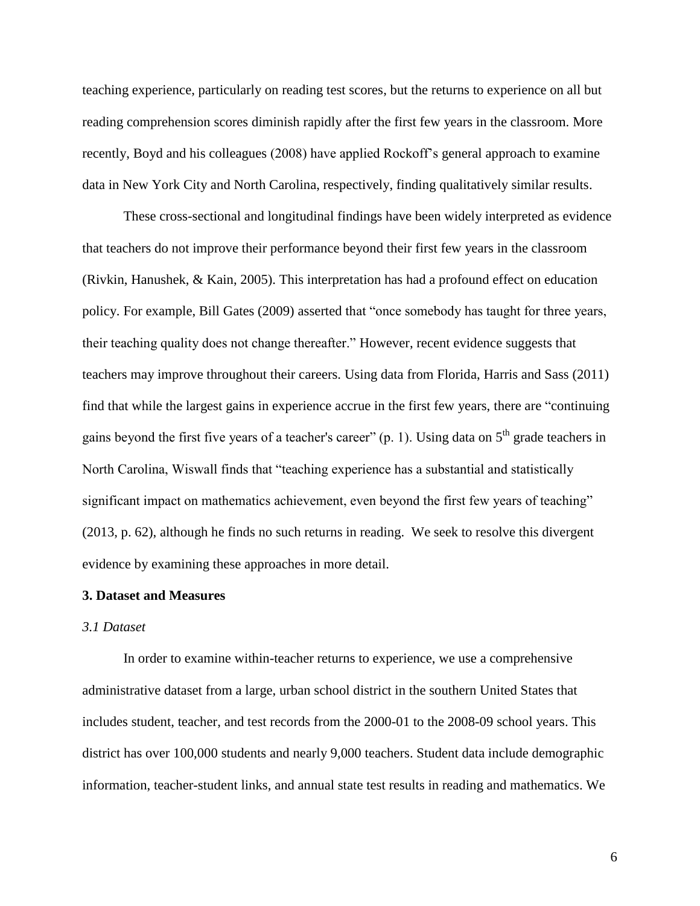teaching experience, particularly on reading test scores, but the returns to experience on all but reading comprehension scores diminish rapidly after the first few years in the classroom. More recently, Boyd and his colleagues (2008) have applied Rockoff's general approach to examine data in New York City and North Carolina, respectively, finding qualitatively similar results.

These cross-sectional and longitudinal findings have been widely interpreted as evidence that teachers do not improve their performance beyond their first few years in the classroom (Rivkin, Hanushek, & Kain, 2005). This interpretation has had a profound effect on education policy. For example, Bill Gates (2009) asserted that "once somebody has taught for three years, their teaching quality does not change thereafter." However, recent evidence suggests that teachers may improve throughout their careers. Using data from Florida, Harris and Sass (2011) find that while the largest gains in experience accrue in the first few years, there are "continuing gains beyond the first five years of a teacher's career" (p. 1). Using data on 5th grade teachers in North Carolina, Wiswall finds that "teaching experience has a substantial and statistically significant impact on mathematics achievement, even beyond the first few years of teaching" (2013, p. 62), although he finds no such returns in reading. We seek to resolve this divergent evidence by examining these approaches in more detail.

## 3. Dataset and Measures

### *3.1 Dataset*

In order to examine within-teacher returns to experience, we use a comprehensive administrative dataset from a large, urban school district in the southern United States that includes student, teacher, and test records from the 2000-01 to the 2008-09 school years. This district has over 100,000 students and nearly 9,000 teachers. Student data include demographic information, teacher-student links, and annual state test results in reading and mathematics. We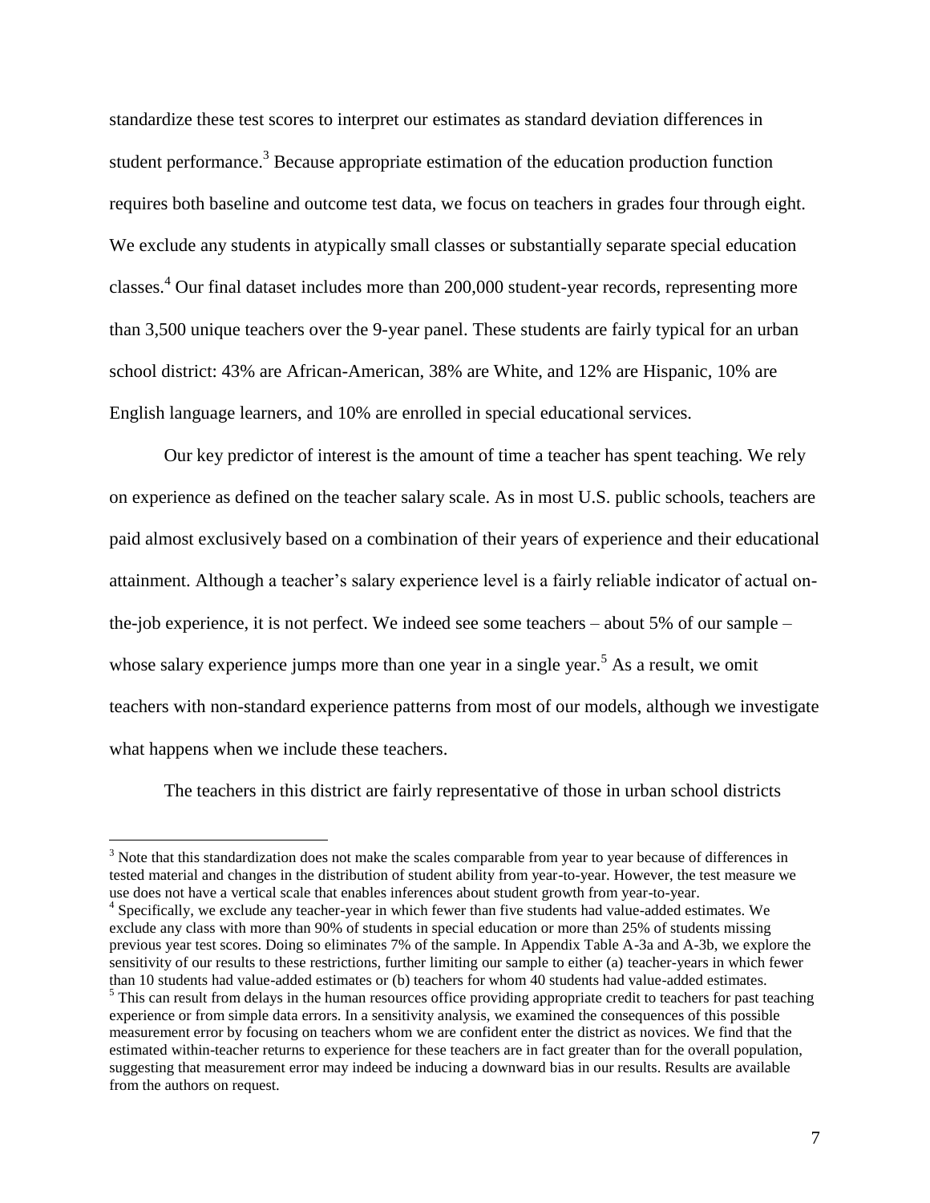standardize these test scores to interpret our estimates as standard deviation differences in student performance.[3] Because appropriate estimation of the education production function requires both baseline and outcome test data, we focus on teachers in grades four through eight. We exclude any students in atypically small classes or substantially separate special education classes.[4] Our final dataset includes more than 200,000 student-year records, representing more than 3,500 unique teachers over the 9-year panel. These students are fairly typical for an urban school district: 43% are African-American, 38% are White, and 12% are Hispanic, 10% are English language learners, and 10% are enrolled in special educational services.

Our key predictor of interest is the amount of time a teacher has spent teaching. We rely on experience as defined on the teacher salary scale. As in most U.S. public schools, teachers are paid almost exclusively based on a combination of their years of experience and their educational attainment. Although a teacher's salary experience level is a fairly reliable indicator of actual on-the-job experience, it is not perfect. We indeed see some teachers – about 5% of our sample – whose salary experience jumps more than one year in a single year.[5] As a result, we omit teachers with non-standard experience patterns from most of our models, although we investigate what happens when we include these teachers.

The teachers in this district are fairly representative of those in urban school districts

---

[3] Note that this standardization does not make the scales comparable from year to year because of differences in tested material and changes in the distribution of student ability from year-to-year. However, the test measure we use does not have a vertical scale that enables inferences about student growth from year-to-year.

[4] Specifically, we exclude any teacher-year in which fewer than five students had value-added estimates. We exclude any class with more than 90% of students in special education or more than 25% of students missing previous year test scores. Doing so eliminates 7% of the sample. In Appendix Table A-3a and A-3b, we explore the sensitivity of our results to these restrictions, further limiting our sample to either (a) teacher-years in which fewer than 10 students had value-added estimates or (b) teachers for whom 40 students had value-added estimates.

[5] This can result from delays in the human resources office providing appropriate credit to teachers for past teaching experience or from simple data errors. In a sensitivity analysis, we examined the consequences of this possible measurement error by focusing on teachers whom we are confident enter the district as novices. We find that the estimated within-teacher returns to experience for these teachers are in fact greater than for the overall population, suggesting that measurement error may indeed be inducing a downward bias in our results. Results are available from the authors on request.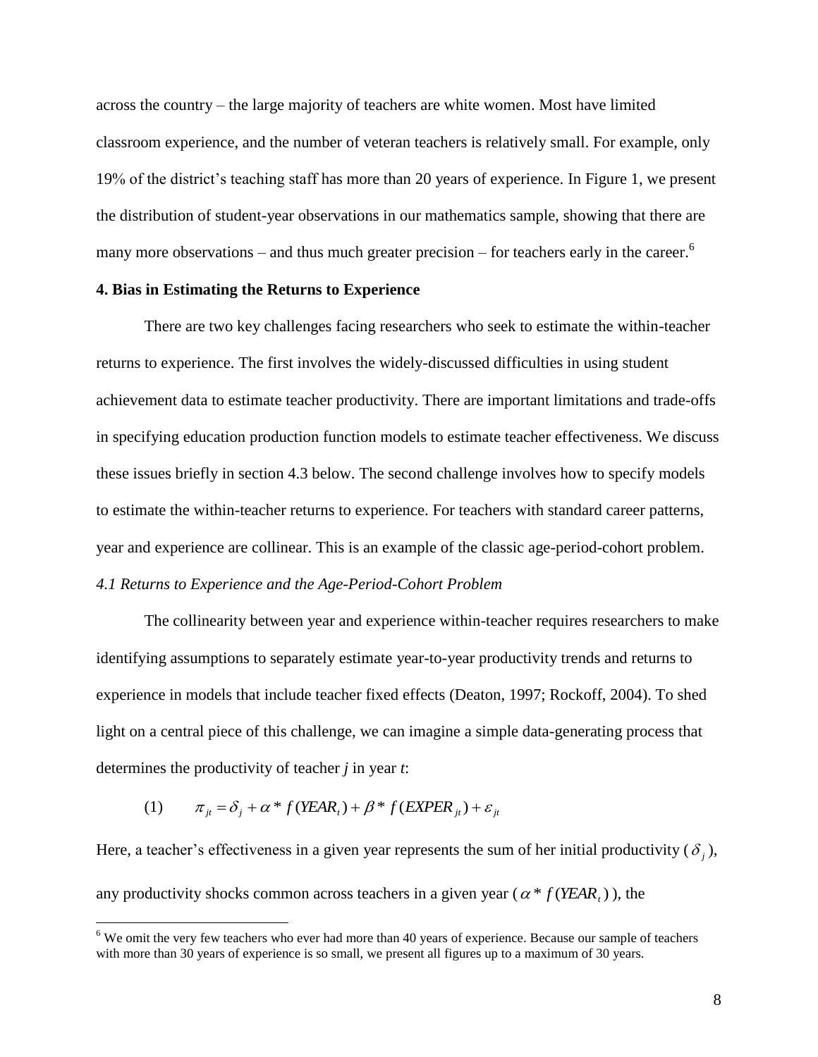across the country – the large majority of teachers are white women. Most have limited classroom experience, and the number of veteran teachers is relatively small. For example, only 19% of the district's teaching staff has more than 20 years of experience. In Figure 1, we present the distribution of student-year observations in our mathematics sample, showing that there are many more observations – and thus much greater precision – for teachers early in the career.[6]

## 4. Bias in Estimating the Returns to Experience

There are two key challenges facing researchers who seek to estimate the within-teacher returns to experience. The first involves the widely-discussed difficulties in using student achievement data to estimate teacher productivity. There are important limitations and trade-offs in specifying education production function models to estimate teacher effectiveness. We discuss these issues briefly in section 4.3 below. The second challenge involves how to specify models to estimate the within-teacher returns to experience. For teachers with standard career patterns, year and experience are collinear. This is an example of the classic age-period-cohort problem.

### *4.1 Returns to Experience and the Age-Period-Cohort Problem*

The collinearity between year and experience within-teacher requires researchers to make identifying assumptions to separately estimate year-to-year productivity trends and returns to experience in models that include teacher fixed effects (Deaton, 1997; Rockoff, 2004). To shed light on a central piece of this challenge, we can imagine a simple data-generating process that determines the productivity of teacher *j* in year *t*:

$$(1) \qquad \pi_{jt} = \delta_j + \alpha * f(YEAR_t) + \beta * f(EXPER_{jt}) + \varepsilon_{jt}$$

Here, a teacher's effectiveness in a given year represents the sum of her initial productivity ($\delta_j$), any productivity shocks common across teachers in a given year ($\alpha * f(YEAR_t)$), the

[6] We omit the very few teachers who ever had more than 40 years of experience. Because our sample of teachers with more than 30 years of experience is so small, we present all figures up to a maximum of 30 years.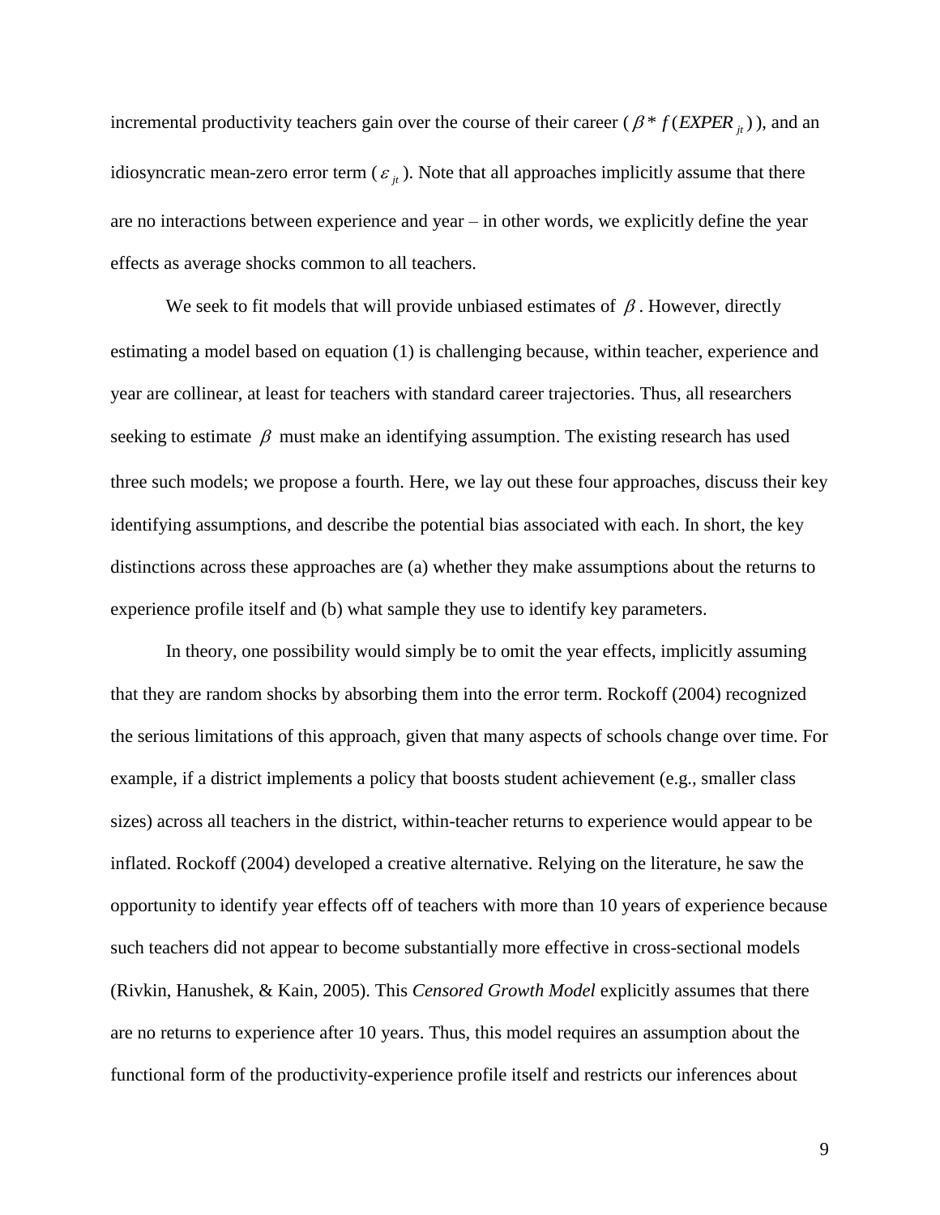incremental productivity teachers gain over the course of their career ($\beta * f(EXPER_{jt})$), and an idiosyncratic mean-zero error term ($\varepsilon_{jt}$). Note that all approaches implicitly assume that there are no interactions between experience and year – in other words, we explicitly define the year effects as average shocks common to all teachers.

We seek to fit models that will provide unbiased estimates of $\beta$. However, directly estimating a model based on equation (1) is challenging because, within teacher, experience and year are collinear, at least for teachers with standard career trajectories. Thus, all researchers seeking to estimate $\beta$ must make an identifying assumption. The existing research has used three such models; we propose a fourth. Here, we lay out these four approaches, discuss their key identifying assumptions, and describe the potential bias associated with each. In short, the key distinctions across these approaches are (a) whether they make assumptions about the returns to experience profile itself and (b) what sample they use to identify key parameters.

In theory, one possibility would simply be to omit the year effects, implicitly assuming that they are random shocks by absorbing them into the error term. Rockoff (2004) recognized the serious limitations of this approach, given that many aspects of schools change over time. For example, if a district implements a policy that boosts student achievement (e.g., smaller class sizes) across all teachers in the district, within-teacher returns to experience would appear to be inflated. Rockoff (2004) developed a creative alternative. Relying on the literature, he saw the opportunity to identify year effects off of teachers with more than 10 years of experience because such teachers did not appear to become substantially more effective in cross-sectional models (Rivkin, Hanushek, & Kain, 2005). This *Censored Growth Model* explicitly assumes that there are no returns to experience after 10 years. Thus, this model requires an assumption about the functional form of the productivity-experience profile itself and restricts our inferences about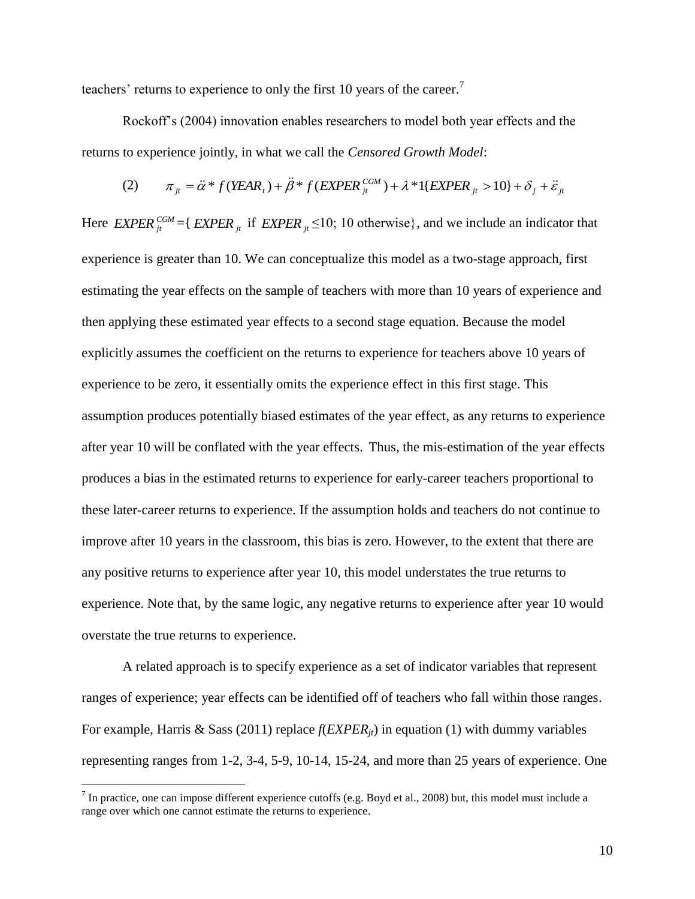teachers' returns to experience to only the first 10 years of the career.[7]

Rockoff's (2004) innovation enables researchers to model both year effects and the returns to experience jointly, in what we call the *Censored Growth Model*:

$$(2) \qquad \pi_{jt} = \ddot{\alpha} * f(YEAR_t) + \ddot{\beta} * f(EXPER_{jt}^{CGM}) + \lambda * 1\{EXPER_{jt} > 10\} + \delta_j + \ddot{\varepsilon}_{jt}$$

Here $EXPER_{jt}^{CGM} = \{ EXPER_{jt}$ if $EXPER_{jt} \leq 10$; 10 otherwise$\}$, and we include an indicator that experience is greater than 10. We can conceptualize this model as a two-stage approach, first estimating the year effects on the sample of teachers with more than 10 years of experience and then applying these estimated year effects to a second stage equation. Because the model explicitly assumes the coefficient on the returns to experience for teachers above 10 years of experience to be zero, it essentially omits the experience effect in this first stage. This assumption produces potentially biased estimates of the year effect, as any returns to experience after year 10 will be conflated with the year effects. Thus, the mis-estimation of the year effects produces a bias in the estimated returns to experience for early-career teachers proportional to these later-career returns to experience. If the assumption holds and teachers do not continue to improve after 10 years in the classroom, this bias is zero. However, to the extent that there are any positive returns to experience after year 10, this model understates the true returns to experience. Note that, by the same logic, any negative returns to experience after year 10 would overstate the true returns to experience.

A related approach is to specify experience as a set of indicator variables that represent ranges of experience; year effects can be identified off of teachers who fall within those ranges. For example, Harris & Sass (2011) replace $f(EXPER_{jt})$ in equation (1) with dummy variables representing ranges from 1-2, 3-4, 5-9, 10-14, 15-24, and more than 25 years of experience. One

[7] In practice, one can impose different experience cutoffs (e.g. Boyd et al., 2008) but, this model must include a range over which one cannot estimate the returns to experience.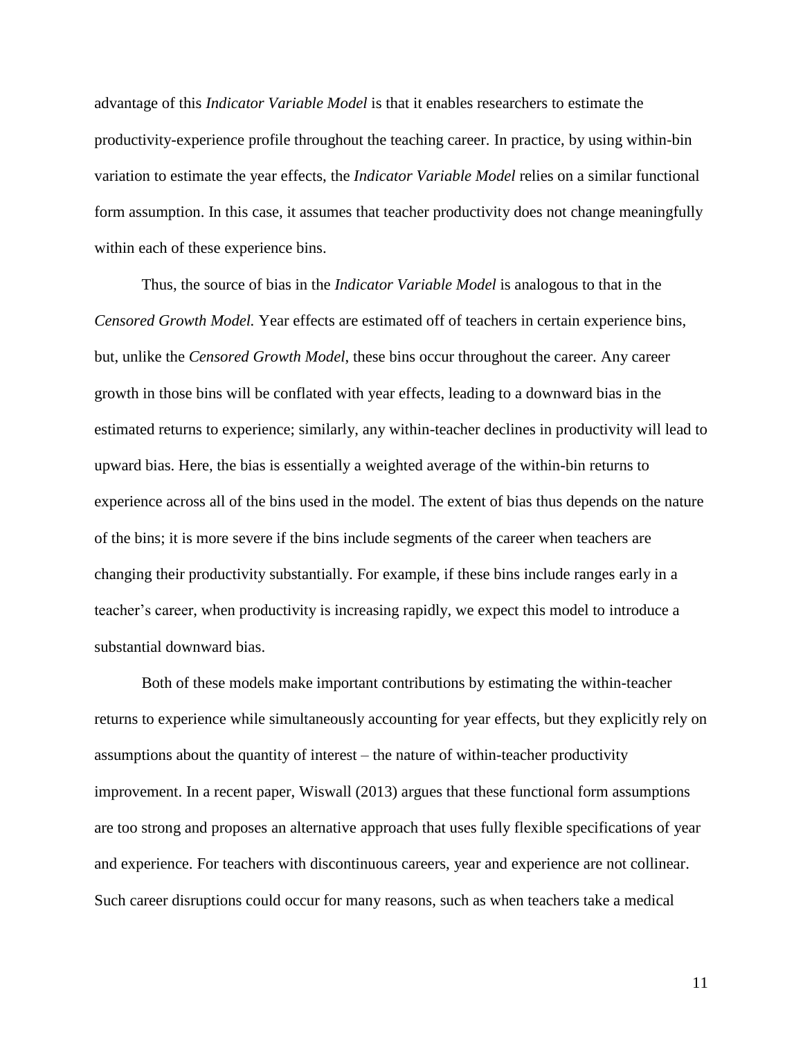advantage of this *Indicator Variable Model* is that it enables researchers to estimate the productivity-experience profile throughout the teaching career. In practice, by using within-bin variation to estimate the year effects, the *Indicator Variable Model* relies on a similar functional form assumption. In this case, it assumes that teacher productivity does not change meaningfully within each of these experience bins.

Thus, the source of bias in the *Indicator Variable Model* is analogous to that in the *Censored Growth Model.* Year effects are estimated off of teachers in certain experience bins, but, unlike the *Censored Growth Model*, these bins occur throughout the career. Any career growth in those bins will be conflated with year effects, leading to a downward bias in the estimated returns to experience; similarly, any within-teacher declines in productivity will lead to upward bias. Here, the bias is essentially a weighted average of the within-bin returns to experience across all of the bins used in the model. The extent of bias thus depends on the nature of the bins; it is more severe if the bins include segments of the career when teachers are changing their productivity substantially. For example, if these bins include ranges early in a teacher's career, when productivity is increasing rapidly, we expect this model to introduce a substantial downward bias.

Both of these models make important contributions by estimating the within-teacher returns to experience while simultaneously accounting for year effects, but they explicitly rely on assumptions about the quantity of interest – the nature of within-teacher productivity improvement. In a recent paper, Wiswall (2013) argues that these functional form assumptions are too strong and proposes an alternative approach that uses fully flexible specifications of year and experience. For teachers with discontinuous careers, year and experience are not collinear. Such career disruptions could occur for many reasons, such as when teachers take a medical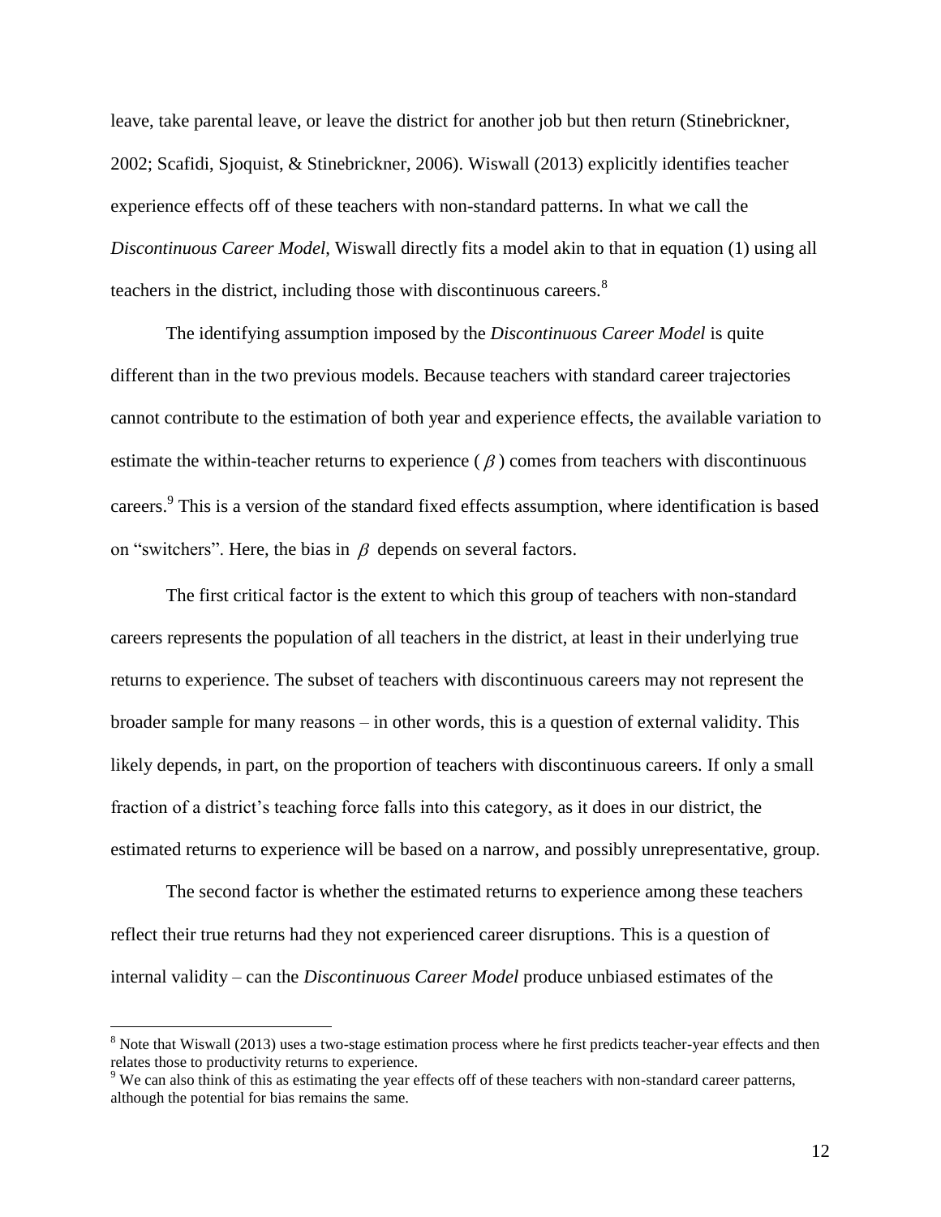leave, take parental leave, or leave the district for another job but then return (Stinebrickner, 2002; Scafidi, Sjoquist, & Stinebrickner, 2006). Wiswall (2013) explicitly identifies teacher experience effects off of these teachers with non-standard patterns. In what we call the *Discontinuous Career Model*, Wiswall directly fits a model akin to that in equation (1) using all teachers in the district, including those with discontinuous careers.[8]

The identifying assumption imposed by the *Discontinuous Career Model* is quite different than in the two previous models. Because teachers with standard career trajectories cannot contribute to the estimation of both year and experience effects, the available variation to estimate the within-teacher returns to experience ( $\beta$ ) comes from teachers with discontinuous careers.[9] This is a version of the standard fixed effects assumption, where identification is based on "switchers". Here, the bias in $\beta$ depends on several factors.

The first critical factor is the extent to which this group of teachers with non-standard careers represents the population of all teachers in the district, at least in their underlying true returns to experience. The subset of teachers with discontinuous careers may not represent the broader sample for many reasons – in other words, this is a question of external validity. This likely depends, in part, on the proportion of teachers with discontinuous careers. If only a small fraction of a district's teaching force falls into this category, as it does in our district, the estimated returns to experience will be based on a narrow, and possibly unrepresentative, group.

The second factor is whether the estimated returns to experience among these teachers reflect their true returns had they not experienced career disruptions. This is a question of internal validity – can the *Discontinuous Career Model* produce unbiased estimates of the

[8] Note that Wiswall (2013) uses a two-stage estimation process where he first predicts teacher-year effects and then relates those to productivity returns to experience.

[9] We can also think of this as estimating the year effects off of these teachers with non-standard career patterns, although the potential for bias remains the same.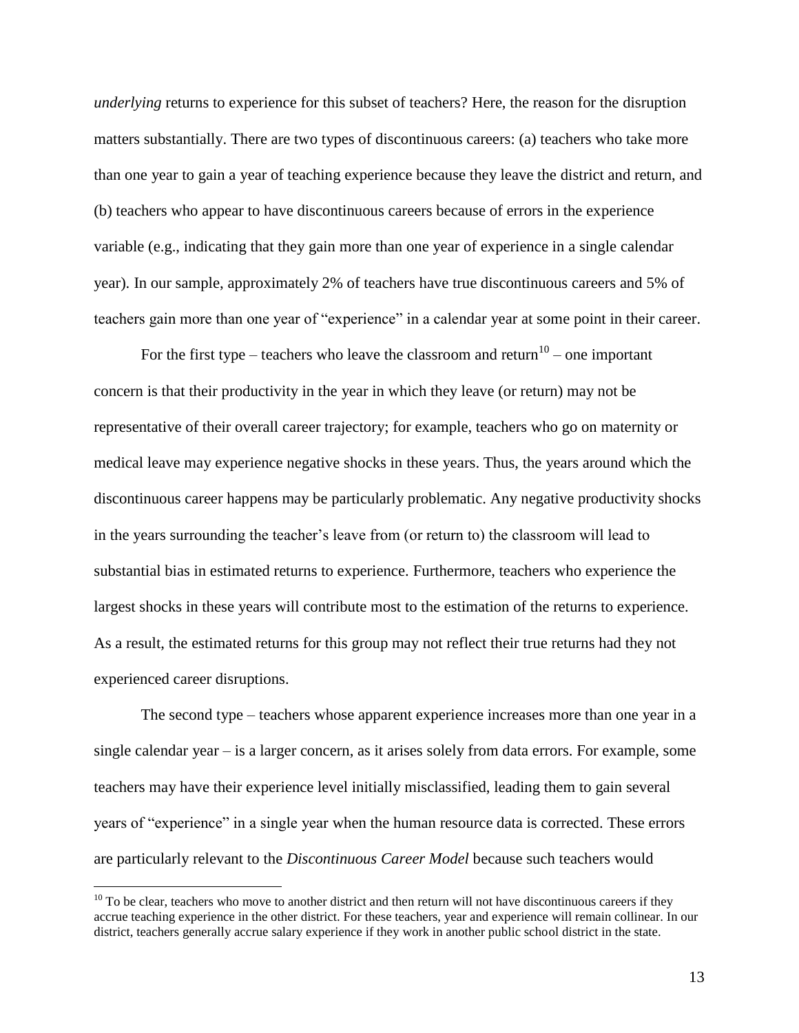*underlying* returns to experience for this subset of teachers? Here, the reason for the disruption matters substantially. There are two types of discontinuous careers: (a) teachers who take more than one year to gain a year of teaching experience because they leave the district and return, and (b) teachers who appear to have discontinuous careers because of errors in the experience variable (e.g., indicating that they gain more than one year of experience in a single calendar year). In our sample, approximately 2% of teachers have true discontinuous careers and 5% of teachers gain more than one year of "experience" in a calendar year at some point in their career.

For the first type – teachers who leave the classroom and return[10] – one important concern is that their productivity in the year in which they leave (or return) may not be representative of their overall career trajectory; for example, teachers who go on maternity or medical leave may experience negative shocks in these years. Thus, the years around which the discontinuous career happens may be particularly problematic. Any negative productivity shocks in the years surrounding the teacher's leave from (or return to) the classroom will lead to substantial bias in estimated returns to experience. Furthermore, teachers who experience the largest shocks in these years will contribute most to the estimation of the returns to experience. As a result, the estimated returns for this group may not reflect their true returns had they not experienced career disruptions.

The second type – teachers whose apparent experience increases more than one year in a single calendar year – is a larger concern, as it arises solely from data errors. For example, some teachers may have their experience level initially misclassified, leading them to gain several years of "experience" in a single year when the human resource data is corrected. These errors are particularly relevant to the *Discontinuous Career Model* because such teachers would

[10] To be clear, teachers who move to another district and then return will not have discontinuous careers if they accrue teaching experience in the other district. For these teachers, year and experience will remain collinear. In our district, teachers generally accrue salary experience if they work in another public school district in the state.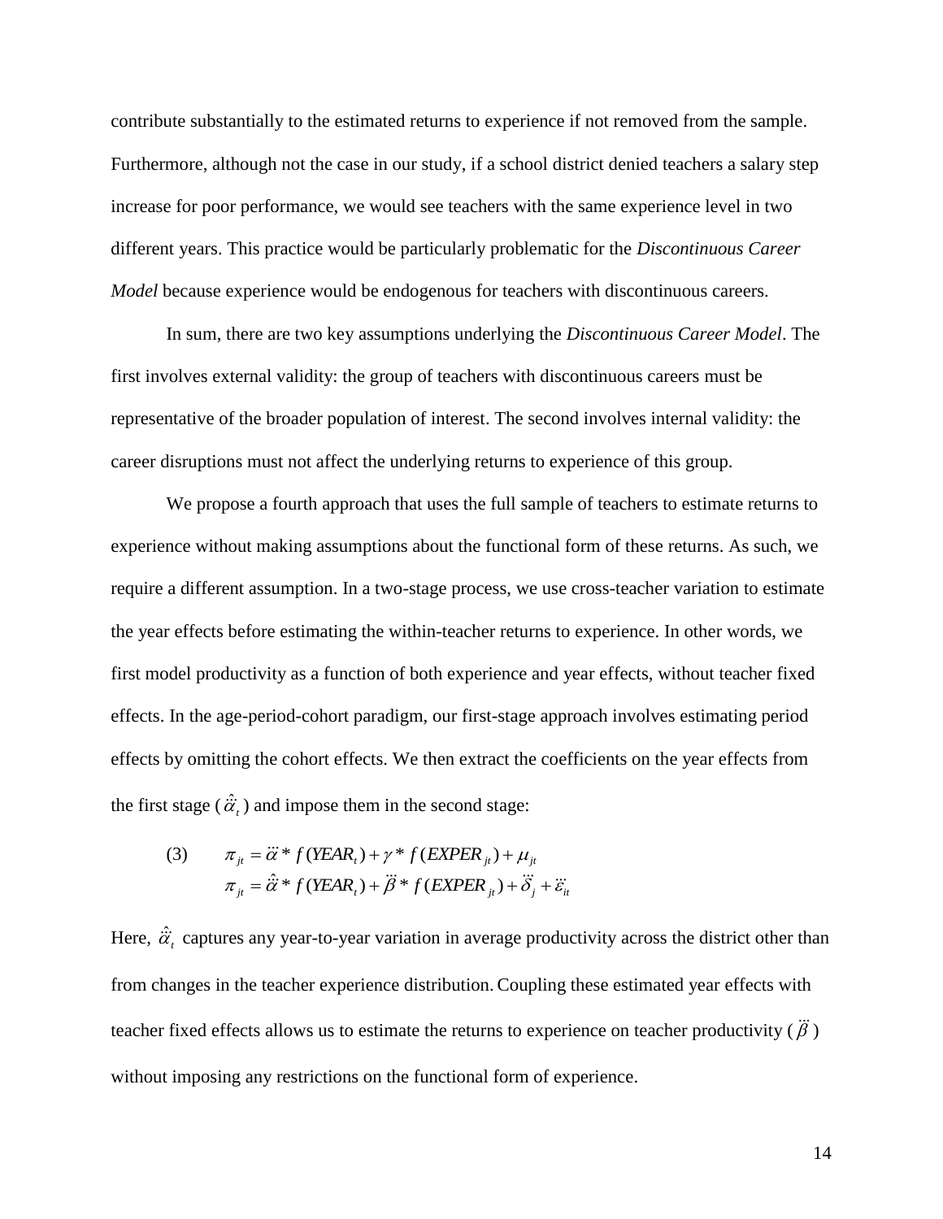contribute substantially to the estimated returns to experience if not removed from the sample. Furthermore, although not the case in our study, if a school district denied teachers a salary step increase for poor performance, we would see teachers with the same experience level in two different years. This practice would be particularly problematic for the *Discontinuous Career Model* because experience would be endogenous for teachers with discontinuous careers.

In sum, there are two key assumptions underlying the *Discontinuous Career Model*. The first involves external validity: the group of teachers with discontinuous careers must be representative of the broader population of interest. The second involves internal validity: the career disruptions must not affect the underlying returns to experience of this group.

We propose a fourth approach that uses the full sample of teachers to estimate returns to experience without making assumptions about the functional form of these returns. As such, we require a different assumption. In a two-stage process, we use cross-teacher variation to estimate the year effects before estimating the within-teacher returns to experience. In other words, we first model productivity as a function of both experience and year effects, without teacher fixed effects. In the age-period-cohort paradigm, our first-stage approach involves estimating period effects by omitting the cohort effects. We then extract the coefficients on the year effects from the first stage ($\hat{\ddot{\alpha}}_t$) and impose them in the second stage:

$$\begin{aligned} (3) \qquad \pi_{jt} &= \ddot{\alpha} * f(YEAR_t) + \gamma * f(EXPER_{jt}) + \mu_{jt} \\ \pi_{jt} &= \hat{\ddot{\alpha}} * f(YEAR_t) + \dddot{\beta} * f(EXPER_{jt}) + \dddot{\delta}_j + \ddot{\varepsilon}_{it} \end{aligned}$$

Here, $\hat{\ddot{\alpha}}_t$ captures any year-to-year variation in average productivity across the district other than from changes in the teacher experience distribution. Coupling these estimated year effects with teacher fixed effects allows us to estimate the returns to experience on teacher productivity ($\dddot{\beta}$) without imposing any restrictions on the functional form of experience.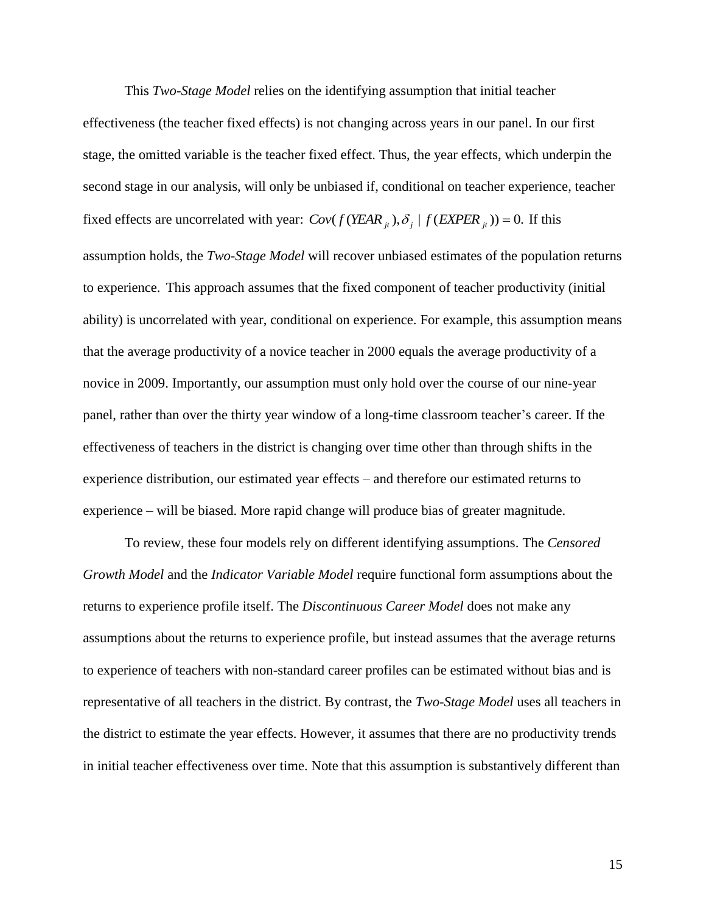This *Two-Stage Model* relies on the identifying assumption that initial teacher effectiveness (the teacher fixed effects) is not changing across years in our panel. In our first stage, the omitted variable is the teacher fixed effect. Thus, the year effects, which underpin the second stage in our analysis, will only be unbiased if, conditional on teacher experience, teacher fixed effects are uncorrelated with year: $Cov(f(YEAR_{jt}), \delta_j \mid f(EXPER_{jt})) = 0.$ If this assumption holds, the *Two-Stage Model* will recover unbiased estimates of the population returns to experience. This approach assumes that the fixed component of teacher productivity (initial ability) is uncorrelated with year, conditional on experience. For example, this assumption means that the average productivity of a novice teacher in 2000 equals the average productivity of a novice in 2009. Importantly, our assumption must only hold over the course of our nine-year panel, rather than over the thirty year window of a long-time classroom teacher's career. If the effectiveness of teachers in the district is changing over time other than through shifts in the experience distribution, our estimated year effects – and therefore our estimated returns to experience – will be biased. More rapid change will produce bias of greater magnitude.

To review, these four models rely on different identifying assumptions. The *Censored Growth Model* and the *Indicator Variable Model* require functional form assumptions about the returns to experience profile itself. The *Discontinuous Career Model* does not make any assumptions about the returns to experience profile, but instead assumes that the average returns to experience of teachers with non-standard career profiles can be estimated without bias and is representative of all teachers in the district. By contrast, the *Two-Stage Model* uses all teachers in the district to estimate the year effects. However, it assumes that there are no productivity trends in initial teacher effectiveness over time. Note that this assumption is substantively different than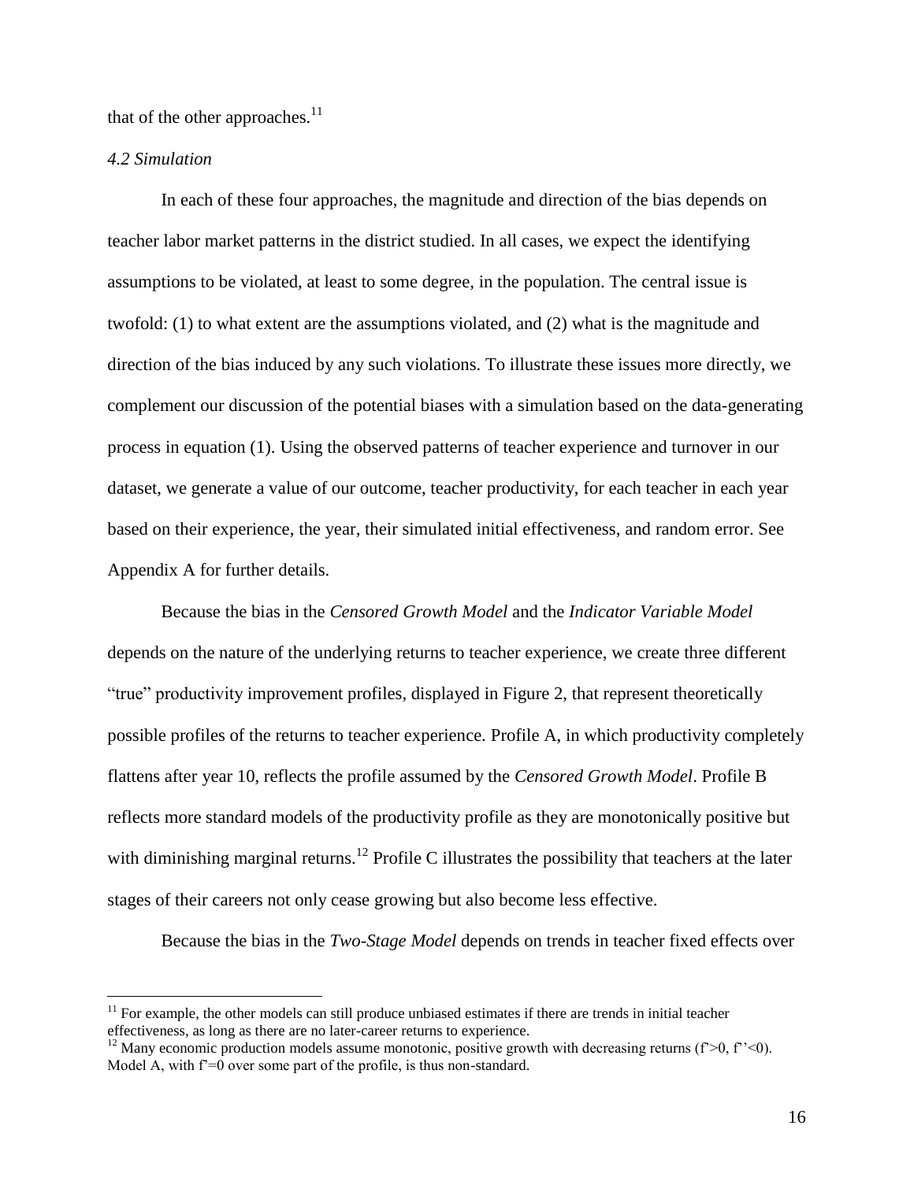that of the other approaches.[11]

*4.2 Simulation*

In each of these four approaches, the magnitude and direction of the bias depends on teacher labor market patterns in the district studied. In all cases, we expect the identifying assumptions to be violated, at least to some degree, in the population. The central issue is twofold: (1) to what extent are the assumptions violated, and (2) what is the magnitude and direction of the bias induced by any such violations. To illustrate these issues more directly, we complement our discussion of the potential biases with a simulation based on the data-generating process in equation (1). Using the observed patterns of teacher experience and turnover in our dataset, we generate a value of our outcome, teacher productivity, for each teacher in each year based on their experience, the year, their simulated initial effectiveness, and random error. See Appendix A for further details.

Because the bias in the *Censored Growth Model* and the *Indicator Variable Model* depends on the nature of the underlying returns to teacher experience, we create three different "true" productivity improvement profiles, displayed in Figure 2, that represent theoretically possible profiles of the returns to teacher experience. Profile A, in which productivity completely flattens after year 10, reflects the profile assumed by the *Censored Growth Model*. Profile B reflects more standard models of the productivity profile as they are monotonically positive but with diminishing marginal returns.[12] Profile C illustrates the possibility that teachers at the later stages of their careers not only cease growing but also become less effective.

Because the bias in the *Two-Stage Model* depends on trends in teacher fixed effects over

[11] For example, the other models can still produce unbiased estimates if there are trends in initial teacher effectiveness, as long as there are no later-career returns to experience.

[12] Many economic production models assume monotonic, positive growth with decreasing returns ($f'>0$, $f''<0$). Model A, with $f'=0$ over some part of the profile, is thus non-standard.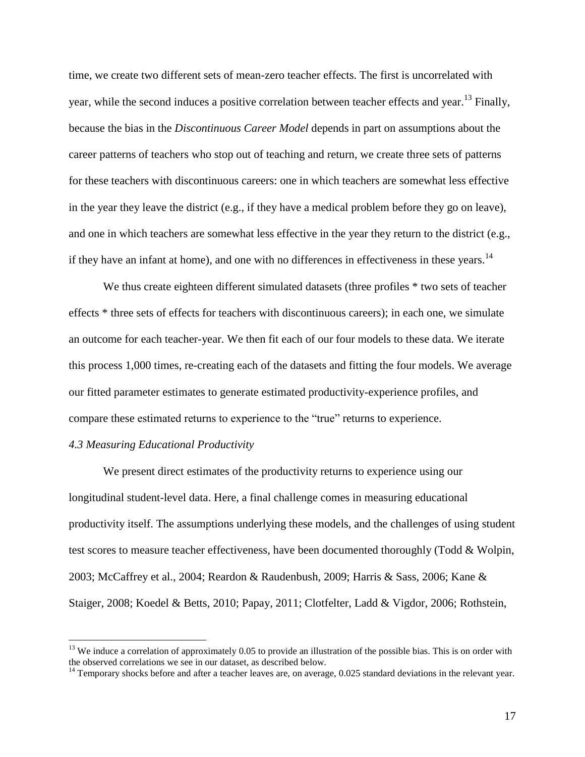time, we create two different sets of mean-zero teacher effects. The first is uncorrelated with year, while the second induces a positive correlation between teacher effects and year.[13] Finally, because the bias in the *Discontinuous Career Model* depends in part on assumptions about the career patterns of teachers who stop out of teaching and return, we create three sets of patterns for these teachers with discontinuous careers: one in which teachers are somewhat less effective in the year they leave the district (e.g., if they have a medical problem before they go on leave), and one in which teachers are somewhat less effective in the year they return to the district (e.g., if they have an infant at home), and one with no differences in effectiveness in these years.[14]

We thus create eighteen different simulated datasets (three profiles * two sets of teacher effects * three sets of effects for teachers with discontinuous careers); in each one, we simulate an outcome for each teacher-year. We then fit each of our four models to these data. We iterate this process 1,000 times, re-creating each of the datasets and fitting the four models. We average our fitted parameter estimates to generate estimated productivity-experience profiles, and compare these estimated returns to experience to the "true" returns to experience.

### *4.3 Measuring Educational Productivity*

We present direct estimates of the productivity returns to experience using our longitudinal student-level data. Here, a final challenge comes in measuring educational productivity itself. The assumptions underlying these models, and the challenges of using student test scores to measure teacher effectiveness, have been documented thoroughly (Todd & Wolpin, 2003; McCaffrey et al., 2004; Reardon & Raudenbush, 2009; Harris & Sass, 2006; Kane & Staiger, 2008; Koedel & Betts, 2010; Papay, 2011; Clotfelter, Ladd & Vigdor, 2006; Rothstein,

[13] We induce a correlation of approximately 0.05 to provide an illustration of the possible bias. This is on order with the observed correlations we see in our dataset, as described below.

[14] Temporary shocks before and after a teacher leaves are, on average, 0.025 standard deviations in the relevant year.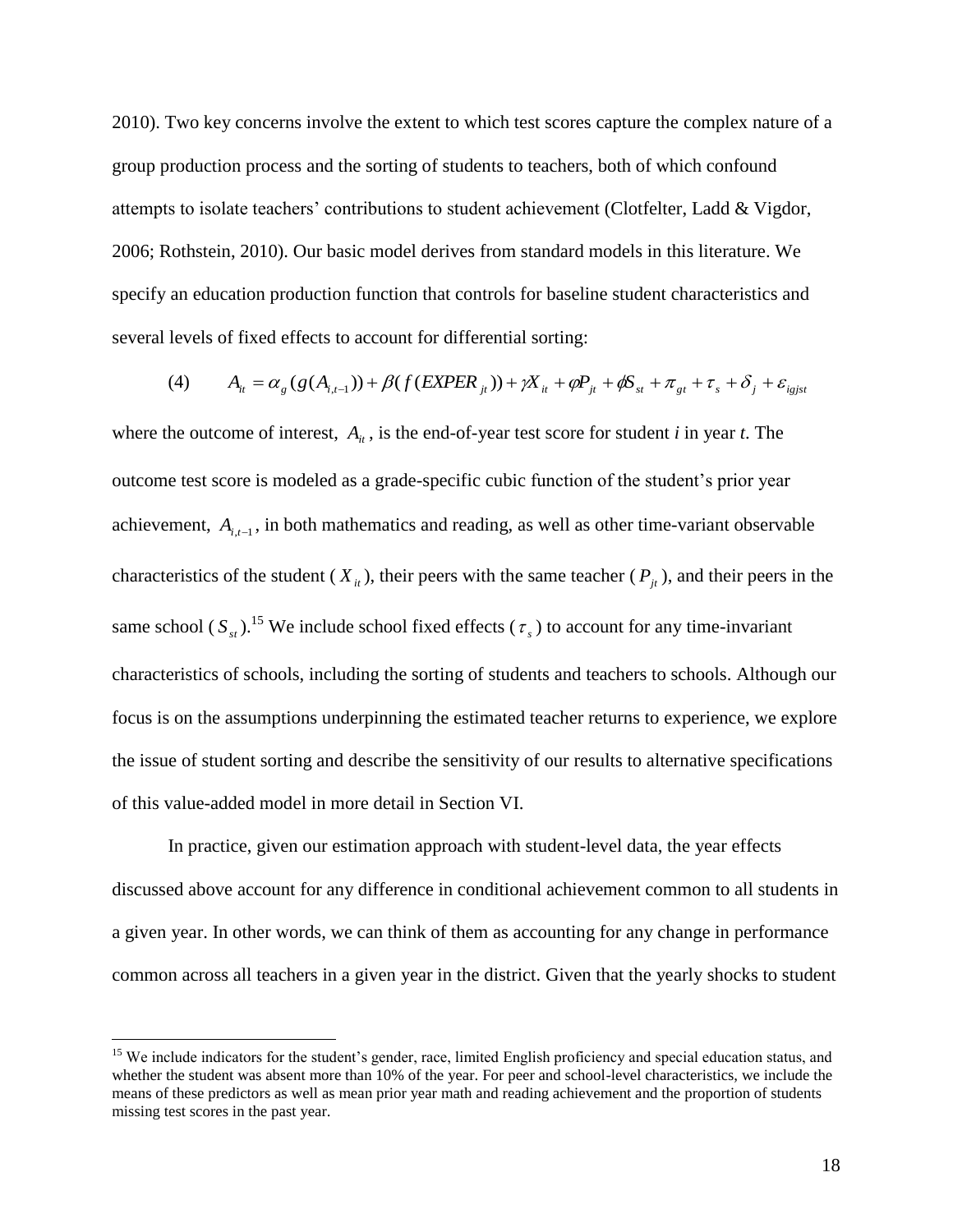2010). Two key concerns involve the extent to which test scores capture the complex nature of a group production process and the sorting of students to teachers, both of which confound attempts to isolate teachers' contributions to student achievement (Clotfelter, Ladd & Vigdor, 2006; Rothstein, 2010). Our basic model derives from standard models in this literature. We specify an education production function that controls for baseline student characteristics and several levels of fixed effects to account for differential sorting:

$$(4) \qquad A_{it} = \alpha_g (g(A_{i,t-1})) + \beta(f(EXPER_{jt})) + \gamma X_{it} + \varphi P_{jt} + \phi S_{st} + \pi_{gt} + \tau_s + \delta_j + \varepsilon_{igjst}$$

where the outcome of interest, $A_{it}$, is the end-of-year test score for student *i* in year *t*. The outcome test score is modeled as a grade-specific cubic function of the student's prior year achievement, $A_{i,t-1}$, in both mathematics and reading, as well as other time-variant observable characteristics of the student ($X_{it}$), their peers with the same teacher ($P_{jt}$), and their peers in the same school ($S_{st}$).[15] We include school fixed effects ($\tau_s$) to account for any time-invariant characteristics of schools, including the sorting of students and teachers to schools. Although our focus is on the assumptions underpinning the estimated teacher returns to experience, we explore the issue of student sorting and describe the sensitivity of our results to alternative specifications of this value-added model in more detail in Section VI.

In practice, given our estimation approach with student-level data, the year effects discussed above account for any difference in conditional achievement common to all students in a given year. In other words, we can think of them as accounting for any change in performance common across all teachers in a given year in the district. Given that the yearly shocks to student

[15] We include indicators for the student's gender, race, limited English proficiency and special education status, and whether the student was absent more than 10% of the year. For peer and school-level characteristics, we include the means of these predictors as well as mean prior year math and reading achievement and the proportion of students missing test scores in the past year.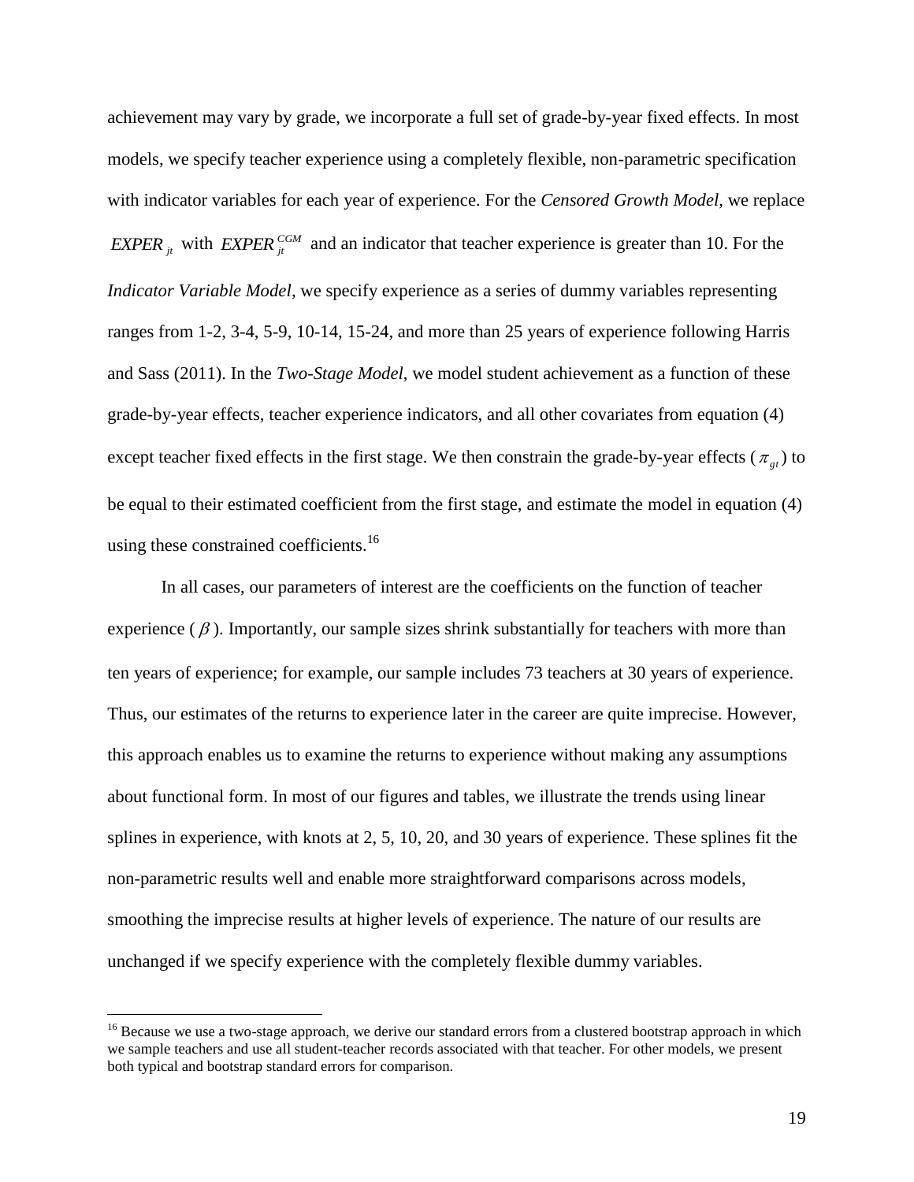achievement may vary by grade, we incorporate a full set of grade-by-year fixed effects. In most models, we specify teacher experience using a completely flexible, non-parametric specification with indicator variables for each year of experience. For the *Censored Growth Model*, we replace $EXPER_{jt}$ with $EXPER_{jt}^{CGM}$ and an indicator that teacher experience is greater than 10. For the *Indicator Variable Model*, we specify experience as a series of dummy variables representing ranges from 1-2, 3-4, 5-9, 10-14, 15-24, and more than 25 years of experience following Harris and Sass (2011). In the *Two-Stage Model*, we model student achievement as a function of these grade-by-year effects, teacher experience indicators, and all other covariates from equation (4) except teacher fixed effects in the first stage. We then constrain the grade-by-year effects ($\pi_{gt}$) to be equal to their estimated coefficient from the first stage, and estimate the model in equation (4) using these constrained coefficients.[16]

In all cases, our parameters of interest are the coefficients on the function of teacher experience ($\beta$). Importantly, our sample sizes shrink substantially for teachers with more than ten years of experience; for example, our sample includes 73 teachers at 30 years of experience. Thus, our estimates of the returns to experience later in the career are quite imprecise. However, this approach enables us to examine the returns to experience without making any assumptions about functional form. In most of our figures and tables, we illustrate the trends using linear splines in experience, with knots at 2, 5, 10, 20, and 30 years of experience. These splines fit the non-parametric results well and enable more straightforward comparisons across models, smoothing the imprecise results at higher levels of experience. The nature of our results are unchanged if we specify experience with the completely flexible dummy variables.

[16] Because we use a two-stage approach, we derive our standard errors from a clustered bootstrap approach in which we sample teachers and use all student-teacher records associated with that teacher. For other models, we present both typical and bootstrap standard errors for comparison.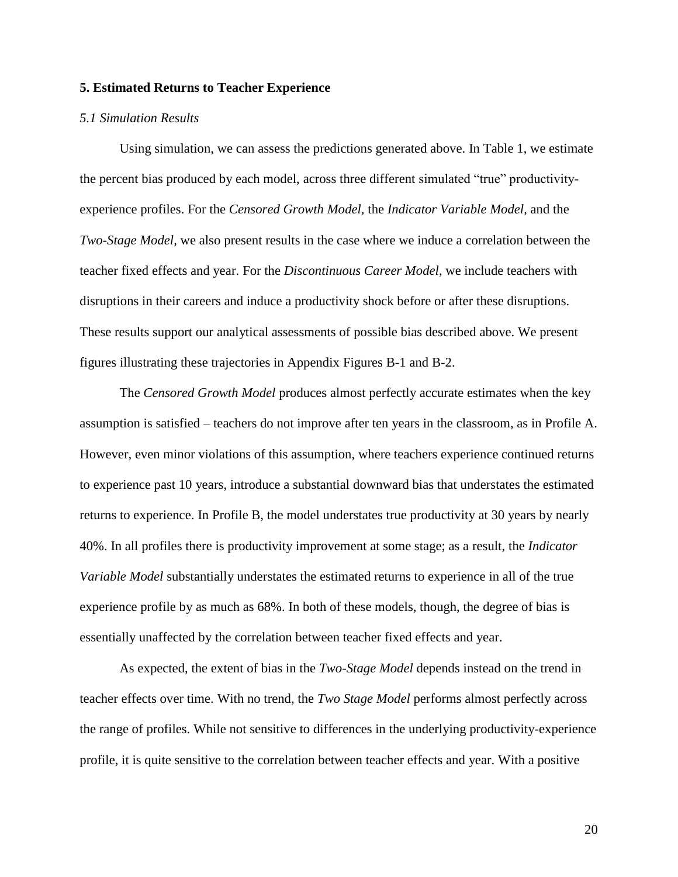## 5. Estimated Returns to Teacher Experience

### *5.1 Simulation Results*

Using simulation, we can assess the predictions generated above. In Table 1, we estimate the percent bias produced by each model, across three different simulated "true" productivity-experience profiles. For the *Censored Growth Model*, the *Indicator Variable Model*, and the *Two-Stage Model*, we also present results in the case where we induce a correlation between the teacher fixed effects and year. For the *Discontinuous Career Model*, we include teachers with disruptions in their careers and induce a productivity shock before or after these disruptions. These results support our analytical assessments of possible bias described above. We present figures illustrating these trajectories in Appendix Figures B-1 and B-2.

The *Censored Growth Model* produces almost perfectly accurate estimates when the key assumption is satisfied – teachers do not improve after ten years in the classroom, as in Profile A. However, even minor violations of this assumption, where teachers experience continued returns to experience past 10 years, introduce a substantial downward bias that understates the estimated returns to experience. In Profile B, the model understates true productivity at 30 years by nearly 40%. In all profiles there is productivity improvement at some stage; as a result, the *Indicator Variable Model* substantially understates the estimated returns to experience in all of the true experience profile by as much as 68%. In both of these models, though, the degree of bias is essentially unaffected by the correlation between teacher fixed effects and year.

As expected, the extent of bias in the *Two-Stage Model* depends instead on the trend in teacher effects over time. With no trend, the *Two Stage Model* performs almost perfectly across the range of profiles. While not sensitive to differences in the underlying productivity-experience profile, it is quite sensitive to the correlation between teacher effects and year. With a positive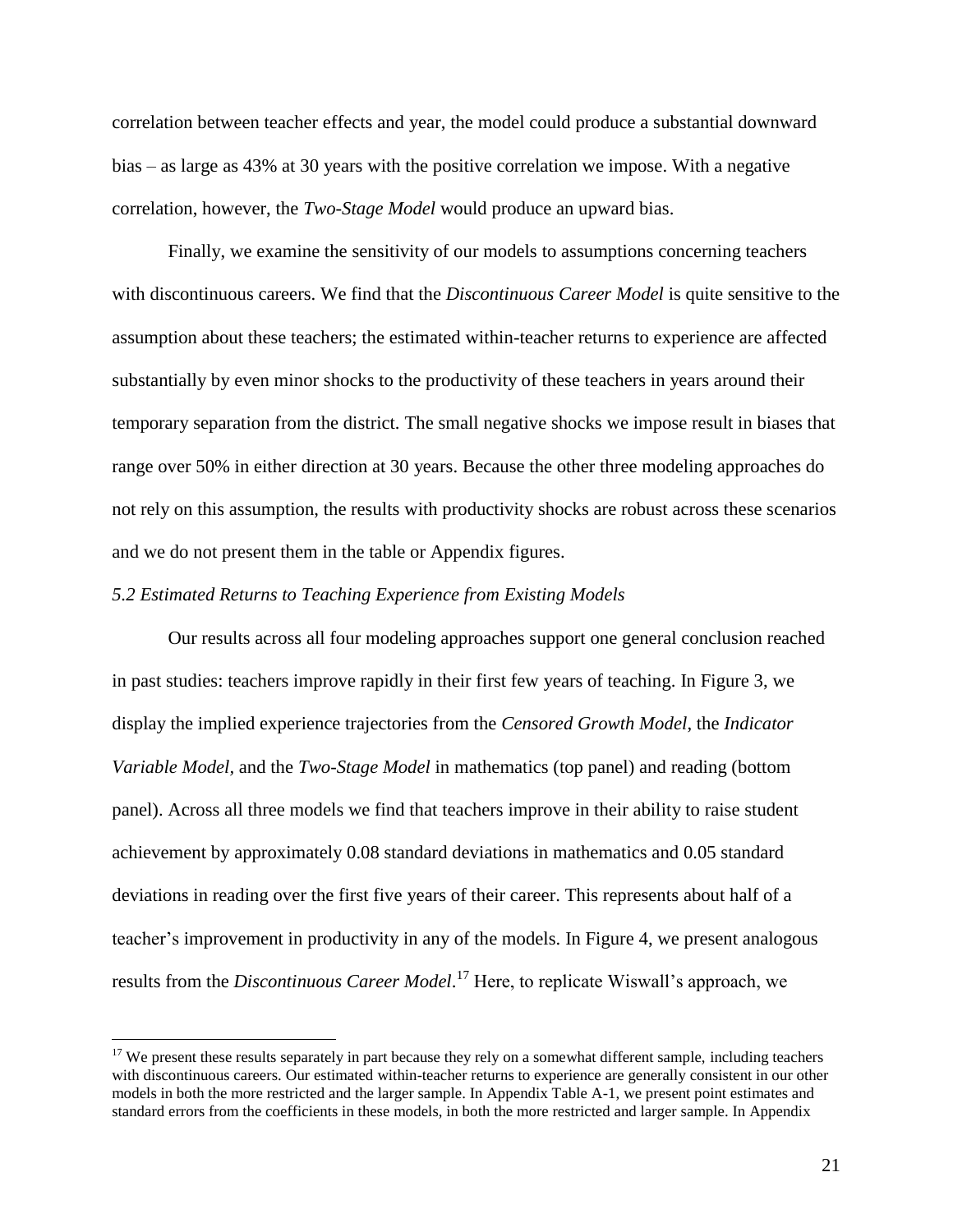correlation between teacher effects and year, the model could produce a substantial downward bias – as large as 43% at 30 years with the positive correlation we impose. With a negative correlation, however, the *Two-Stage Model* would produce an upward bias.

Finally, we examine the sensitivity of our models to assumptions concerning teachers with discontinuous careers. We find that the *Discontinuous Career Model* is quite sensitive to the assumption about these teachers; the estimated within-teacher returns to experience are affected substantially by even minor shocks to the productivity of these teachers in years around their temporary separation from the district. The small negative shocks we impose result in biases that range over 50% in either direction at 30 years. Because the other three modeling approaches do not rely on this assumption, the results with productivity shocks are robust across these scenarios and we do not present them in the table or Appendix figures.

### *5.2 Estimated Returns to Teaching Experience from Existing Models*

Our results across all four modeling approaches support one general conclusion reached in past studies: teachers improve rapidly in their first few years of teaching. In Figure 3, we display the implied experience trajectories from the *Censored Growth Model*, the *Indicator Variable Model*, and the *Two-Stage Model* in mathematics (top panel) and reading (bottom panel). Across all three models we find that teachers improve in their ability to raise student achievement by approximately 0.08 standard deviations in mathematics and 0.05 standard deviations in reading over the first five years of their career. This represents about half of a teacher's improvement in productivity in any of the models. In Figure 4, we present analogous results from the *Discontinuous Career Model*.[17] Here, to replicate Wiswall's approach, we

[17] We present these results separately in part because they rely on a somewhat different sample, including teachers with discontinuous careers. Our estimated within-teacher returns to experience are generally consistent in our other models in both the more restricted and the larger sample. In Appendix Table A-1, we present point estimates and standard errors from the coefficients in these models, in both the more restricted and larger sample. In Appendix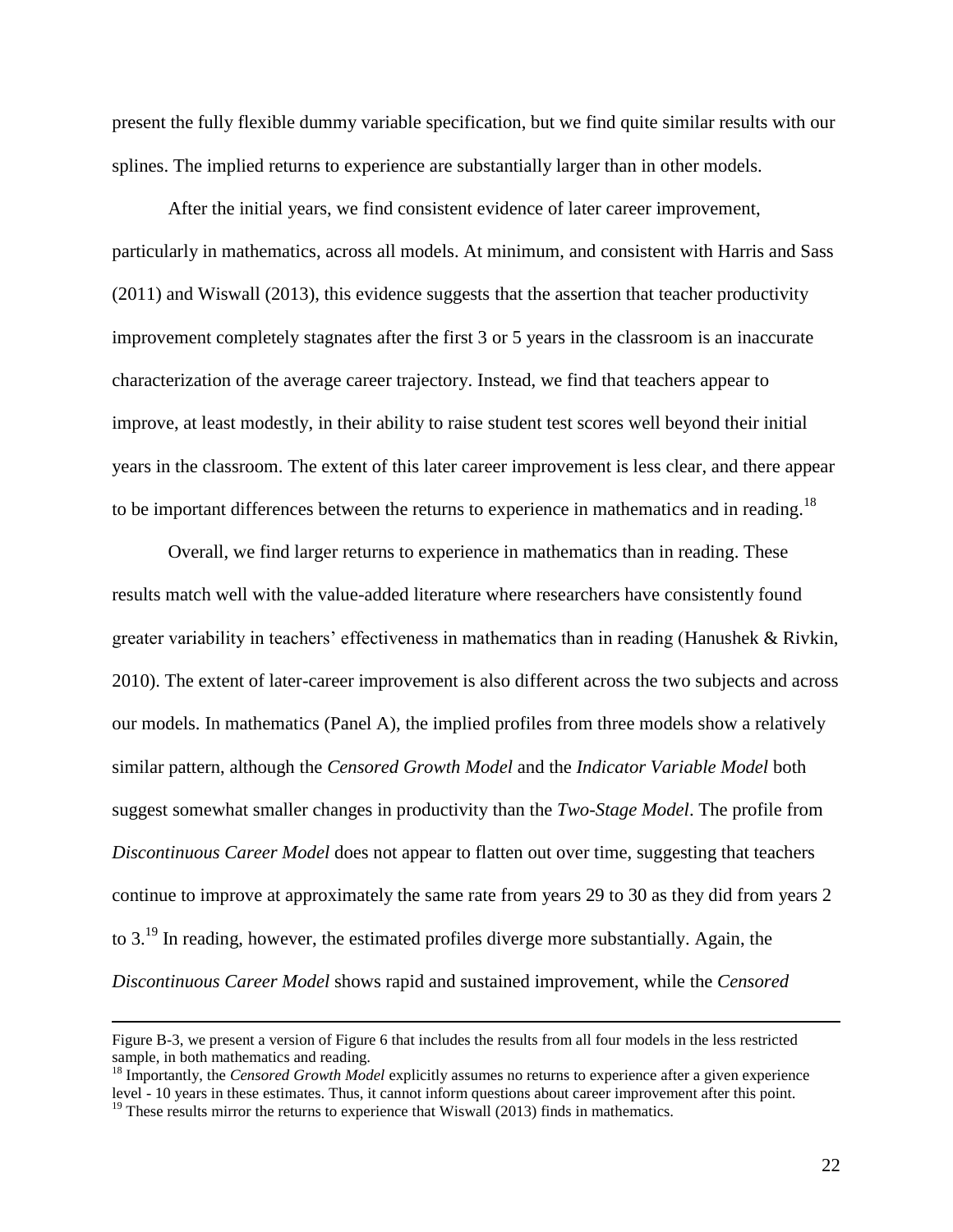present the fully flexible dummy variable specification, but we find quite similar results with our splines. The implied returns to experience are substantially larger than in other models.

After the initial years, we find consistent evidence of later career improvement, particularly in mathematics, across all models. At minimum, and consistent with Harris and Sass (2011) and Wiswall (2013), this evidence suggests that the assertion that teacher productivity improvement completely stagnates after the first 3 or 5 years in the classroom is an inaccurate characterization of the average career trajectory. Instead, we find that teachers appear to improve, at least modestly, in their ability to raise student test scores well beyond their initial years in the classroom. The extent of this later career improvement is less clear, and there appear to be important differences between the returns to experience in mathematics and in reading.[18]

Overall, we find larger returns to experience in mathematics than in reading. These results match well with the value-added literature where researchers have consistently found greater variability in teachers' effectiveness in mathematics than in reading (Hanushek & Rivkin, 2010). The extent of later-career improvement is also different across the two subjects and across our models. In mathematics (Panel A), the implied profiles from three models show a relatively similar pattern, although the *Censored Growth Model* and the *Indicator Variable Model* both suggest somewhat smaller changes in productivity than the *Two-Stage Model*. The profile from *Discontinuous Career Model* does not appear to flatten out over time, suggesting that teachers continue to improve at approximately the same rate from years 29 to 30 as they did from years 2 to 3.[19] In reading, however, the estimated profiles diverge more substantially. Again, the *Discontinuous Career Model* shows rapid and sustained improvement, while the *Censored*

---

Figure B-3, we present a version of Figure 6 that includes the results from all four models in the less restricted sample, in both mathematics and reading.

[18] Importantly, the *Censored Growth Model* explicitly assumes no returns to experience after a given experience level - 10 years in these estimates. Thus, it cannot inform questions about career improvement after this point.

[19] These results mirror the returns to experience that Wiswall (2013) finds in mathematics.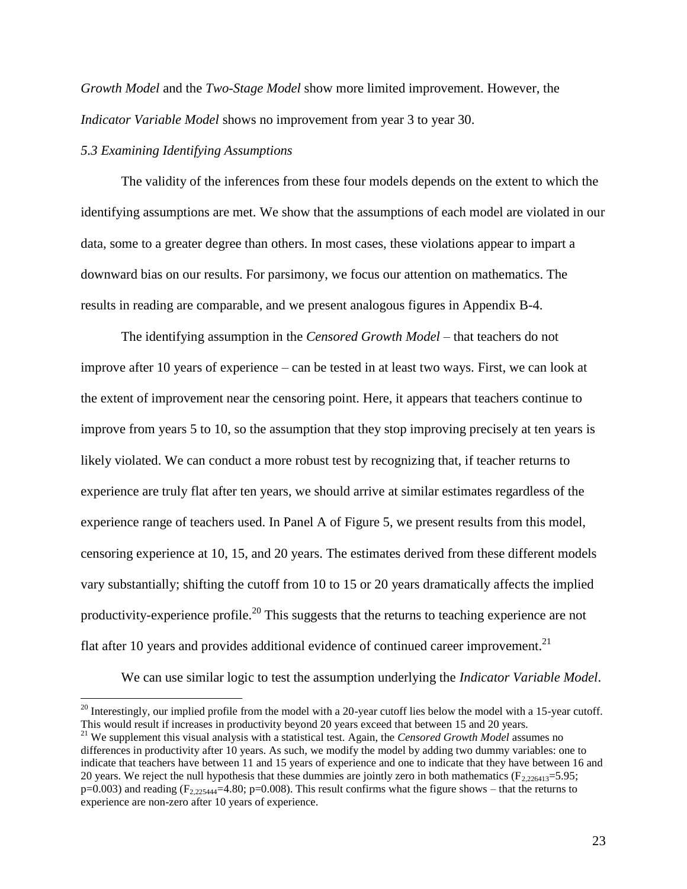*Growth Model* and the *Two-Stage Model* show more limited improvement. However, the *Indicator Variable Model* shows no improvement from year 3 to year 30.

### *5.3 Examining Identifying Assumptions*

The validity of the inferences from these four models depends on the extent to which the identifying assumptions are met. We show that the assumptions of each model are violated in our data, some to a greater degree than others. In most cases, these violations appear to impart a downward bias on our results. For parsimony, we focus our attention on mathematics. The results in reading are comparable, and we present analogous figures in Appendix B-4.

The identifying assumption in the *Censored Growth Model* – that teachers do not improve after 10 years of experience – can be tested in at least two ways. First, we can look at the extent of improvement near the censoring point. Here, it appears that teachers continue to improve from years 5 to 10, so the assumption that they stop improving precisely at ten years is likely violated. We can conduct a more robust test by recognizing that, if teacher returns to experience are truly flat after ten years, we should arrive at similar estimates regardless of the experience range of teachers used. In Panel A of Figure 5, we present results from this model, censoring experience at 10, 15, and 20 years. The estimates derived from these different models vary substantially; shifting the cutoff from 10 to 15 or 20 years dramatically affects the implied productivity-experience profile.[20] This suggests that the returns to teaching experience are not flat after 10 years and provides additional evidence of continued career improvement.[21]

We can use similar logic to test the assumption underlying the *Indicator Variable Model*.

---

[20] Interestingly, our implied profile from the model with a 20-year cutoff lies below the model with a 15-year cutoff. This would result if increases in productivity beyond 20 years exceed that between 15 and 20 years.

[21] We supplement this visual analysis with a statistical test. Again, the *Censored Growth Model* assumes no differences in productivity after 10 years. As such, we modify the model by adding two dummy variables: one to indicate that teachers have between 11 and 15 years of experience and one to indicate that they have between 16 and 20 years. We reject the null hypothesis that these dummies are jointly zero in both mathematics ($F_{2,226413}=5.95$; $p=0.003$) and reading ($F_{2,225444}=4.80$; $p=0.008$). This result confirms what the figure shows – that the returns to experience are non-zero after 10 years of experience.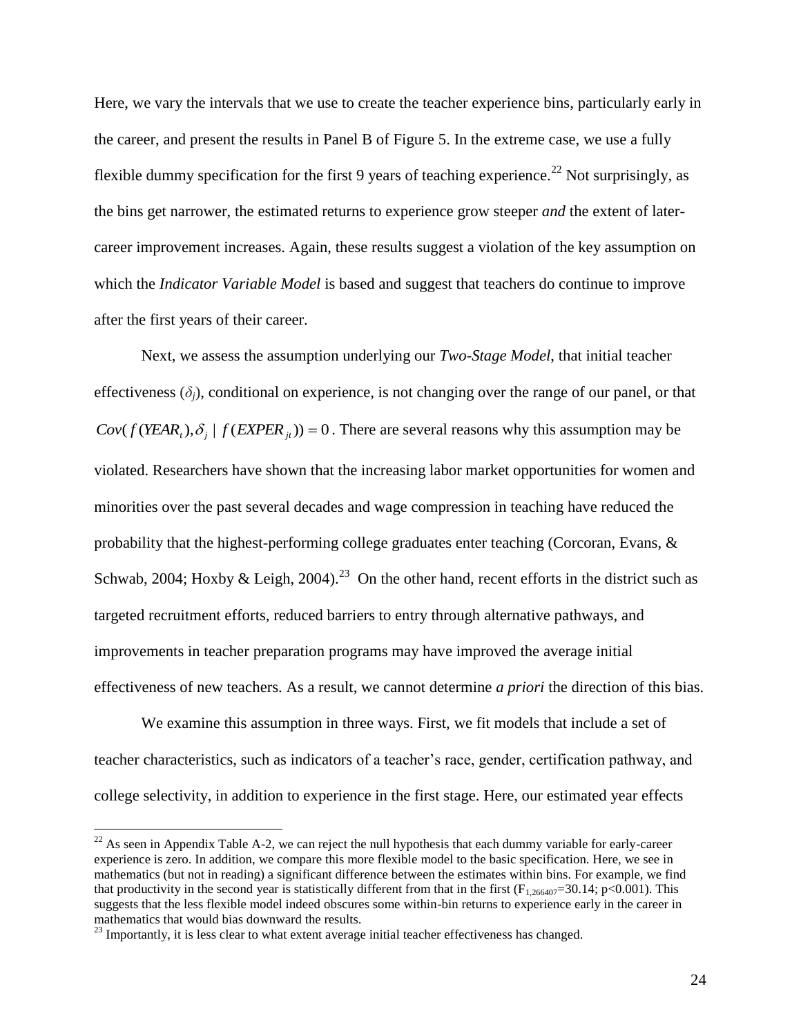Here, we vary the intervals that we use to create the teacher experience bins, particularly early in the career, and present the results in Panel B of Figure 5. In the extreme case, we use a fully flexible dummy specification for the first 9 years of teaching experience.[22] Not surprisingly, as the bins get narrower, the estimated returns to experience grow steeper *and* the extent of later-career improvement increases. Again, these results suggest a violation of the key assumption on which the *Indicator Variable Model* is based and suggest that teachers do continue to improve after the first years of their career.

Next, we assess the assumption underlying our *Two-Stage Model*, that initial teacher effectiveness ($\delta_j$), conditional on experience, is not changing over the range of our panel, or that $Cov(f(YEAR_t), \delta_j \mid f(EXPER_{jt})) = 0$. There are several reasons why this assumption may be violated. Researchers have shown that the increasing labor market opportunities for women and minorities over the past several decades and wage compression in teaching have reduced the probability that the highest-performing college graduates enter teaching (Corcoran, Evans, & Schwab, 2004; Hoxby & Leigh, 2004).[23] On the other hand, recent efforts in the district such as targeted recruitment efforts, reduced barriers to entry through alternative pathways, and improvements in teacher preparation programs may have improved the average initial effectiveness of new teachers. As a result, we cannot determine *a priori* the direction of this bias.

We examine this assumption in three ways. First, we fit models that include a set of teacher characteristics, such as indicators of a teacher's race, gender, certification pathway, and college selectivity, in addition to experience in the first stage. Here, our estimated year effects

[22] As seen in Appendix Table A-2, we can reject the null hypothesis that each dummy variable for early-career experience is zero. In addition, we compare this more flexible model to the basic specification. Here, we see in mathematics (but not in reading) a significant difference between the estimates within bins. For example, we find that productivity in the second year is statistically different from that in the first ($F_{1,266407}=30.14$; $p<0.001$). This suggests that the less flexible model indeed obscures some within-bin returns to experience early in the career in mathematics that would bias downward the results.

[23] Importantly, it is less clear to what extent average initial teacher effectiveness has changed.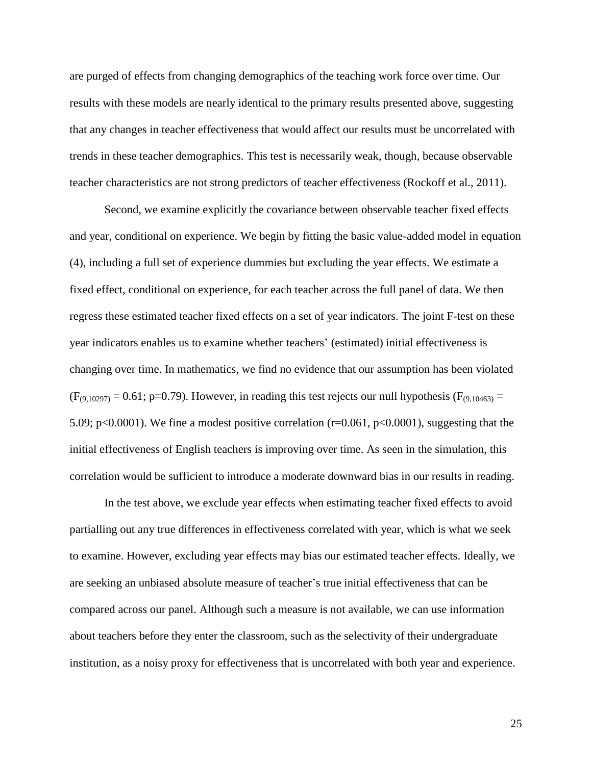are purged of effects from changing demographics of the teaching work force over time. Our results with these models are nearly identical to the primary results presented above, suggesting that any changes in teacher effectiveness that would affect our results must be uncorrelated with trends in these teacher demographics. This test is necessarily weak, though, because observable teacher characteristics are not strong predictors of teacher effectiveness (Rockoff et al., 2011).

Second, we examine explicitly the covariance between observable teacher fixed effects and year, conditional on experience. We begin by fitting the basic value-added model in equation (4), including a full set of experience dummies but excluding the year effects. We estimate a fixed effect, conditional on experience, for each teacher across the full panel of data. We then regress these estimated teacher fixed effects on a set of year indicators. The joint F-test on these year indicators enables us to examine whether teachers' (estimated) initial effectiveness is changing over time. In mathematics, we find no evidence that our assumption has been violated ($F_{(9,10297)} = 0.61$; $p=0.79$). However, in reading this test rejects our null hypothesis ($F_{(9,10463)} = 5.09$; $p<0.0001$). We fine a modest positive correlation ($r=0.061$, $p<0.0001$), suggesting that the initial effectiveness of English teachers is improving over time. As seen in the simulation, this correlation would be sufficient to introduce a moderate downward bias in our results in reading.

In the test above, we exclude year effects when estimating teacher fixed effects to avoid partialling out any true differences in effectiveness correlated with year, which is what we seek to examine. However, excluding year effects may bias our estimated teacher effects. Ideally, we are seeking an unbiased absolute measure of teacher's true initial effectiveness that can be compared across our panel. Although such a measure is not available, we can use information about teachers before they enter the classroom, such as the selectivity of their undergraduate institution, as a noisy proxy for effectiveness that is uncorrelated with both year and experience.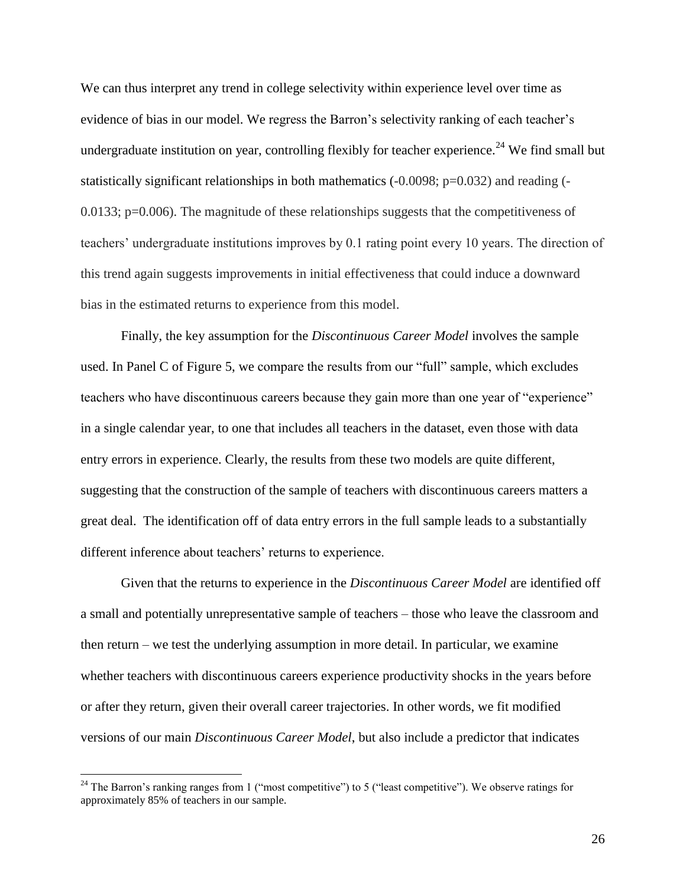We can thus interpret any trend in college selectivity within experience level over time as evidence of bias in our model. We regress the Barron's selectivity ranking of each teacher's undergraduate institution on year, controlling flexibly for teacher experience.[24] We find small but statistically significant relationships in both mathematics (-0.0098; p=0.032) and reading (-0.0133; p=0.006). The magnitude of these relationships suggests that the competitiveness of teachers' undergraduate institutions improves by 0.1 rating point every 10 years. The direction of this trend again suggests improvements in initial effectiveness that could induce a downward bias in the estimated returns to experience from this model.

Finally, the key assumption for the *Discontinuous Career Model* involves the sample used. In Panel C of Figure 5, we compare the results from our "full" sample, which excludes teachers who have discontinuous careers because they gain more than one year of "experience" in a single calendar year, to one that includes all teachers in the dataset, even those with data entry errors in experience. Clearly, the results from these two models are quite different, suggesting that the construction of the sample of teachers with discontinuous careers matters a great deal. The identification off of data entry errors in the full sample leads to a substantially different inference about teachers' returns to experience.

Given that the returns to experience in the *Discontinuous Career Model* are identified off a small and potentially unrepresentative sample of teachers – those who leave the classroom and then return – we test the underlying assumption in more detail. In particular, we examine whether teachers with discontinuous careers experience productivity shocks in the years before or after they return, given their overall career trajectories. In other words, we fit modified versions of our main *Discontinuous Career Model*, but also include a predictor that indicates

---

[24] The Barron's ranking ranges from 1 ("most competitive") to 5 ("least competitive"). We observe ratings for approximately 85% of teachers in our sample.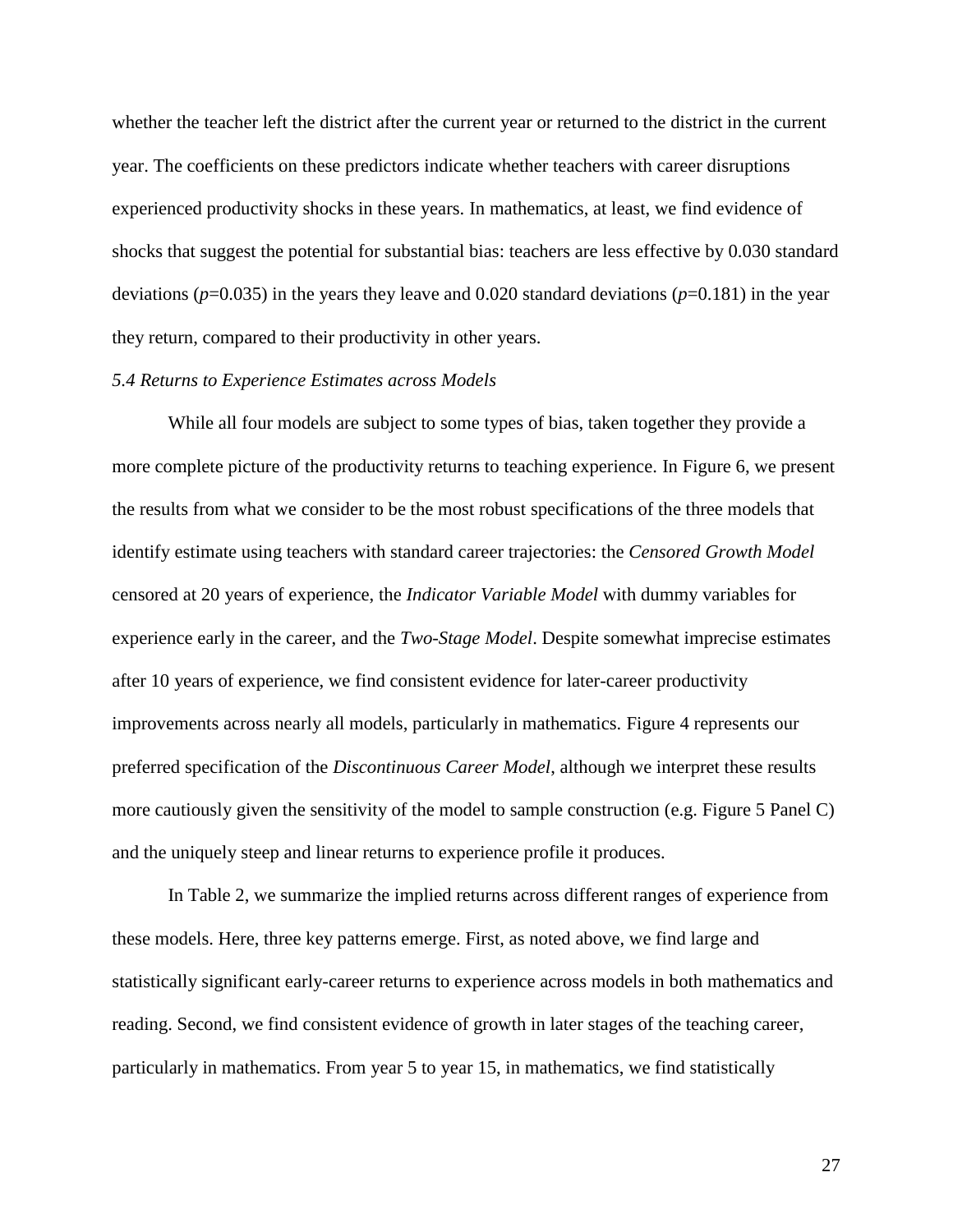whether the teacher left the district after the current year or returned to the district in the current year. The coefficients on these predictors indicate whether teachers with career disruptions experienced productivity shocks in these years. In mathematics, at least, we find evidence of shocks that suggest the potential for substantial bias: teachers are less effective by 0.030 standard deviations ($p$=0.035) in the years they leave and 0.020 standard deviations ($p$=0.181) in the year they return, compared to their productivity in other years.

### *5.4 Returns to Experience Estimates across Models*

While all four models are subject to some types of bias, taken together they provide a more complete picture of the productivity returns to teaching experience. In Figure 6, we present the results from what we consider to be the most robust specifications of the three models that identify estimate using teachers with standard career trajectories: the *Censored Growth Model* censored at 20 years of experience, the *Indicator Variable Model* with dummy variables for experience early in the career, and the *Two-Stage Model*. Despite somewhat imprecise estimates after 10 years of experience, we find consistent evidence for later-career productivity improvements across nearly all models, particularly in mathematics. Figure 4 represents our preferred specification of the *Discontinuous Career Model*, although we interpret these results more cautiously given the sensitivity of the model to sample construction (e.g. Figure 5 Panel C) and the uniquely steep and linear returns to experience profile it produces.

In Table 2, we summarize the implied returns across different ranges of experience from these models. Here, three key patterns emerge. First, as noted above, we find large and statistically significant early-career returns to experience across models in both mathematics and reading. Second, we find consistent evidence of growth in later stages of the teaching career, particularly in mathematics. From year 5 to year 15, in mathematics, we find statistically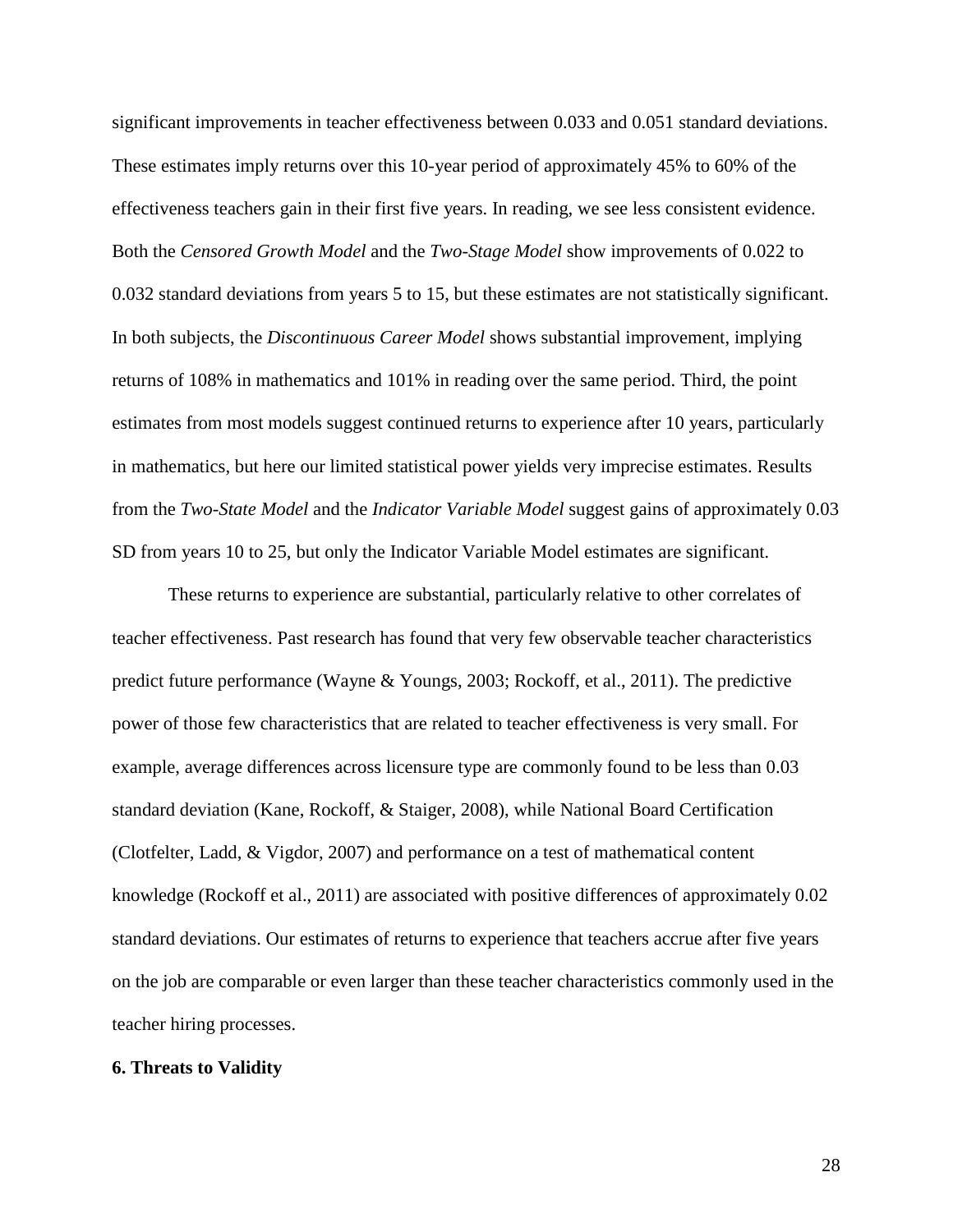significant improvements in teacher effectiveness between 0.033 and 0.051 standard deviations. These estimates imply returns over this 10-year period of approximately 45% to 60% of the effectiveness teachers gain in their first five years. In reading, we see less consistent evidence. Both the *Censored Growth Model* and the *Two-Stage Model* show improvements of 0.022 to 0.032 standard deviations from years 5 to 15, but these estimates are not statistically significant. In both subjects, the *Discontinuous Career Model* shows substantial improvement, implying returns of 108% in mathematics and 101% in reading over the same period. Third, the point estimates from most models suggest continued returns to experience after 10 years, particularly in mathematics, but here our limited statistical power yields very imprecise estimates. Results from the *Two-State Model* and the *Indicator Variable Model* suggest gains of approximately 0.03 SD from years 10 to 25, but only the Indicator Variable Model estimates are significant.

These returns to experience are substantial, particularly relative to other correlates of teacher effectiveness. Past research has found that very few observable teacher characteristics predict future performance (Wayne & Youngs, 2003; Rockoff, et al., 2011). The predictive power of those few characteristics that are related to teacher effectiveness is very small. For example, average differences across licensure type are commonly found to be less than 0.03 standard deviation (Kane, Rockoff, & Staiger, 2008), while National Board Certification (Clotfelter, Ladd, & Vigdor, 2007) and performance on a test of mathematical content knowledge (Rockoff et al., 2011) are associated with positive differences of approximately 0.02 standard deviations. Our estimates of returns to experience that teachers accrue after five years on the job are comparable or even larger than these teacher characteristics commonly used in the teacher hiring processes.

**6. Threats to Validity**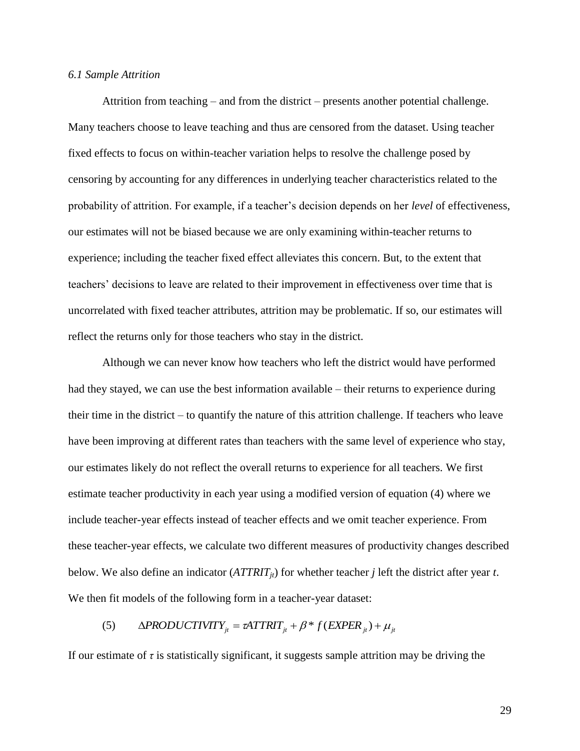### *6.1 Sample Attrition*

Attrition from teaching – and from the district – presents another potential challenge. Many teachers choose to leave teaching and thus are censored from the dataset. Using teacher fixed effects to focus on within-teacher variation helps to resolve the challenge posed by censoring by accounting for any differences in underlying teacher characteristics related to the probability of attrition. For example, if a teacher's decision depends on her *level* of effectiveness, our estimates will not be biased because we are only examining within-teacher returns to experience; including the teacher fixed effect alleviates this concern. But, to the extent that teachers' decisions to leave are related to their improvement in effectiveness over time that is uncorrelated with fixed teacher attributes, attrition may be problematic. If so, our estimates will reflect the returns only for those teachers who stay in the district.

Although we can never know how teachers who left the district would have performed had they stayed, we can use the best information available – their returns to experience during their time in the district – to quantify the nature of this attrition challenge. If teachers who leave have been improving at different rates than teachers with the same level of experience who stay, our estimates likely do not reflect the overall returns to experience for all teachers. We first estimate teacher productivity in each year using a modified version of equation (4) where we include teacher-year effects instead of teacher effects and we omit teacher experience. From these teacher-year effects, we calculate two different measures of productivity changes described below. We also define an indicator ($ATTRIT_{jt}$) for whether teacher *j* left the district after year *t*. We then fit models of the following form in a teacher-year dataset:

$$(5) \qquad \Delta PRODUCTIVITY_{jt} = \tau ATTRIT_{jt} + \beta * f(EXPER_{jt}) + \mu_{jt}$$

If our estimate of $\tau$ is statistically significant, it suggests sample attrition may be driving the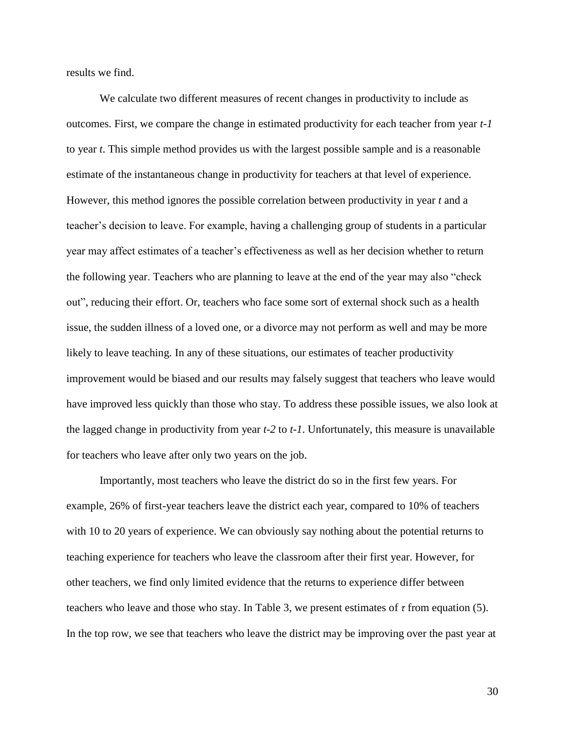results we find.

We calculate two different measures of recent changes in productivity to include as outcomes. First, we compare the change in estimated productivity for each teacher from year *t-1* to year *t*. This simple method provides us with the largest possible sample and is a reasonable estimate of the instantaneous change in productivity for teachers at that level of experience. However, this method ignores the possible correlation between productivity in year *t* and a teacher's decision to leave. For example, having a challenging group of students in a particular year may affect estimates of a teacher's effectiveness as well as her decision whether to return the following year. Teachers who are planning to leave at the end of the year may also "check out", reducing their effort. Or, teachers who face some sort of external shock such as a health issue, the sudden illness of a loved one, or a divorce may not perform as well and may be more likely to leave teaching. In any of these situations, our estimates of teacher productivity improvement would be biased and our results may falsely suggest that teachers who leave would have improved less quickly than those who stay. To address these possible issues, we also look at the lagged change in productivity from year *t-2* to *t-1*. Unfortunately, this measure is unavailable for teachers who leave after only two years on the job.

Importantly, most teachers who leave the district do so in the first few years. For example, 26% of first-year teachers leave the district each year, compared to 10% of teachers with 10 to 20 years of experience. We can obviously say nothing about the potential returns to teaching experience for teachers who leave the classroom after their first year. However, for other teachers, we find only limited evidence that the returns to experience differ between teachers who leave and those who stay. In Table 3, we present estimates of $\tau$ from equation (5). In the top row, we see that teachers who leave the district may be improving over the past year at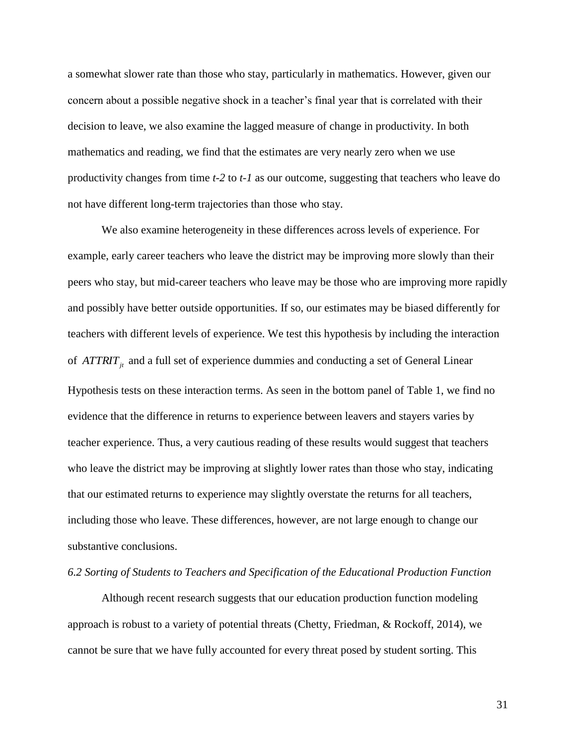a somewhat slower rate than those who stay, particularly in mathematics. However, given our concern about a possible negative shock in a teacher's final year that is correlated with their decision to leave, we also examine the lagged measure of change in productivity. In both mathematics and reading, we find that the estimates are very nearly zero when we use productivity changes from time *t-2* to *t-1* as our outcome, suggesting that teachers who leave do not have different long-term trajectories than those who stay.

We also examine heterogeneity in these differences across levels of experience. For example, early career teachers who leave the district may be improving more slowly than their peers who stay, but mid-career teachers who leave may be those who are improving more rapidly and possibly have better outside opportunities. If so, our estimates may be biased differently for teachers with different levels of experience. We test this hypothesis by including the interaction of $ATTRIT_{jt}$ and a full set of experience dummies and conducting a set of General Linear Hypothesis tests on these interaction terms. As seen in the bottom panel of Table 1, we find no evidence that the difference in returns to experience between leavers and stayers varies by teacher experience. Thus, a very cautious reading of these results would suggest that teachers who leave the district may be improving at slightly lower rates than those who stay, indicating that our estimated returns to experience may slightly overstate the returns for all teachers, including those who leave. These differences, however, are not large enough to change our substantive conclusions.

### *6.2 Sorting of Students to Teachers and Specification of the Educational Production Function*

Although recent research suggests that our education production function modeling approach is robust to a variety of potential threats (Chetty, Friedman, & Rockoff, 2014), we cannot be sure that we have fully accounted for every threat posed by student sorting. This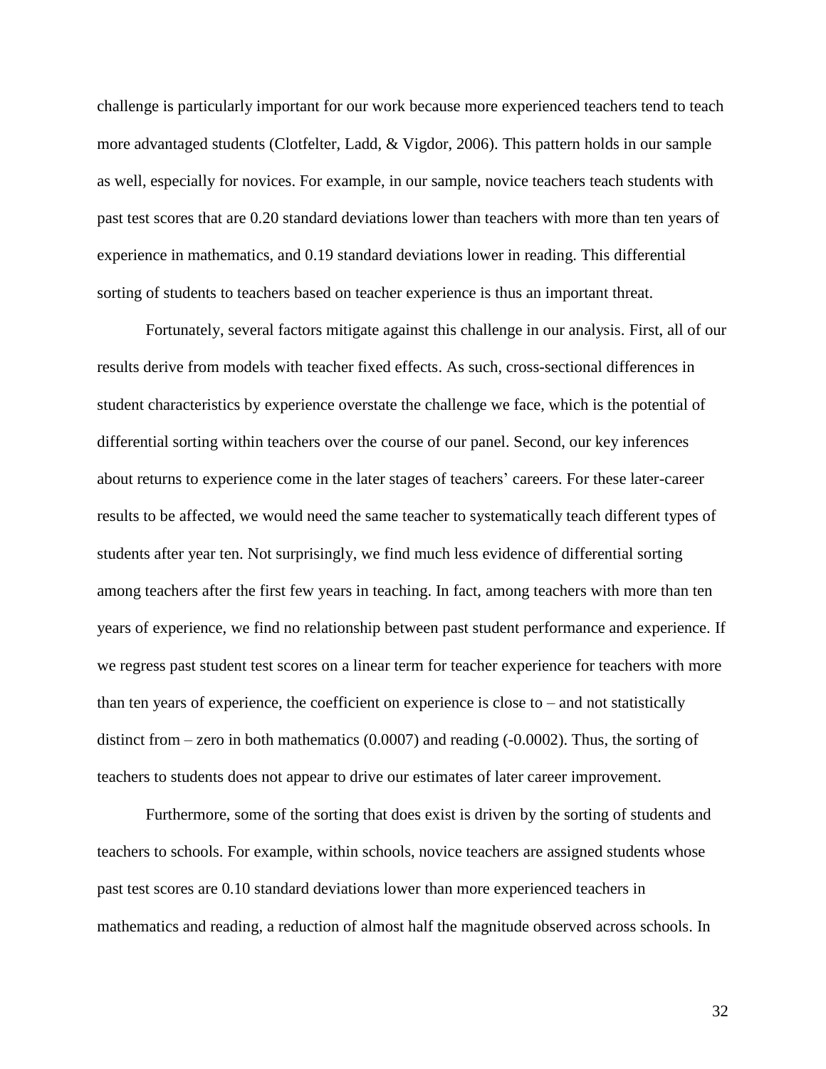challenge is particularly important for our work because more experienced teachers tend to teach more advantaged students (Clotfelter, Ladd, & Vigdor, 2006). This pattern holds in our sample as well, especially for novices. For example, in our sample, novice teachers teach students with past test scores that are 0.20 standard deviations lower than teachers with more than ten years of experience in mathematics, and 0.19 standard deviations lower in reading. This differential sorting of students to teachers based on teacher experience is thus an important threat.

Fortunately, several factors mitigate against this challenge in our analysis. First, all of our results derive from models with teacher fixed effects. As such, cross-sectional differences in student characteristics by experience overstate the challenge we face, which is the potential of differential sorting within teachers over the course of our panel. Second, our key inferences about returns to experience come in the later stages of teachers' careers. For these later-career results to be affected, we would need the same teacher to systematically teach different types of students after year ten. Not surprisingly, we find much less evidence of differential sorting among teachers after the first few years in teaching. In fact, among teachers with more than ten years of experience, we find no relationship between past student performance and experience. If we regress past student test scores on a linear term for teacher experience for teachers with more than ten years of experience, the coefficient on experience is close to – and not statistically distinct from – zero in both mathematics (0.0007) and reading (-0.0002). Thus, the sorting of teachers to students does not appear to drive our estimates of later career improvement.

Furthermore, some of the sorting that does exist is driven by the sorting of students and teachers to schools. For example, within schools, novice teachers are assigned students whose past test scores are 0.10 standard deviations lower than more experienced teachers in mathematics and reading, a reduction of almost half the magnitude observed across schools. In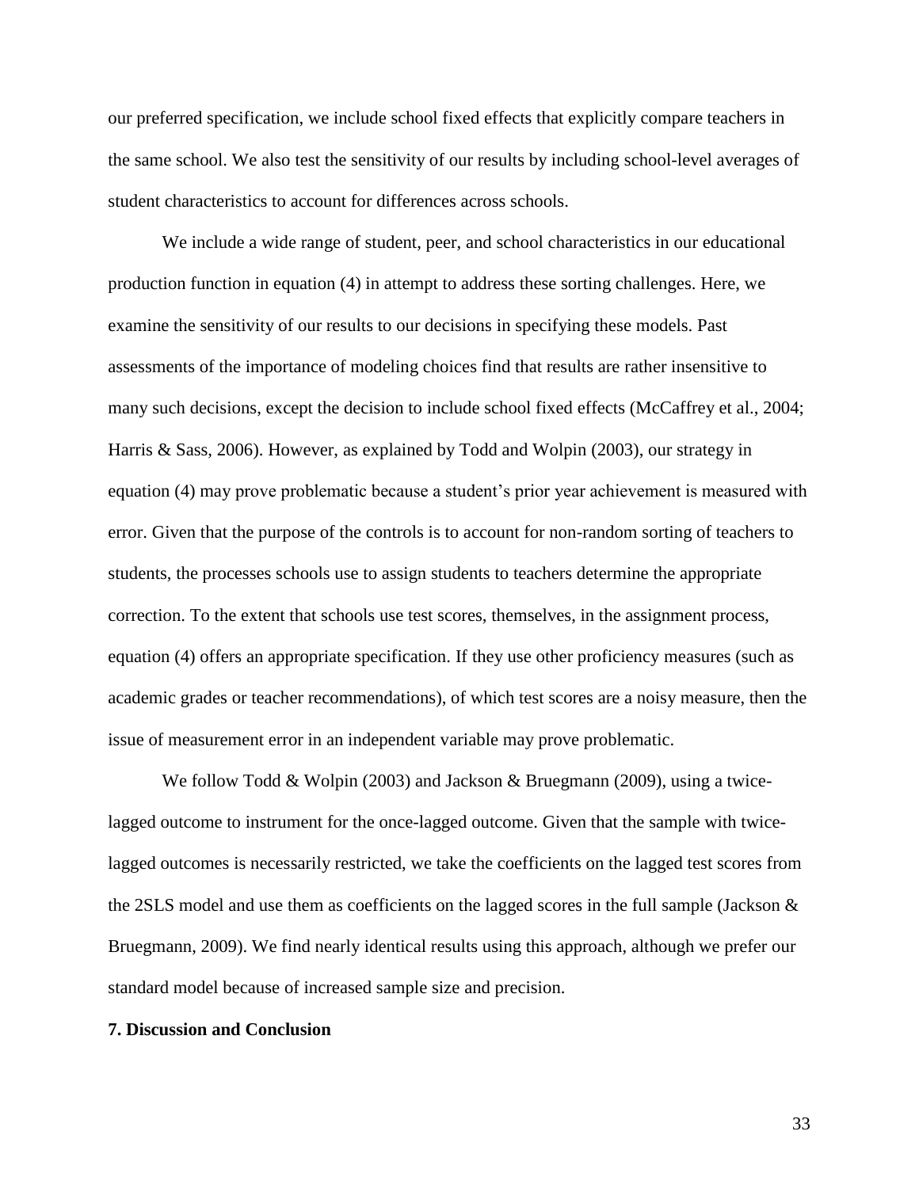our preferred specification, we include school fixed effects that explicitly compare teachers in the same school. We also test the sensitivity of our results by including school-level averages of student characteristics to account for differences across schools.

We include a wide range of student, peer, and school characteristics in our educational production function in equation (4) in attempt to address these sorting challenges. Here, we examine the sensitivity of our results to our decisions in specifying these models. Past assessments of the importance of modeling choices find that results are rather insensitive to many such decisions, except the decision to include school fixed effects (McCaffrey et al., 2004; Harris & Sass, 2006). However, as explained by Todd and Wolpin (2003), our strategy in equation (4) may prove problematic because a student's prior year achievement is measured with error. Given that the purpose of the controls is to account for non-random sorting of teachers to students, the processes schools use to assign students to teachers determine the appropriate correction. To the extent that schools use test scores, themselves, in the assignment process, equation (4) offers an appropriate specification. If they use other proficiency measures (such as academic grades or teacher recommendations), of which test scores are a noisy measure, then the issue of measurement error in an independent variable may prove problematic.

We follow Todd & Wolpin (2003) and Jackson & Bruegmann (2009), using a twice-lagged outcome to instrument for the once-lagged outcome. Given that the sample with twice-lagged outcomes is necessarily restricted, we take the coefficients on the lagged test scores from the 2SLS model and use them as coefficients on the lagged scores in the full sample (Jackson & Bruegmann, 2009). We find nearly identical results using this approach, although we prefer our standard model because of increased sample size and precision.

## 7. Discussion and Conclusion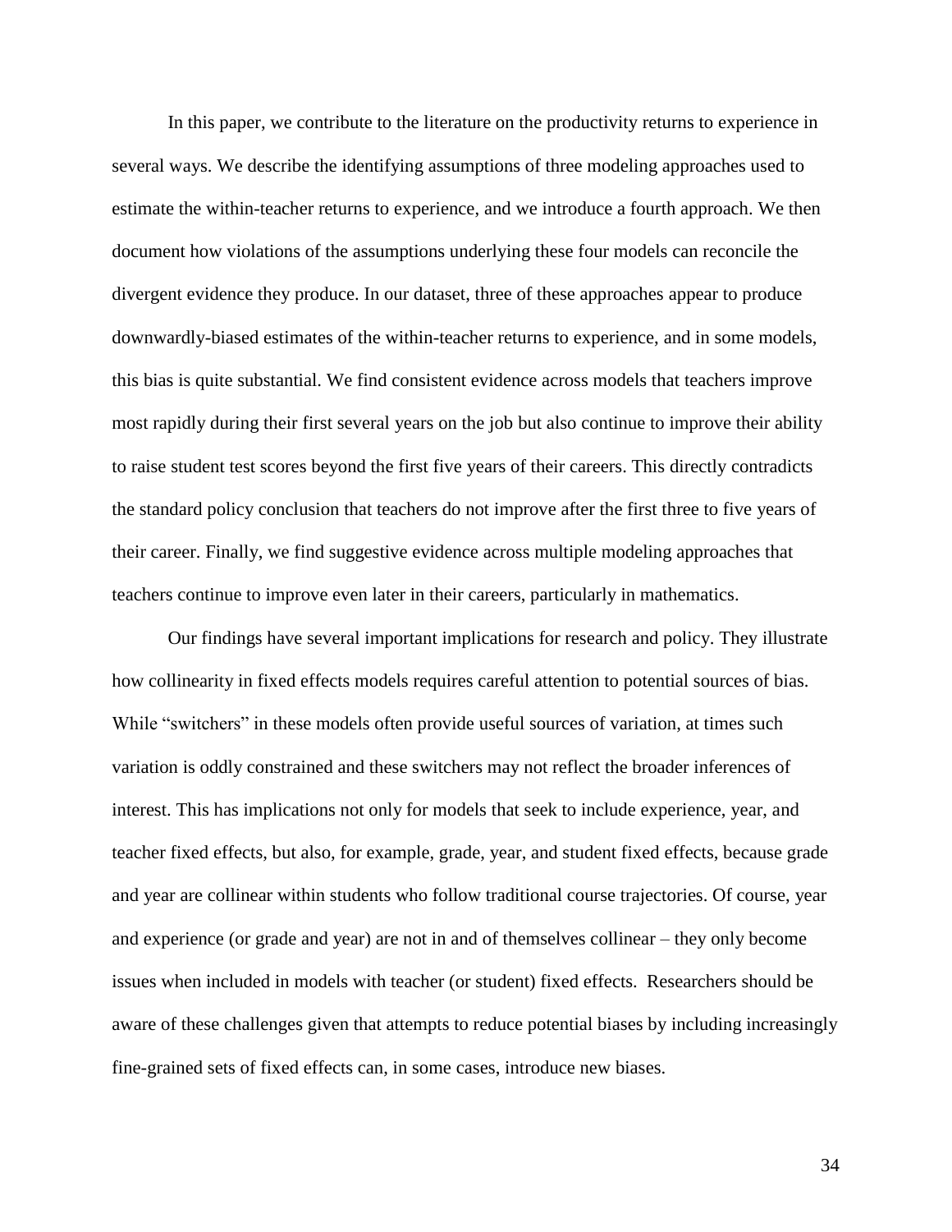In this paper, we contribute to the literature on the productivity returns to experience in several ways. We describe the identifying assumptions of three modeling approaches used to estimate the within-teacher returns to experience, and we introduce a fourth approach. We then document how violations of the assumptions underlying these four models can reconcile the divergent evidence they produce. In our dataset, three of these approaches appear to produce downwardly-biased estimates of the within-teacher returns to experience, and in some models, this bias is quite substantial. We find consistent evidence across models that teachers improve most rapidly during their first several years on the job but also continue to improve their ability to raise student test scores beyond the first five years of their careers. This directly contradicts the standard policy conclusion that teachers do not improve after the first three to five years of their career. Finally, we find suggestive evidence across multiple modeling approaches that teachers continue to improve even later in their careers, particularly in mathematics.

Our findings have several important implications for research and policy. They illustrate how collinearity in fixed effects models requires careful attention to potential sources of bias. While "switchers" in these models often provide useful sources of variation, at times such variation is oddly constrained and these switchers may not reflect the broader inferences of interest. This has implications not only for models that seek to include experience, year, and teacher fixed effects, but also, for example, grade, year, and student fixed effects, because grade and year are collinear within students who follow traditional course trajectories. Of course, year and experience (or grade and year) are not in and of themselves collinear – they only become issues when included in models with teacher (or student) fixed effects. Researchers should be aware of these challenges given that attempts to reduce potential biases by including increasingly fine-grained sets of fixed effects can, in some cases, introduce new biases.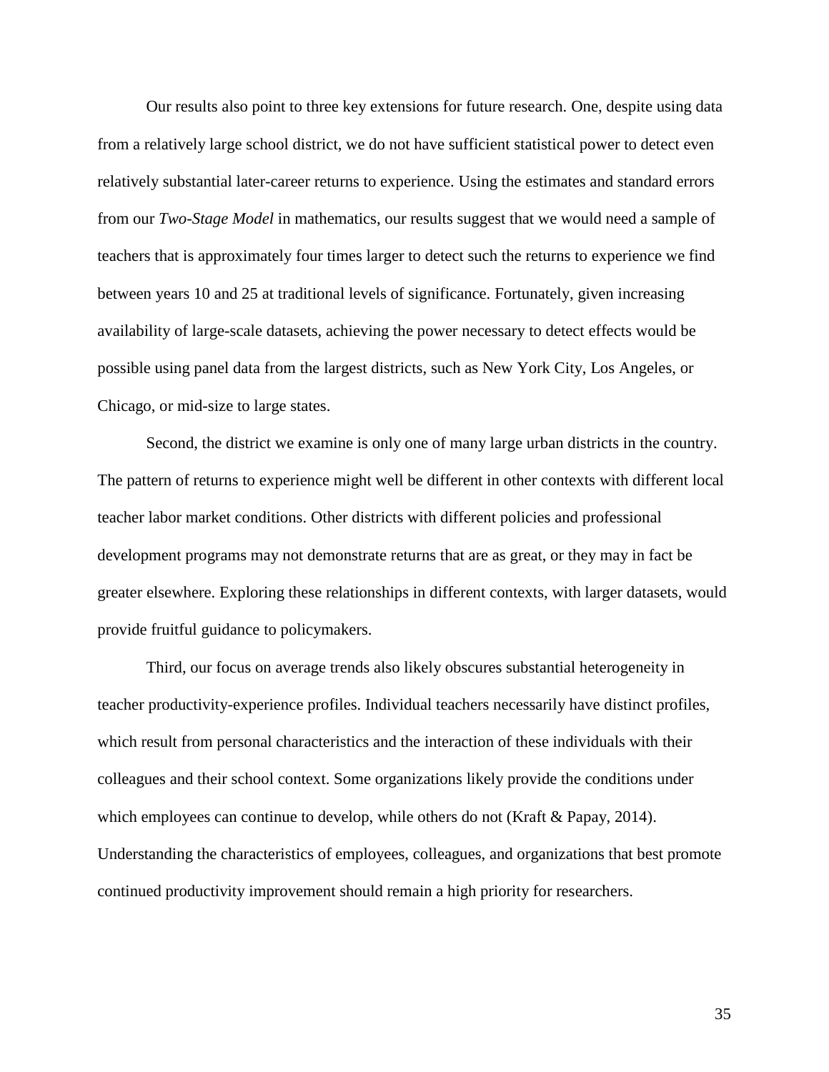Our results also point to three key extensions for future research. One, despite using data from a relatively large school district, we do not have sufficient statistical power to detect even relatively substantial later-career returns to experience. Using the estimates and standard errors from our *Two-Stage Model* in mathematics, our results suggest that we would need a sample of teachers that is approximately four times larger to detect such the returns to experience we find between years 10 and 25 at traditional levels of significance. Fortunately, given increasing availability of large-scale datasets, achieving the power necessary to detect effects would be possible using panel data from the largest districts, such as New York City, Los Angeles, or Chicago, or mid-size to large states.

Second, the district we examine is only one of many large urban districts in the country. The pattern of returns to experience might well be different in other contexts with different local teacher labor market conditions. Other districts with different policies and professional development programs may not demonstrate returns that are as great, or they may in fact be greater elsewhere. Exploring these relationships in different contexts, with larger datasets, would provide fruitful guidance to policymakers.

Third, our focus on average trends also likely obscures substantial heterogeneity in teacher productivity-experience profiles. Individual teachers necessarily have distinct profiles, which result from personal characteristics and the interaction of these individuals with their colleagues and their school context. Some organizations likely provide the conditions under which employees can continue to develop, while others do not (Kraft & Papay, 2014). Understanding the characteristics of employees, colleagues, and organizations that best promote continued productivity improvement should remain a high priority for researchers.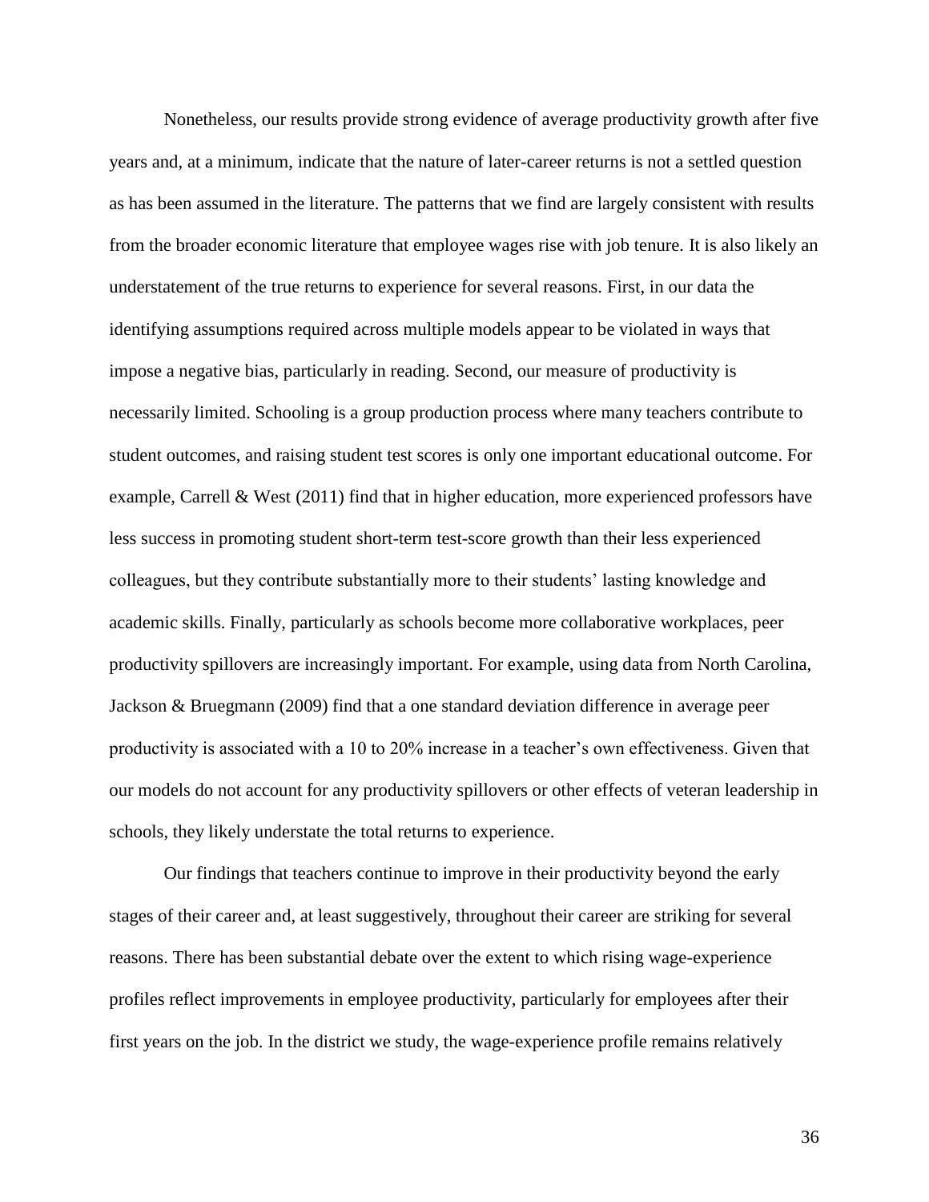Nonetheless, our results provide strong evidence of average productivity growth after five years and, at a minimum, indicate that the nature of later-career returns is not a settled question as has been assumed in the literature. The patterns that we find are largely consistent with results from the broader economic literature that employee wages rise with job tenure. It is also likely an understatement of the true returns to experience for several reasons. First, in our data the identifying assumptions required across multiple models appear to be violated in ways that impose a negative bias, particularly in reading. Second, our measure of productivity is necessarily limited. Schooling is a group production process where many teachers contribute to student outcomes, and raising student test scores is only one important educational outcome. For example, Carrell & West (2011) find that in higher education, more experienced professors have less success in promoting student short-term test-score growth than their less experienced colleagues, but they contribute substantially more to their students' lasting knowledge and academic skills. Finally, particularly as schools become more collaborative workplaces, peer productivity spillovers are increasingly important. For example, using data from North Carolina, Jackson & Bruegmann (2009) find that a one standard deviation difference in average peer productivity is associated with a 10 to 20% increase in a teacher's own effectiveness. Given that our models do not account for any productivity spillovers or other effects of veteran leadership in schools, they likely understate the total returns to experience.

Our findings that teachers continue to improve in their productivity beyond the early stages of their career and, at least suggestively, throughout their career are striking for several reasons. There has been substantial debate over the extent to which rising wage-experience profiles reflect improvements in employee productivity, particularly for employees after their first years on the job. In the district we study, the wage-experience profile remains relatively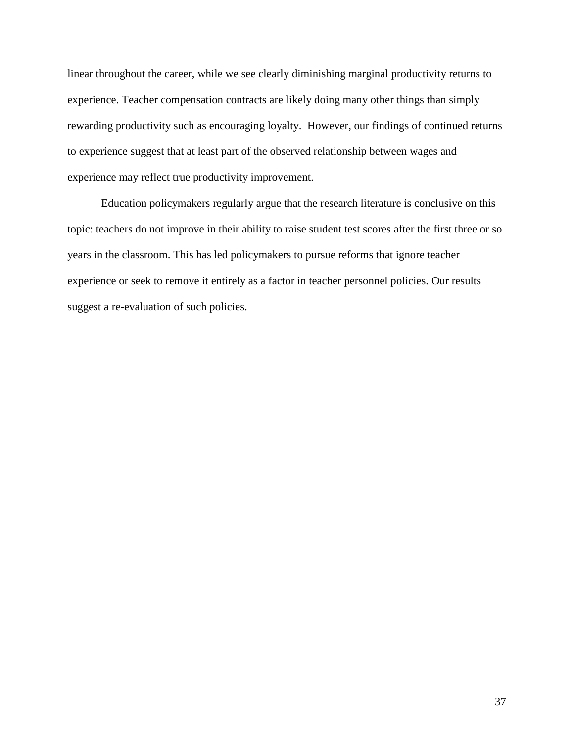linear throughout the career, while we see clearly diminishing marginal productivity returns to experience. Teacher compensation contracts are likely doing many other things than simply rewarding productivity such as encouraging loyalty. However, our findings of continued returns to experience suggest that at least part of the observed relationship between wages and experience may reflect true productivity improvement.

Education policymakers regularly argue that the research literature is conclusive on this topic: teachers do not improve in their ability to raise student test scores after the first three or so years in the classroom. This has led policymakers to pursue reforms that ignore teacher experience or seek to remove it entirely as a factor in teacher personnel policies. Our results suggest a re-evaluation of such policies.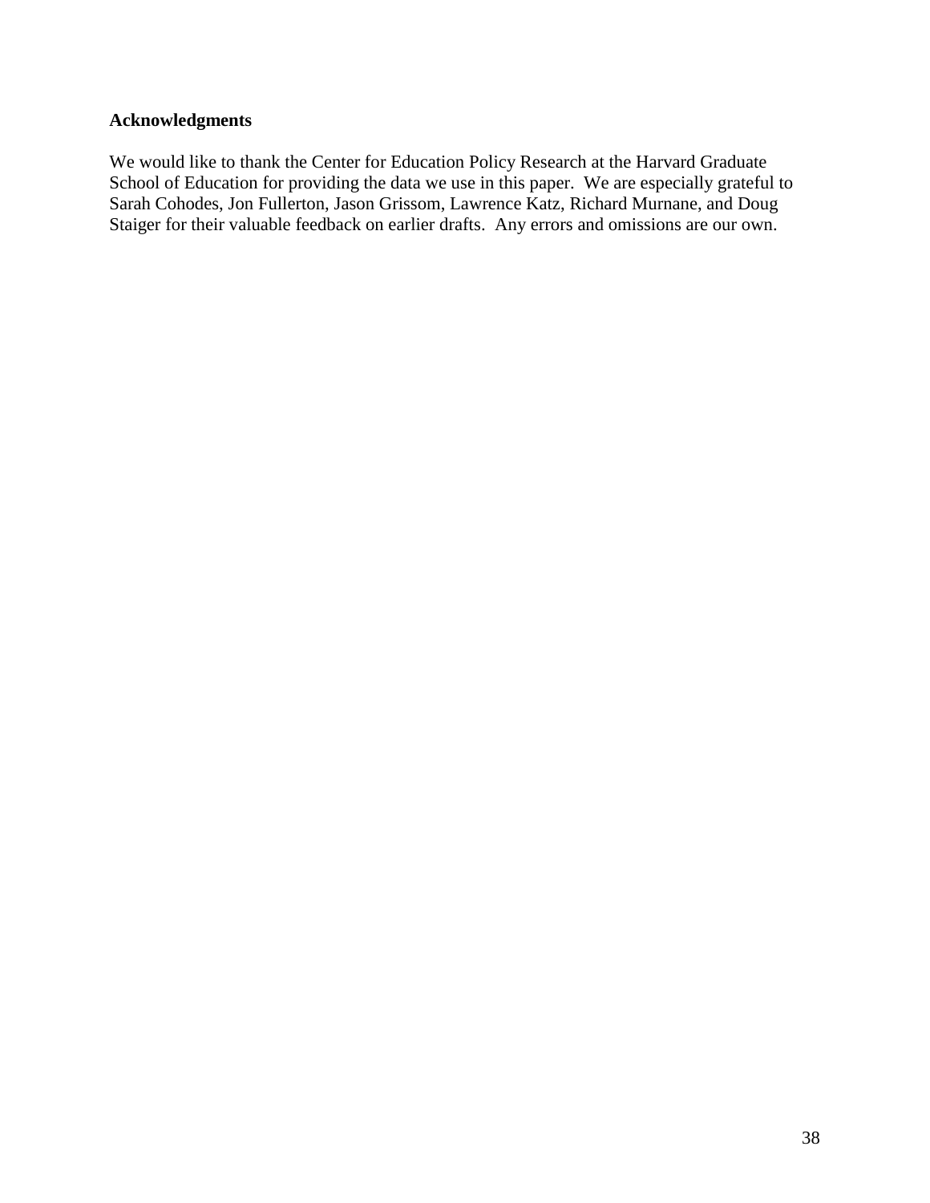**Acknowledgments**

We would like to thank the Center for Education Policy Research at the Harvard Graduate School of Education for providing the data we use in this paper. We are especially grateful to Sarah Cohodes, Jon Fullerton, Jason Grissom, Lawrence Katz, Richard Murnane, and Doug Staiger for their valuable feedback on earlier drafts. Any errors and omissions are our own.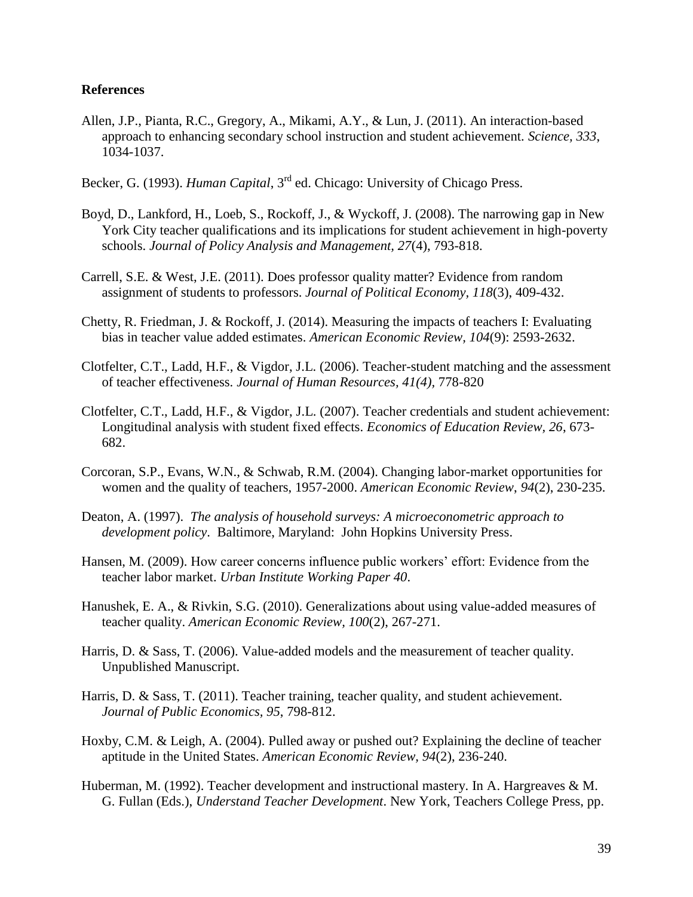**References**

Allen, J.P., Pianta, R.C., Gregory, A., Mikami, A.Y., & Lun, J. (2011). An interaction-based approach to enhancing secondary school instruction and student achievement. *Science*, *333*, 1034-1037.

Becker, G. (1993). *Human Capital*, 3rd ed. Chicago: University of Chicago Press.

Boyd, D., Lankford, H., Loeb, S., Rockoff, J., & Wyckoff, J. (2008). The narrowing gap in New York City teacher qualifications and its implications for student achievement in high-poverty schools. *Journal of Policy Analysis and Management*, *27*(4), 793-818.

Carrell, S.E. & West, J.E. (2011). Does professor quality matter? Evidence from random assignment of students to professors. *Journal of Political Economy, 118*(3), 409-432.

Chetty, R. Friedman, J. & Rockoff, J. (2014). Measuring the impacts of teachers I: Evaluating bias in teacher value added estimates. *American Economic Review*, *104*(9): 2593-2632.

Clotfelter, C.T., Ladd, H.F., & Vigdor, J.L. (2006). Teacher-student matching and the assessment of teacher effectiveness. *Journal of Human Resources, 41(4),* 778-820

Clotfelter, C.T., Ladd, H.F., & Vigdor, J.L. (2007). Teacher credentials and student achievement: Longitudinal analysis with student fixed effects. *Economics of Education Review, 26*, 673-682.

Corcoran, S.P., Evans, W.N., & Schwab, R.M. (2004). Changing labor-market opportunities for women and the quality of teachers, 1957-2000. *American Economic Review*, *94*(2), 230-235.

Deaton, A. (1997). *The analysis of household surveys: A microeconometric approach to development policy*. Baltimore, Maryland: John Hopkins University Press.

Hansen, M. (2009). How career concerns influence public workers' effort: Evidence from the teacher labor market. *Urban Institute Working Paper 40*.

Hanushek, E. A., & Rivkin, S.G. (2010). Generalizations about using value-added measures of teacher quality. *American Economic Review, 100*(2), 267-271.

Harris, D. & Sass, T. (2006). Value-added models and the measurement of teacher quality. Unpublished Manuscript.

Harris, D. & Sass, T. (2011). Teacher training, teacher quality, and student achievement. *Journal of Public Economics, 95*, 798-812.

Hoxby, C.M. & Leigh, A. (2004). Pulled away or pushed out? Explaining the decline of teacher aptitude in the United States. *American Economic Review*, *94*(2), 236-240.

Huberman, M. (1992). Teacher development and instructional mastery. In A. Hargreaves & M. G. Fullan (Eds.), *Understand Teacher Development*. New York, Teachers College Press, pp.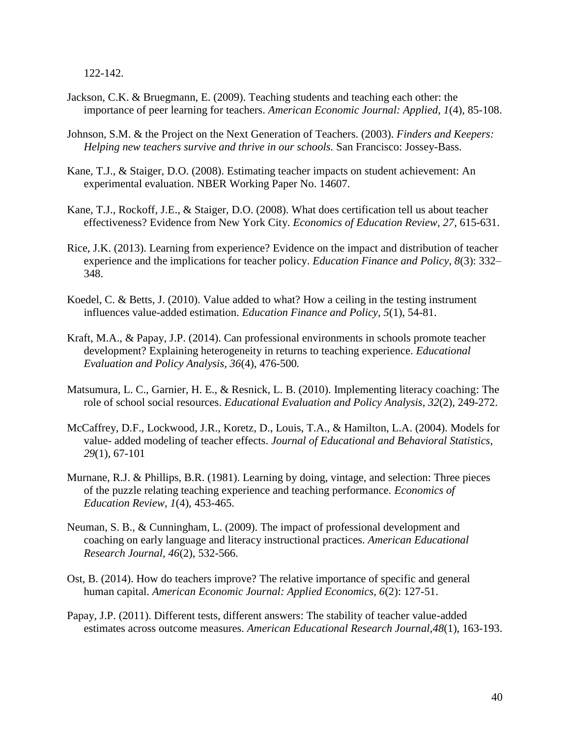122-142.

Jackson, C.K. & Bruegmann, E. (2009). Teaching students and teaching each other: the importance of peer learning for teachers. *American Economic Journal: Applied*, *1*(4), 85-108.

Johnson, S.M. & the Project on the Next Generation of Teachers. (2003). *Finders and Keepers: Helping new teachers survive and thrive in our schools.* San Francisco: Jossey-Bass.

Kane, T.J., & Staiger, D.O. (2008). Estimating teacher impacts on student achievement: An experimental evaluation. NBER Working Paper No. 14607.

Kane, T.J., Rockoff, J.E., & Staiger, D.O. (2008). What does certification tell us about teacher effectiveness? Evidence from New York City. *Economics of Education Review, 27*, 615-631.

Rice, J.K. (2013). Learning from experience? Evidence on the impact and distribution of teacher experience and the implications for teacher policy. *Education Finance and Policy, 8*(3): 332–348.

Koedel, C. & Betts, J. (2010). Value added to what? How a ceiling in the testing instrument influences value-added estimation. *Education Finance and Policy, 5*(1), 54-81.

Kraft, M.A., & Papay, J.P. (2014). Can professional environments in schools promote teacher development? Explaining heterogeneity in returns to teaching experience. *Educational Evaluation and Policy Analysis, 36*(4), 476-500*.*

Matsumura, L. C., Garnier, H. E., & Resnick, L. B. (2010). Implementing literacy coaching: The role of school social resources. *Educational Evaluation and Policy Analysis, 32*(2), 249-272.

McCaffrey, D.F., Lockwood, J.R., Koretz, D., Louis, T.A., & Hamilton, L.A. (2004). Models for value- added modeling of teacher effects. *Journal of Educational and Behavioral Statistics*, *29*(1), 67-101

Murnane, R.J. & Phillips, B.R. (1981). Learning by doing, vintage, and selection: Three pieces of the puzzle relating teaching experience and teaching performance. *Economics of Education Review, 1*(4), 453-465.

Neuman, S. B., & Cunningham, L. (2009). The impact of professional development and coaching on early language and literacy instructional practices. *American Educational Research Journal, 46*(2), 532-566.

Ost, B. (2014). How do teachers improve? The relative importance of specific and general human capital. *American Economic Journal: Applied Economics, 6*(2): 127-51.

Papay, J.P. (2011). Different tests, different answers: The stability of teacher value-added estimates across outcome measures. *American Educational Research Journal,48*(1), 163-193.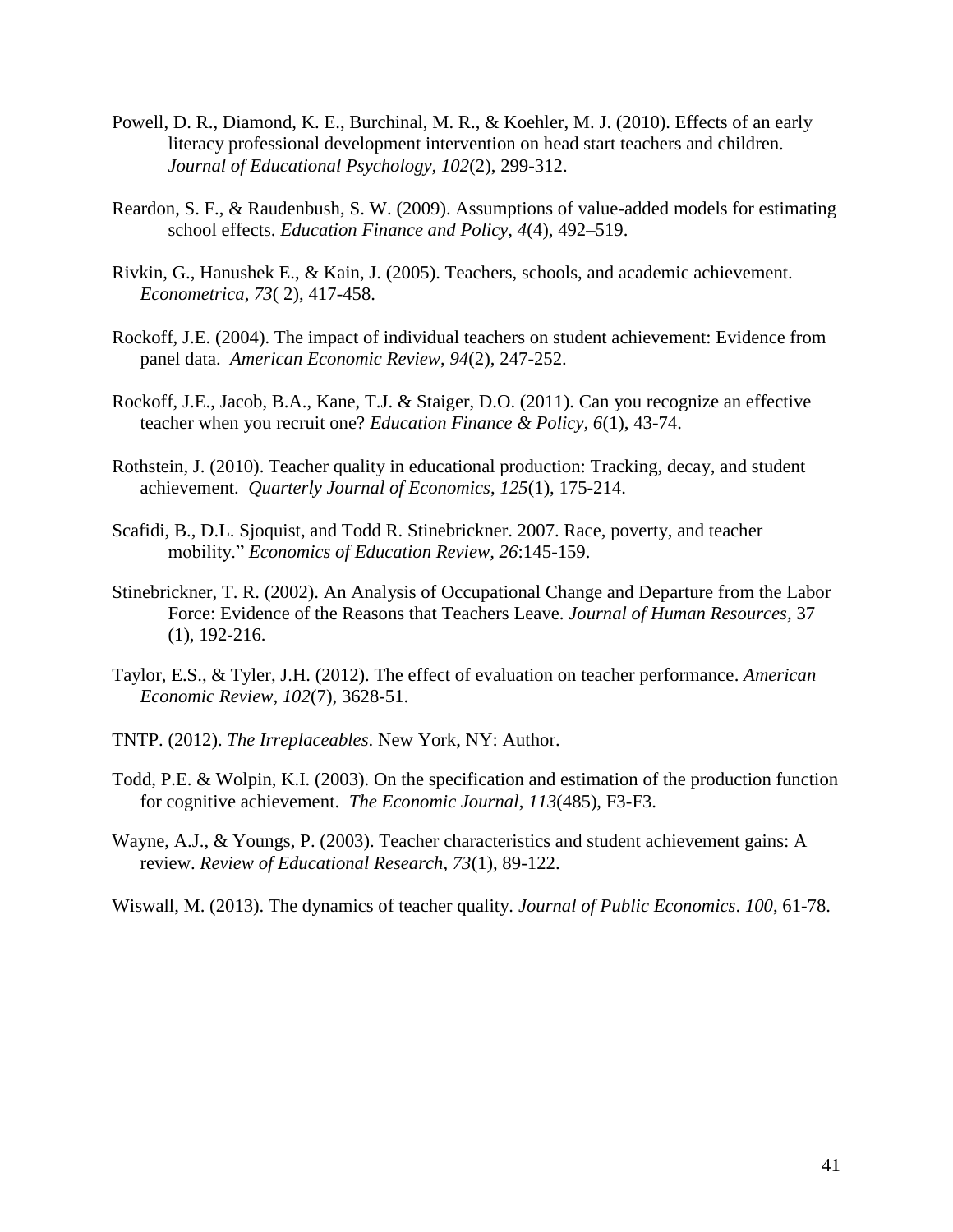Powell, D. R., Diamond, K. E., Burchinal, M. R., & Koehler, M. J. (2010). Effects of an early literacy professional development intervention on head start teachers and children. *Journal of Educational Psychology, 102*(2), 299-312.

Reardon, S. F., & Raudenbush, S. W. (2009). Assumptions of value-added models for estimating school effects. *Education Finance and Policy, 4*(4), 492–519.

Rivkin, G., Hanushek E., & Kain, J. (2005). Teachers, schools, and academic achievement. *Econometrica*, *73*( 2), 417-458.

Rockoff, J.E. (2004). The impact of individual teachers on student achievement: Evidence from panel data. *American Economic Review*, *94*(2), 247-252.

Rockoff, J.E., Jacob, B.A., Kane, T.J. & Staiger, D.O. (2011). Can you recognize an effective teacher when you recruit one? *Education Finance & Policy*, *6*(1), 43-74.

Rothstein, J. (2010). Teacher quality in educational production: Tracking, decay, and student achievement. *Quarterly Journal of Economics*, *125*(1), 175-214.

Scafidi, B., D.L. Sjoquist, and Todd R. Stinebrickner. 2007. Race, poverty, and teacher mobility." *Economics of Education Review, 26*:145-159.

Stinebrickner, T. R. (2002). An Analysis of Occupational Change and Departure from the Labor Force: Evidence of the Reasons that Teachers Leave. *Journal of Human Resources*, 37 (1), 192-216.

Taylor, E.S., & Tyler, J.H. (2012). The effect of evaluation on teacher performance. *American Economic Review, 102*(7), 3628-51.

TNTP. (2012). *The Irreplaceables*. New York, NY: Author.

Todd, P.E. & Wolpin, K.I. (2003). On the specification and estimation of the production function for cognitive achievement. *The Economic Journal*, *113*(485), F3-F3.

Wayne, A.J., & Youngs, P. (2003). Teacher characteristics and student achievement gains: A review. *Review of Educational Research*, *73*(1), 89-122.

Wiswall, M. (2013). The dynamics of teacher quality. *Journal of Public Economics*. *100*, 61-78.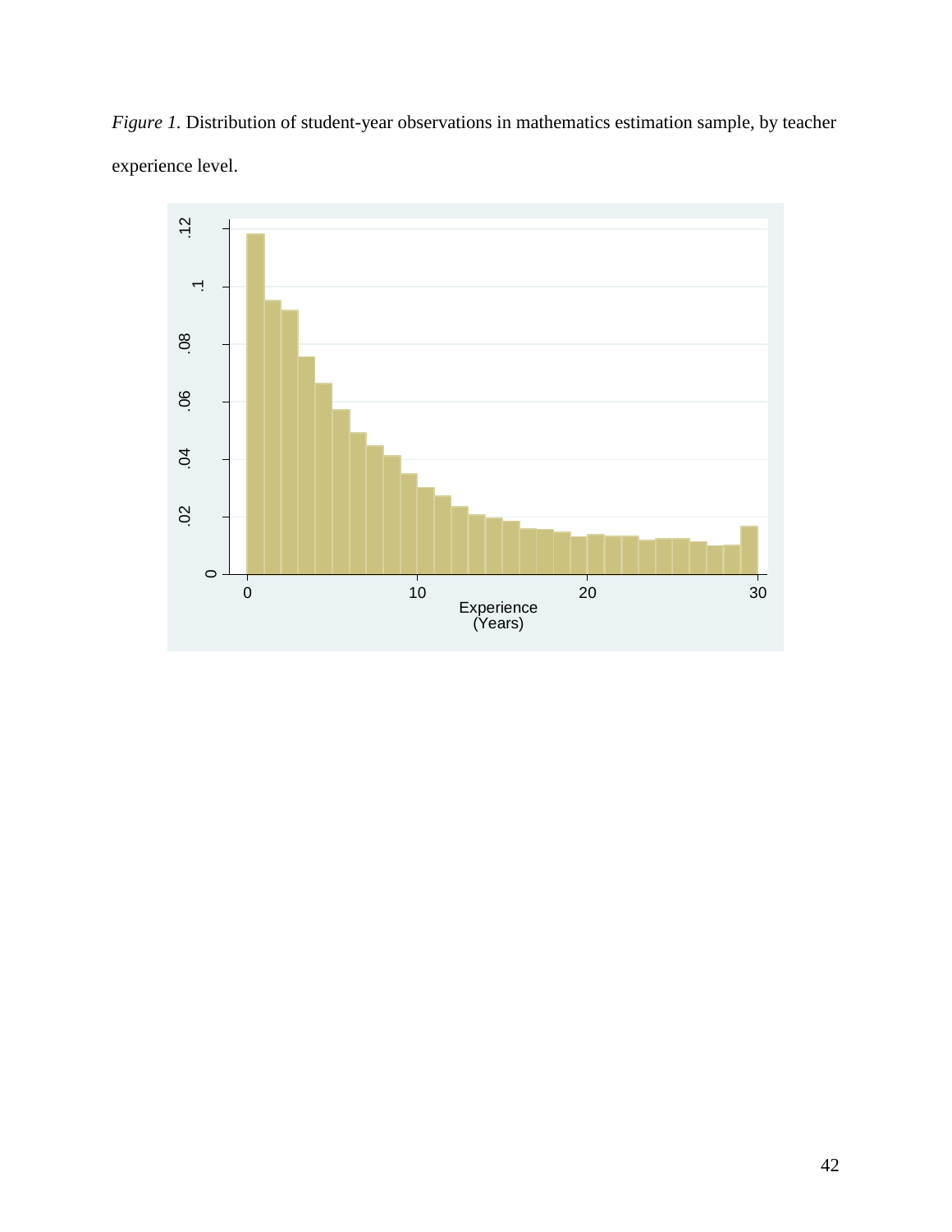*Figure 1.* Distribution of student-year observations in mathematics estimation sample, by teacher experience level.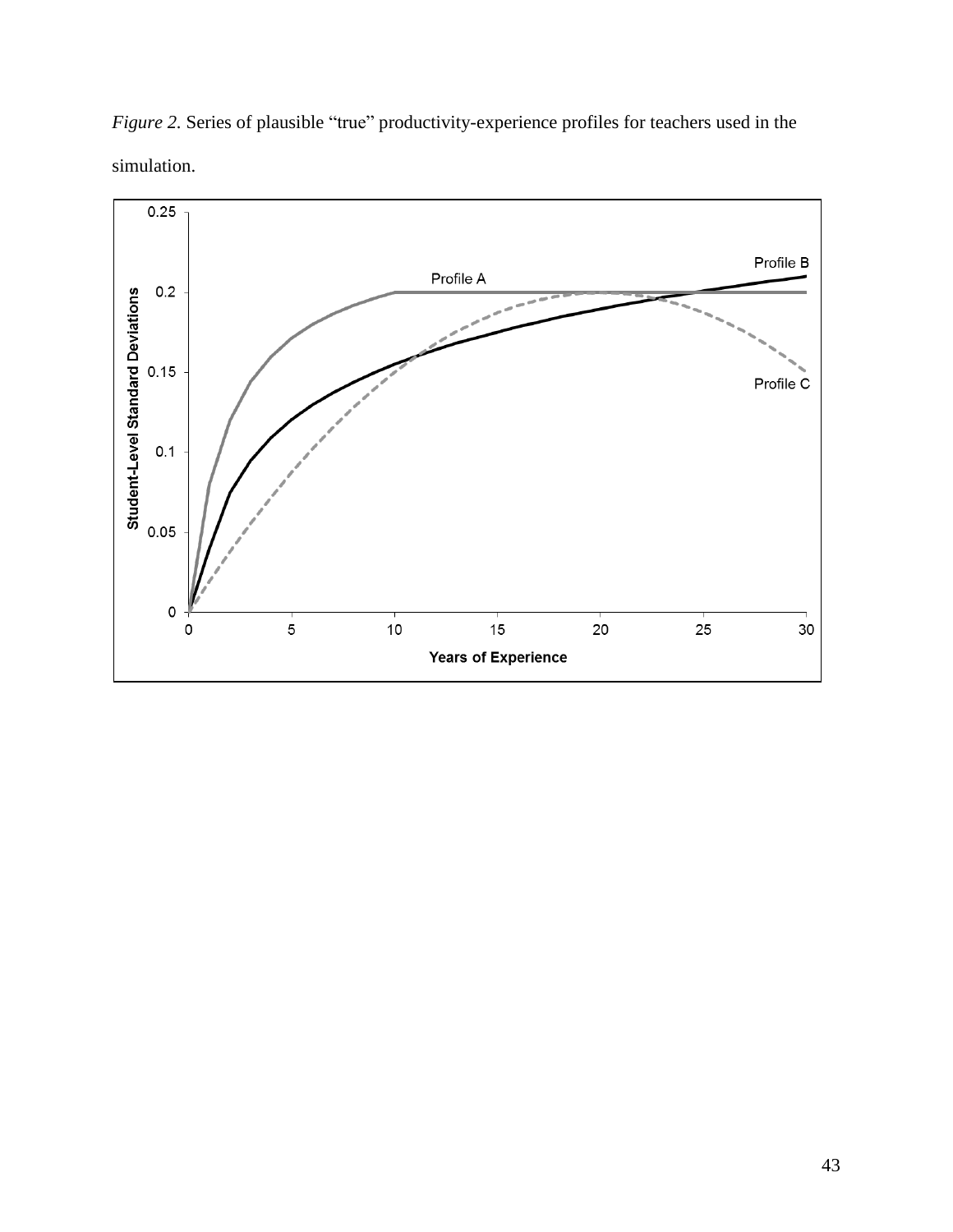*Figure 2.* Series of plausible "true" productivity-experience profiles for teachers used in the simulation.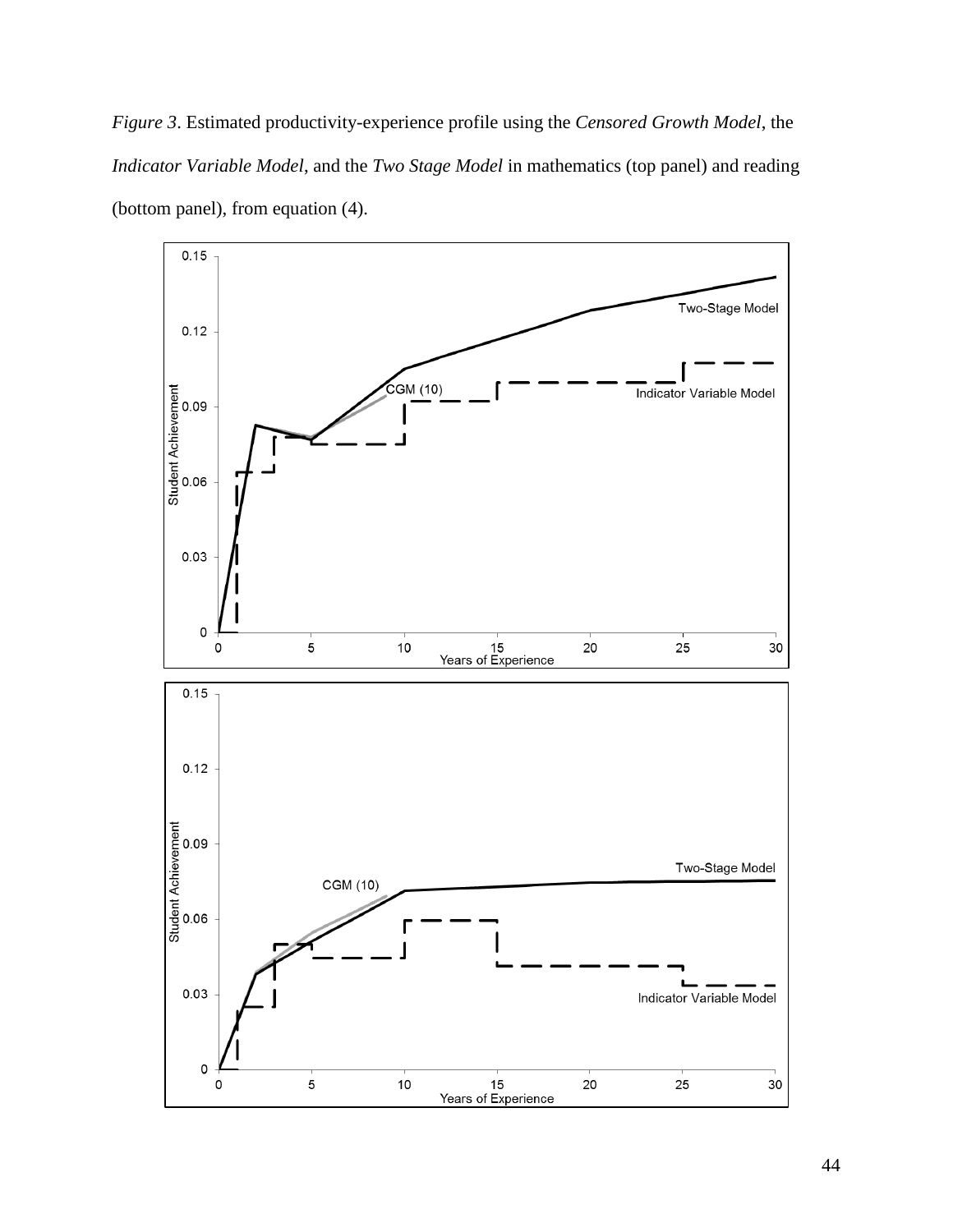*Figure 3*. Estimated productivity-experience profile using the *Censored Growth Model*, the *Indicator Variable Model*, and the *Two Stage Model* in mathematics (top panel) and reading (bottom panel), from equation (4).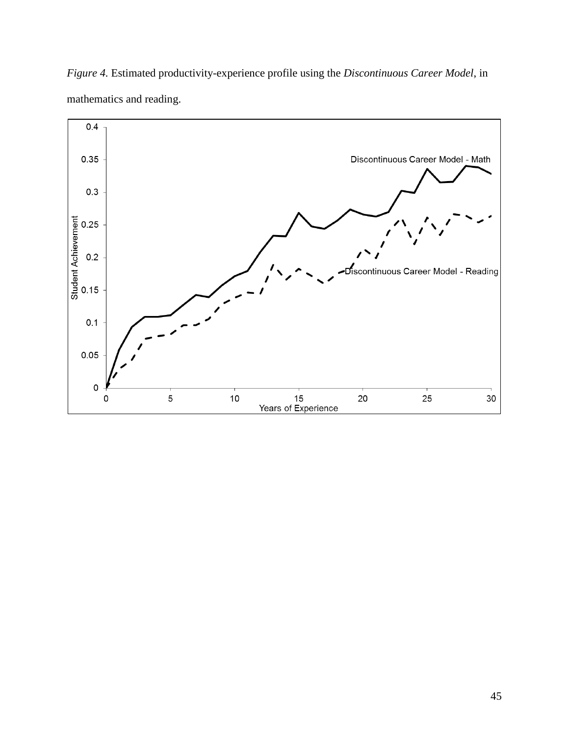*Figure 4.* Estimated productivity-experience profile using the *Discontinuous Career Model*, in mathematics and reading.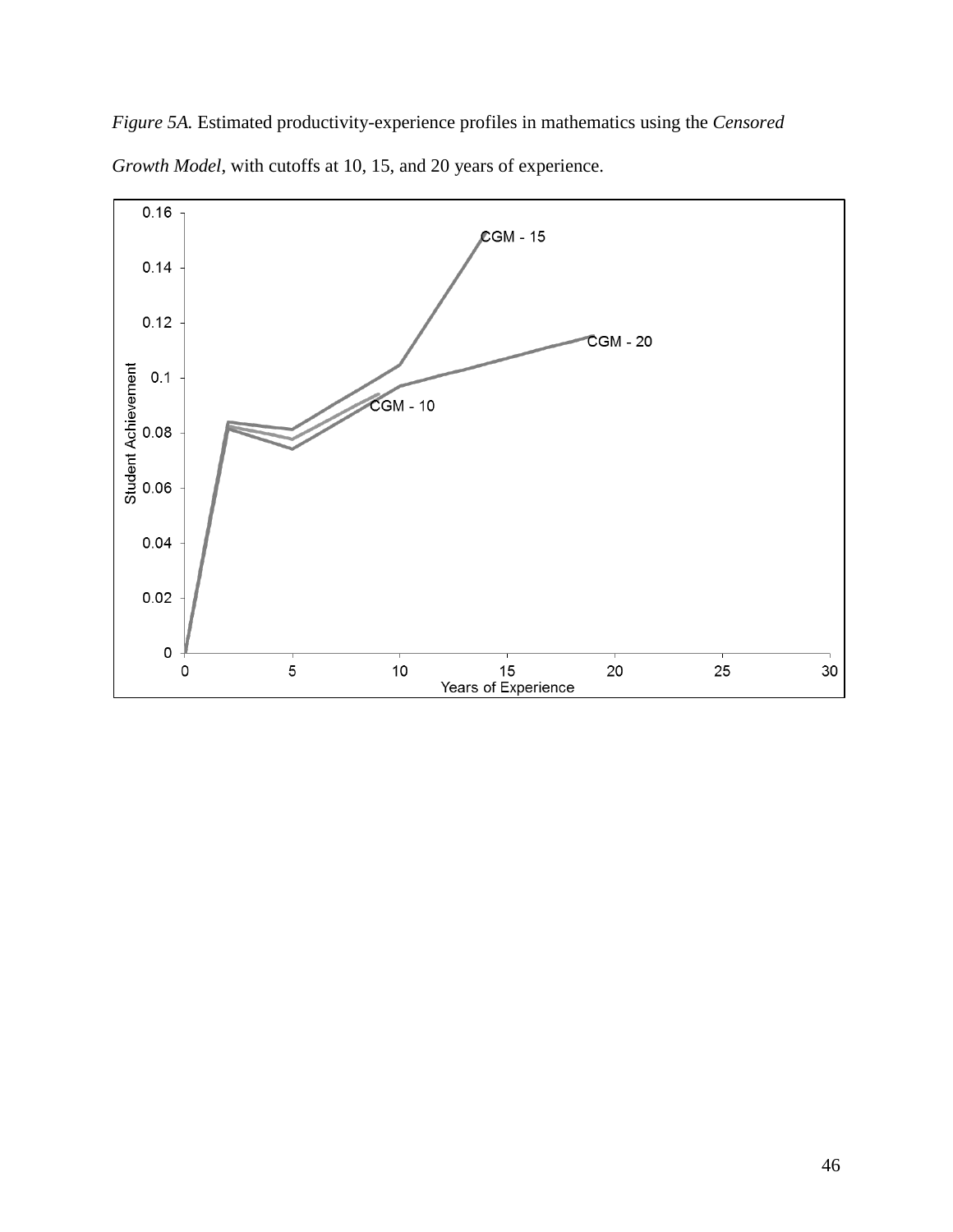*Figure 5A.* Estimated productivity-experience profiles in mathematics using the *Censored Growth Model*, with cutoffs at 10, 15, and 20 years of experience.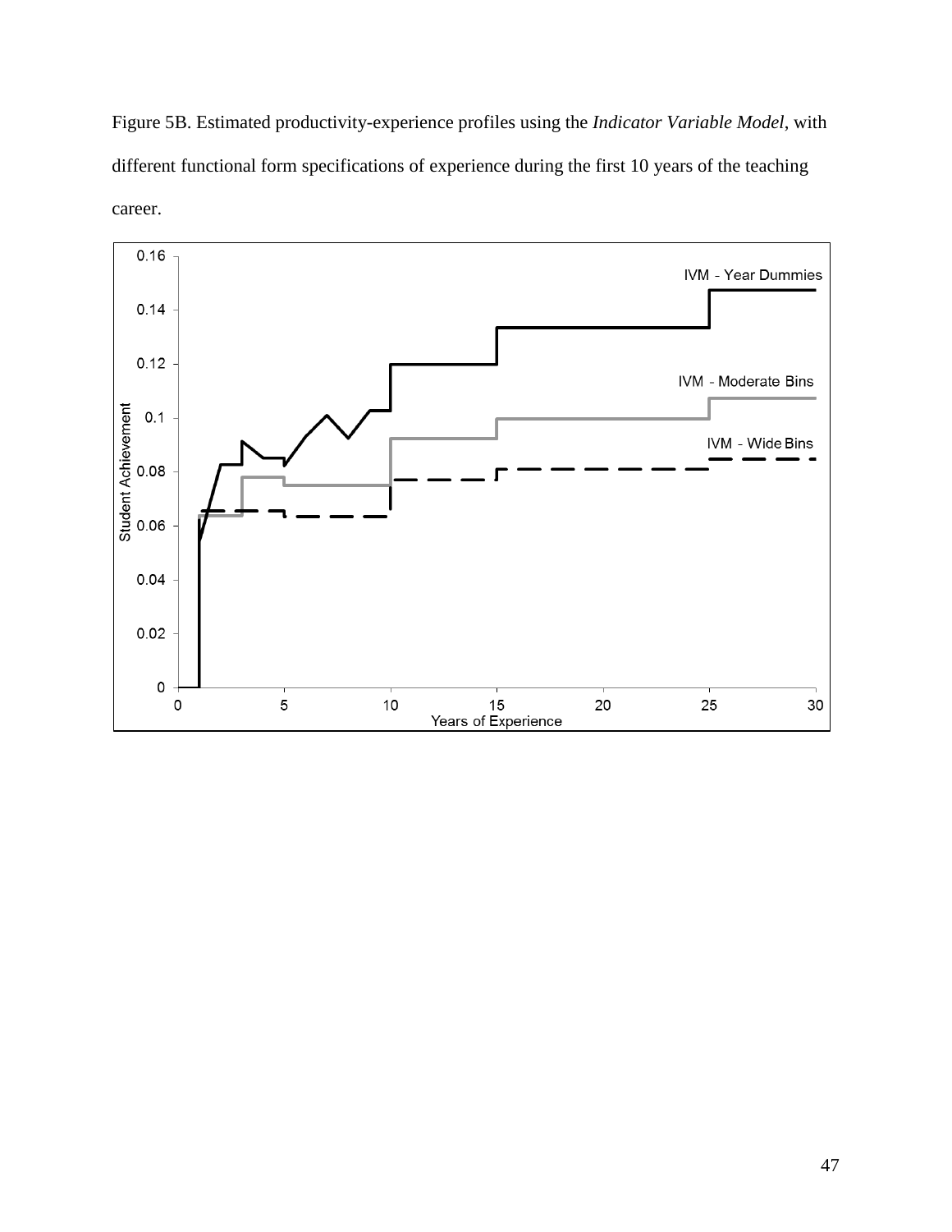Figure 5B. Estimated productivity-experience profiles using the *Indicator Variable Model*, with different functional form specifications of experience during the first 10 years of the teaching career.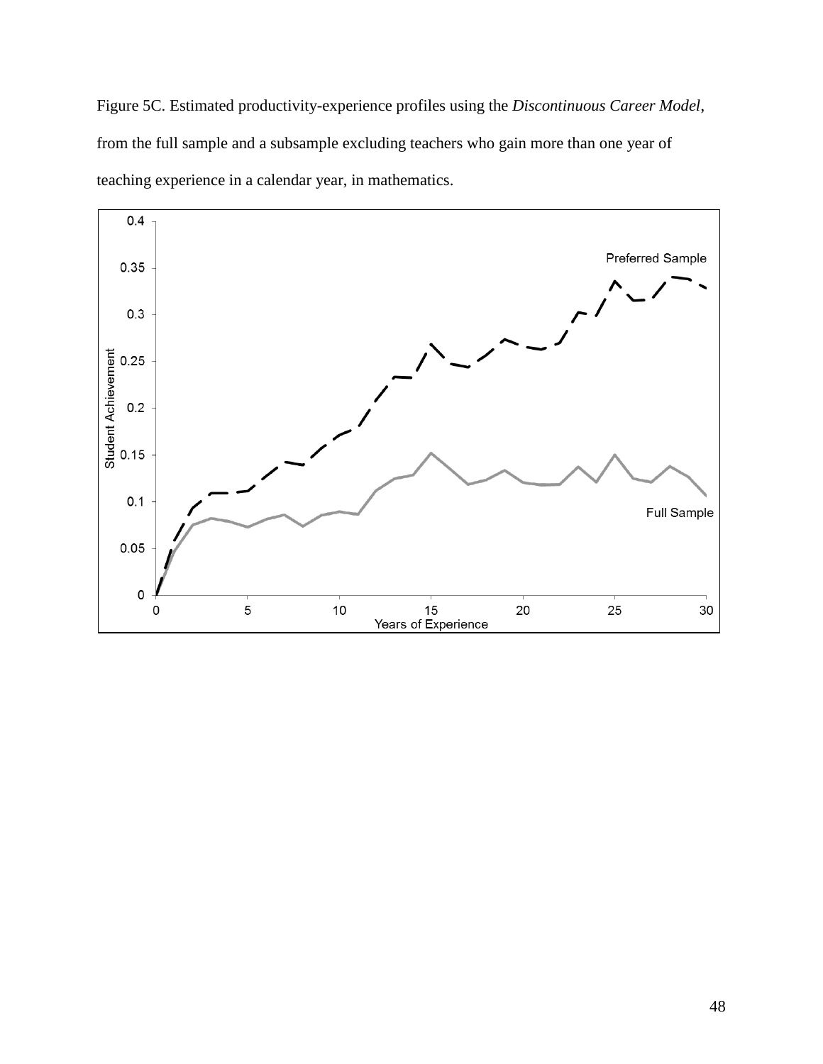Figure 5C. Estimated productivity-experience profiles using the *Discontinuous Career Model*, from the full sample and a subsample excluding teachers who gain more than one year of teaching experience in a calendar year, in mathematics.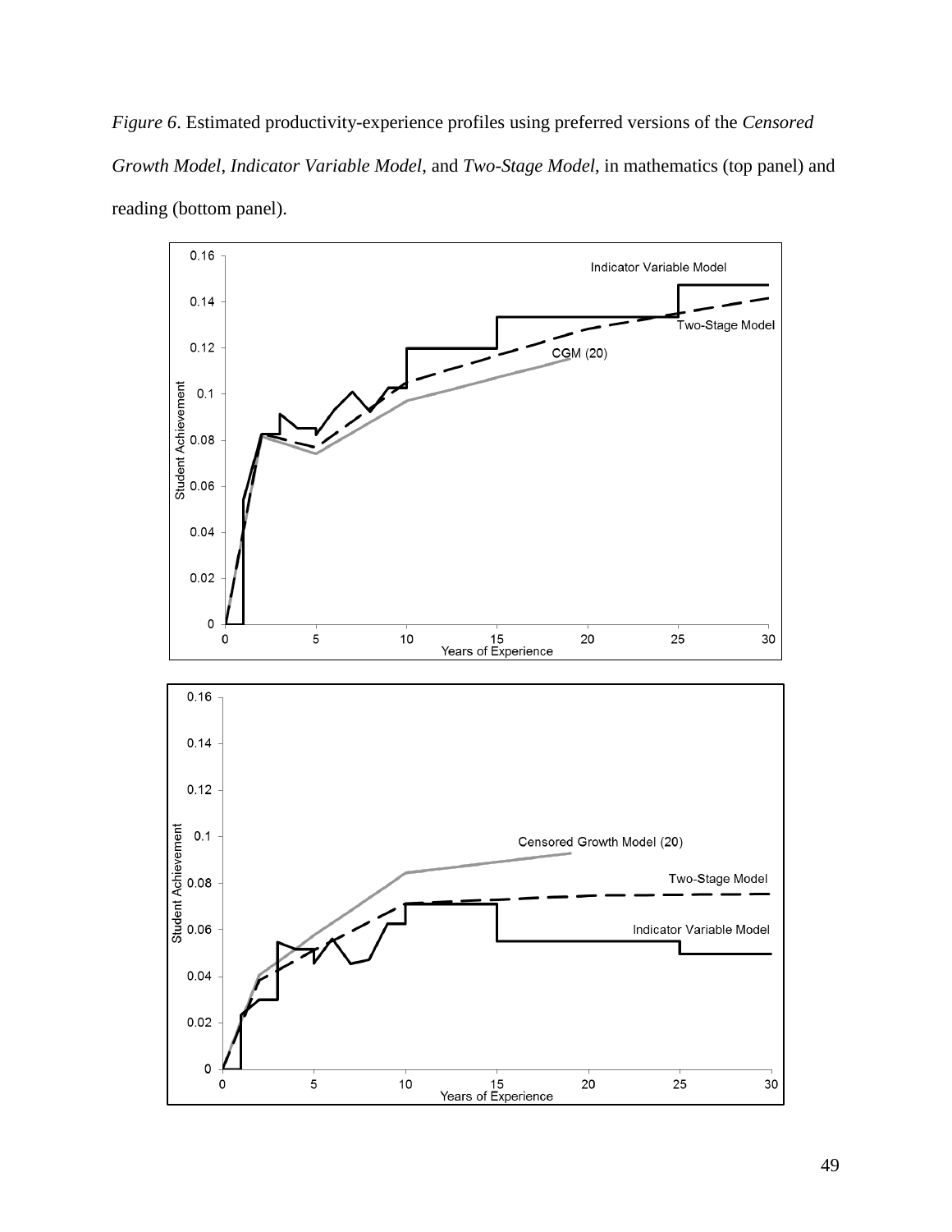*Figure 6*. Estimated productivity-experience profiles using preferred versions of the *Censored Growth Model*, *Indicator Variable Model*, and *Two-Stage Model*, in mathematics (top panel) and reading (bottom panel).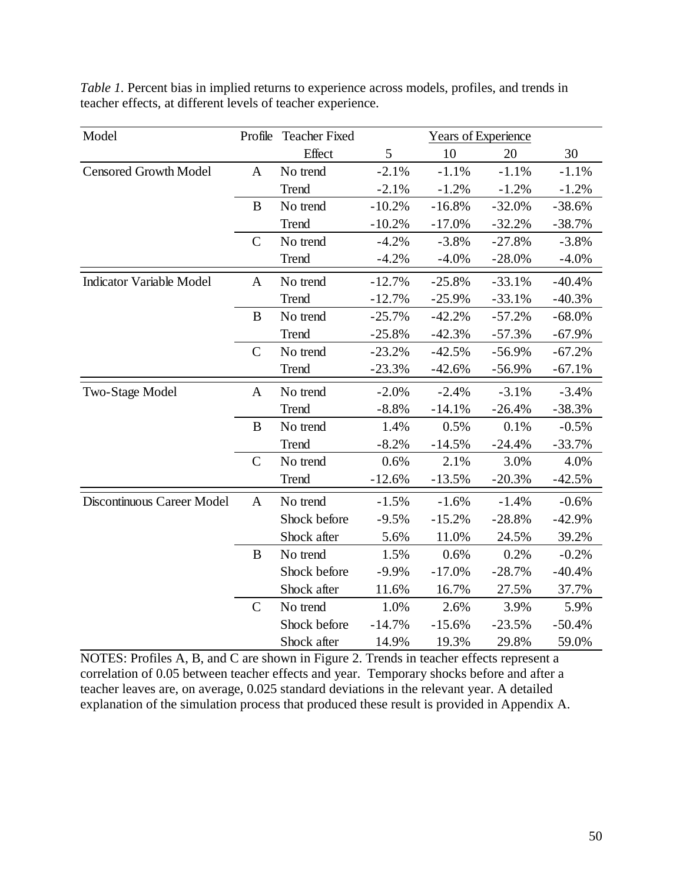*Table 1.* Percent bias in implied returns to experience across models, profiles, and trends in teacher effects, at different levels of teacher experience.

| Model | Profile | Teacher Fixed Effect | Years of Experience | | | |
|---|---|---|---|---|---|---|
| | | | 5 | 10 | 20 | 30 |
| Censored Growth Model | A | No trend | -2.1% | -1.1% | -1.1% | -1.1% |
| | | Trend | -2.1% | -1.2% | -1.2% | -1.2% |
| | B | No trend | -10.2% | -16.8% | -32.0% | -38.6% |
| | | Trend | -10.2% | -17.0% | -32.2% | -38.7% |
| | C | No trend | -4.2% | -3.8% | -27.8% | -3.8% |
| | | Trend | -4.2% | -4.0% | -28.0% | -4.0% |
| Indicator Variable Model | A | No trend | -12.7% | -25.8% | -33.1% | -40.4% |
| | | Trend | -12.7% | -25.9% | -33.1% | -40.3% |
| | B | No trend | -25.7% | -42.2% | -57.2% | -68.0% |
| | | Trend | -25.8% | -42.3% | -57.3% | -67.9% |
| | C | No trend | -23.2% | -42.5% | -56.9% | -67.2% |
| | | Trend | -23.3% | -42.6% | -56.9% | -67.1% |
| Two-Stage Model | A | No trend | -2.0% | -2.4% | -3.1% | -3.4% |
| | | Trend | -8.8% | -14.1% | -26.4% | -38.3% |
| | B | No trend | 1.4% | 0.5% | 0.1% | -0.5% |
| | | Trend | -8.2% | -14.5% | -24.4% | -33.7% |
| | C | No trend | 0.6% | 2.1% | 3.0% | 4.0% |
| | | Trend | -12.6% | -13.5% | -20.3% | -42.5% |
| Discontinuous Career Model | A | No trend | -1.5% | -1.6% | -1.4% | -0.6% |
| | | Shock before | -9.5% | -15.2% | -28.8% | -42.9% |
| | | Shock after | 5.6% | 11.0% | 24.5% | 39.2% |
| | B | No trend | 1.5% | 0.6% | 0.2% | -0.2% |
| | | Shock before | -9.9% | -17.0% | -28.7% | -40.4% |
| | | Shock after | 11.6% | 16.7% | 27.5% | 37.7% |
| | C | No trend | 1.0% | 2.6% | 3.9% | 5.9% |
| | | Shock before | -14.7% | -15.6% | -23.5% | -50.4% |
| | | Shock after | 14.9% | 19.3% | 29.8% | 59.0% |

NOTES: Profiles A, B, and C are shown in Figure 2. Trends in teacher effects represent a correlation of 0.05 between teacher effects and year. Temporary shocks before and after a teacher leaves are, on average, 0.025 standard deviations in the relevant year. A detailed explanation of the simulation process that produced these result is provided in Appendix A.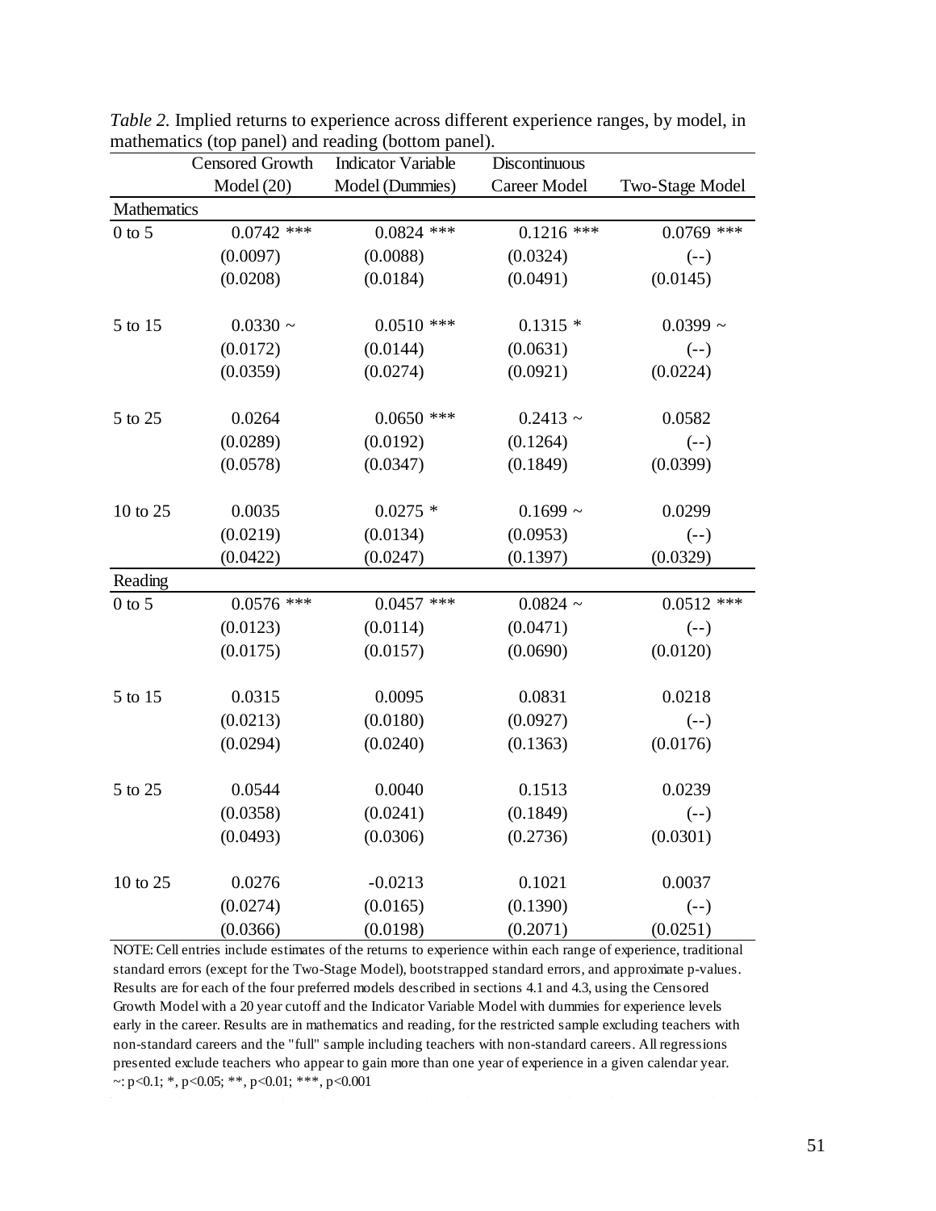*Table 2.* Implied returns to experience across different experience ranges, by model, in mathematics (top panel) and reading (bottom panel).

| | Censored Growth Model (20) | Indicator Variable Model (Dummies) | Discontinuous Career Model | Two-Stage Model |
|---|---|---|---|---|
| **Mathematics** | | | | |
| 0 to 5 | 0.0742 *** | 0.0824 *** | 0.1216 *** | 0.0769 *** |
| | (0.0097) | (0.0088) | (0.0324) | (--) |
| | (0.0208) | (0.0184) | (0.0491) | (0.0145) |
| 5 to 15 | 0.0330 ~ | 0.0510 *** | 0.1315 * | 0.0399 ~ |
| | (0.0172) | (0.0144) | (0.0631) | (--) |
| | (0.0359) | (0.0274) | (0.0921) | (0.0224) |
| 5 to 25 | 0.0264 | 0.0650 *** | 0.2413 ~ | 0.0582 |
| | (0.0289) | (0.0192) | (0.1264) | (--) |
| | (0.0578) | (0.0347) | (0.1849) | (0.0399) |
| 10 to 25 | 0.0035 | 0.0275 * | 0.1699 ~ | 0.0299 |
| | (0.0219) | (0.0134) | (0.0953) | (--) |
| | (0.0422) | (0.0247) | (0.1397) | (0.0329) |
| **Reading** | | | | |
| 0 to 5 | 0.0576 *** | 0.0457 *** | 0.0824 ~ | 0.0512 *** |
| | (0.0123) | (0.0114) | (0.0471) | (--) |
| | (0.0175) | (0.0157) | (0.0690) | (0.0120) |
| 5 to 15 | 0.0315 | 0.0095 | 0.0831 | 0.0218 |
| | (0.0213) | (0.0180) | (0.0927) | (--) |
| | (0.0294) | (0.0240) | (0.1363) | (0.0176) |
| 5 to 25 | 0.0544 | 0.0040 | 0.1513 | 0.0239 |
| | (0.0358) | (0.0241) | (0.1849) | (--) |
| | (0.0493) | (0.0306) | (0.2736) | (0.0301) |
| 10 to 25 | 0.0276 | -0.0213 | 0.1021 | 0.0037 |
| | (0.0274) | (0.0165) | (0.1390) | (--) |
| | (0.0366) | (0.0198) | (0.2071) | (0.0251) |

NOTE: Cell entries include estimates of the returns to experience within each range of experience, traditional standard errors (except for the Two-Stage Model), bootstrapped standard errors, and approximate p-values. Results are for each of the four preferred models described in sections 4.1 and 4.3, using the Censored Growth Model with a 20 year cutoff and the Indicator Variable Model with dummies for experience levels early in the career. Results are in mathematics and reading, for the restricted sample excluding teachers with non-standard careers and the "full" sample including teachers with non-standard careers. All regressions presented exclude teachers who appear to gain more than one year of experience in a given calendar year.
~: $p<0.1$; *, $p<0.05$; **, $p<0.01$; ***, $p<0.001$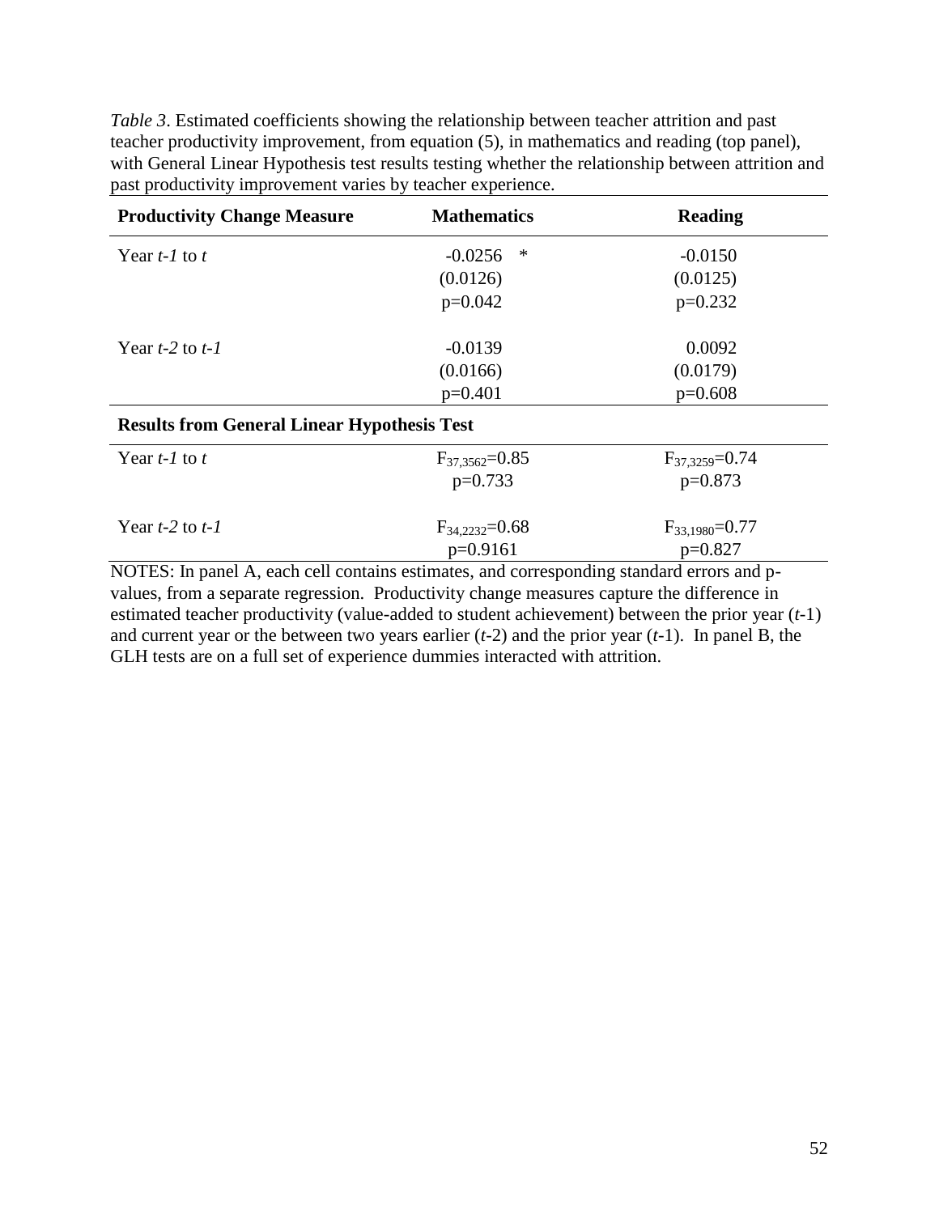*Table 3*. Estimated coefficients showing the relationship between teacher attrition and past teacher productivity improvement, from equation (5), in mathematics and reading (top panel), with General Linear Hypothesis test results testing whether the relationship between attrition and past productivity improvement varies by teacher experience.

| **Productivity Change Measure** | **Mathematics** | **Reading** |
|---|---|---|
| Year *t-1* to *t* | -0.0256 * | -0.0150 |
| | (0.0126) | (0.0125) |
| | p=0.042 | p=0.232 |
| Year *t-2* to *t-1* | -0.0139 | 0.0092 |
| | (0.0166) | (0.0179) |
| | p=0.401 | p=0.608 |
| **Results from General Linear Hypothesis Test** | | |
| Year *t-1* to *t* | $F_{37,3562}$=0.85 | $F_{37,3259}$=0.74 |
| | p=0.733 | p=0.873 |
| Year *t-2* to *t-1* | $F_{34,2232}$=0.68 | $F_{33,1980}$=0.77 |
| | p=0.9161 | p=0.827 |

NOTES: In panel A, each cell contains estimates, and corresponding standard errors and p-values, from a separate regression. Productivity change measures capture the difference in estimated teacher productivity (value-added to student achievement) between the prior year (*t*-1) and current year or the between two years earlier (*t*-2) and the prior year (*t*-1). In panel B, the GLH tests are on a full set of experience dummies interacted with attrition.